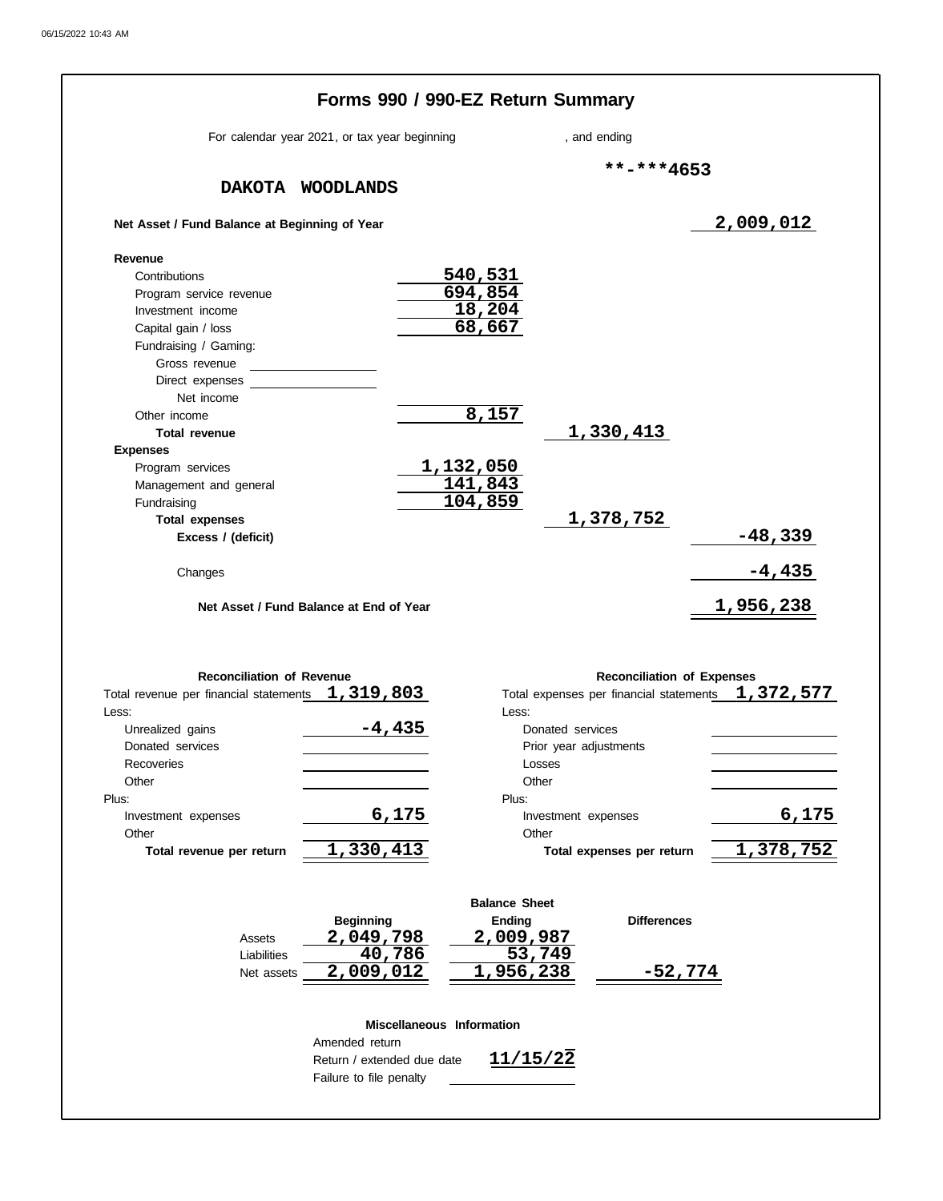# Forms 990 / 990-EZ Return Summary

For calendar year 2021, or tax year beginning , and ending

**-***4653

**DAKOTA WOODLANDS**

**Net Asset / Fund Balance at Beginning of Year** 2,009,012

| | | | |
|---|---|---|---|
| **Revenue** | | | |
| Contributions | 540,531 | | |
| Program service revenue | 694,854 | | |
| Investment income | 18,204 | | |
| Capital gain / loss | 68,667 | | |
| Fundraising / Gaming: | | | |
| Gross revenue | | | |
| Direct expenses | | | |
| Net income | | | |
| Other income | 8,157 | | |
| **Total revenue** | | 1,330,413 | |
| **Expenses** | | | |
| Program services | 1,132,050 | | |
| Management and general | 141,843 | | |
| Fundraising | 104,859 | | |
| **Total expenses** | | 1,378,752 | |
| **Excess / (deficit)** | | | -48,339 |
| Changes | | | -4,435 |
| **Net Asset / Fund Balance at End of Year** | | | 1,956,238 |

**Reconciliation of Revenue**

| | |
|---|---|
| Total revenue per financial statements | 1,319,803 |
| Less: | |
| Unrealized gains | -4,435 |
| Donated services | |
| Recoveries | |
| Other | |
| Plus: | |
| Investment expenses | 6,175 |
| Other | |
| **Total revenue per return** | 1,330,413 |

**Reconciliation of Expenses**

| | |
|---|---|
| Total expenses per financial statements | 1,372,577 |
| Less: | |
| Donated services | |
| Prior year adjustments | |
| Losses | |
| Other | |
| Plus: | |
| Investment expenses | 6,175 |
| Other | |
| **Total expenses per return** | 1,378,752 |

**Balance Sheet**

| | Beginning | Ending | Differences |
|---|---|---|---|
| Assets | 2,049,798 | 2,009,987 | |
| Liabilities | 40,786 | 53,749 | |
| Net assets | 2,009,012 | 1,956,238 | -52,774 |

**Miscellaneous Information**

| | |
|---|---|
| Amended return | |
| Return / extended due date | 11/15/22 |
| Failure to file penalty | |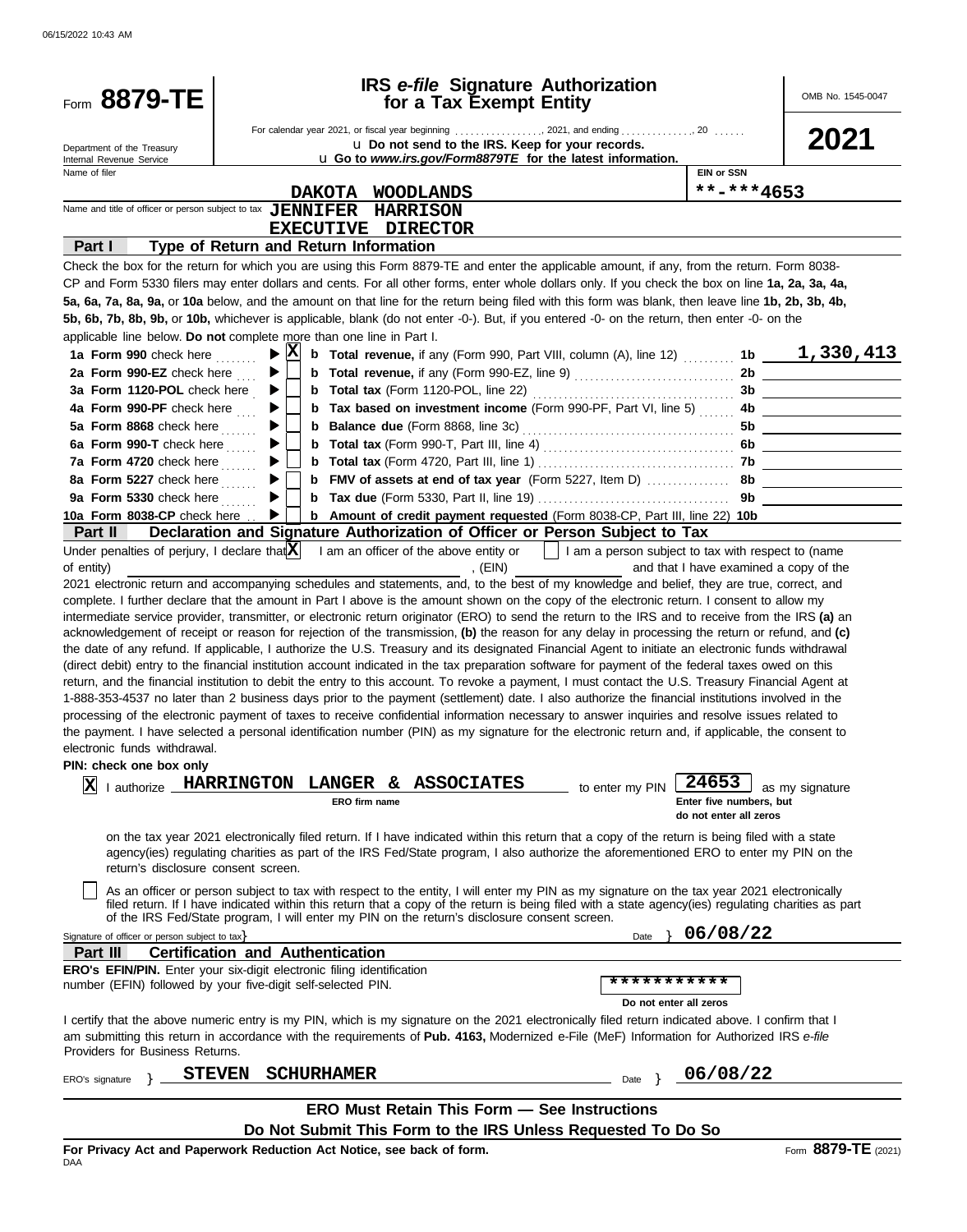Form **8879-TE**

Department of the Treasury
Internal Revenue Service

# IRS *e-file* Signature Authorization for a Tax Exempt Entity

For calendar year 2021, or fiscal year beginning ................, 2021, and ending ............., 20 ......

u **Do not send to the IRS. Keep for your records.**

u **Go to *www.irs.gov/Form8879TE* for the latest information.**

OMB No. 1545-0047

**2021**

Name of filer: **DAKOTA WOODLANDS**

EIN or SSN: **\*\*-\*\*\*4653**

Name and title of officer or person subject to tax: **JENNIFER HARRISON**
**EXECUTIVE DIRECTOR**

## Part I Type of Return and Return Information

Check the box for the return for which you are using this Form 8879-TE and enter the applicable amount, if any, from the return. Form 8038-CP and Form 5330 filers may enter dollars and cents. For all other forms, enter whole dollars only. If you check the box on line **1a, 2a, 3a, 4a, 5a, 6a, 7a, 8a, 9a,** or **10a** below, and the amount on that line for the return being filed with this form was blank, then leave line **1b, 2b, 3b, 4b, 5b, 6b, 7b, 8b, 9b,** or **10b,** whichever is applicable, blank (do not enter -0-). But, if you entered -0- on the return, then enter -0- on the applicable line below. **Do not** complete more than one line in Part I.

| | | | | |
|---|---|---|---|---|
| **1a Form 990** check here | X | **b Total revenue,** if any (Form 990, Part VIII, column (A), line 12) | 1b | 1,330,413 |
| **2a Form 990-EZ** check here | | **b Total revenue,** if any (Form 990-EZ, line 9) | 2b | |
| **3a Form 1120-POL** check here | | **b Total tax** (Form 1120-POL, line 22) | 3b | |
| **4a Form 990-PF** check here | | **b Tax based on investment income** (Form 990-PF, Part VI, line 5) | 4b | |
| **5a Form 8868** check here | | **b Balance due** (Form 8868, line 3c) | 5b | |
| **6a Form 990-T** check here | | **b Total tax** (Form 990-T, Part III, line 4) | 6b | |
| **7a Form 4720** check here | | **b Total tax** (Form 4720, Part III, line 1) | 7b | |
| **8a Form 5227** check here | | **b FMV of assets at end of tax year** (Form 5227, Item D) | 8b | |
| **9a Form 5330** check here | | **b Tax due** (Form 5330, Part II, line 19) | 9b | |
| **10a Form 8038-CP** check here | | **b Amount of credit payment requested** (Form 8038-CP, Part III, line 22) | 10b | |

## Part II Declaration and Signature Authorization of Officer or Person Subject to Tax

Under penalties of perjury, I declare that [X] I am an officer of the above entity or [ ] I am a person subject to tax with respect to (name of entity) ____________, (EIN) ____________ and that I have examined a copy of the 2021 electronic return and accompanying schedules and statements, and, to the best of my knowledge and belief, they are true, correct, and complete. I further declare that the amount in Part I above is the amount shown on the copy of the electronic return. I consent to allow my intermediate service provider, transmitter, or electronic return originator (ERO) to send the return to the IRS and to receive from the IRS **(a)** an acknowledgement of receipt or reason for rejection of the transmission, **(b)** the reason for any delay in processing the return or refund, and **(c)** the date of any refund. If applicable, I authorize the U.S. Treasury and its designated Financial Agent to initiate an electronic funds withdrawal (direct debit) entry to the financial institution account indicated in the tax preparation software for payment of the federal taxes owed on this return, and the financial institution to debit the entry to this account. To revoke a payment, I must contact the U.S. Treasury Financial Agent at 1-888-353-4537 no later than 2 business days prior to the payment (settlement) date. I also authorize the financial institutions involved in the processing of the electronic payment of taxes to receive confidential information necessary to answer inquiries and resolve issues related to the payment. I have selected a personal identification number (PIN) as my signature for the electronic return and, if applicable, the consent to electronic funds withdrawal.

**PIN: check one box only**

[X] I authorize **HARRINGTON LANGER & ASSOCIATES** (ERO firm name) to enter my PIN **24653** (Enter five numbers, but do not enter all zeros) as my signature on the tax year 2021 electronically filed return. If I have indicated within this return that a copy of the return is being filed with a state agency(ies) regulating charities as part of the IRS Fed/State program, I also authorize the aforementioned ERO to enter my PIN on the return's disclosure consent screen.

[ ] As an officer or person subject to tax with respect to the entity, I will enter my PIN as my signature on the tax year 2021 electronically filed return. If I have indicated within this return that a copy of the return is being filed with a state agency(ies) regulating charities as part of the IRS Fed/State program, I will enter my PIN on the return's disclosure consent screen.

Signature of officer or person subject to tax } ____________ Date } **06/08/22**

## Part III Certification and Authentication

**ERO's EFIN/PIN.** Enter your six-digit electronic filing identification number (EFIN) followed by your five-digit self-selected PIN. **\*\*\*\*\*\*\*\*\*\*\***
Do not enter all zeros

I certify that the above numeric entry is my PIN, which is my signature on the 2021 electronically filed return indicated above. I confirm that I am submitting this return in accordance with the requirements of **Pub. 4163,** Modernized e-File (MeF) Information for Authorized IRS *e-file* Providers for Business Returns.

ERO's signature } **STEVEN SCHURHAMER** Date } **06/08/22**

**ERO Must Retain This Form — See Instructions**

**Do Not Submit This Form to the IRS Unless Requested To Do So**

**For Privacy Act and Paperwork Reduction Act Notice, see back of form.**

DAA

Form **8879-TE** (2021)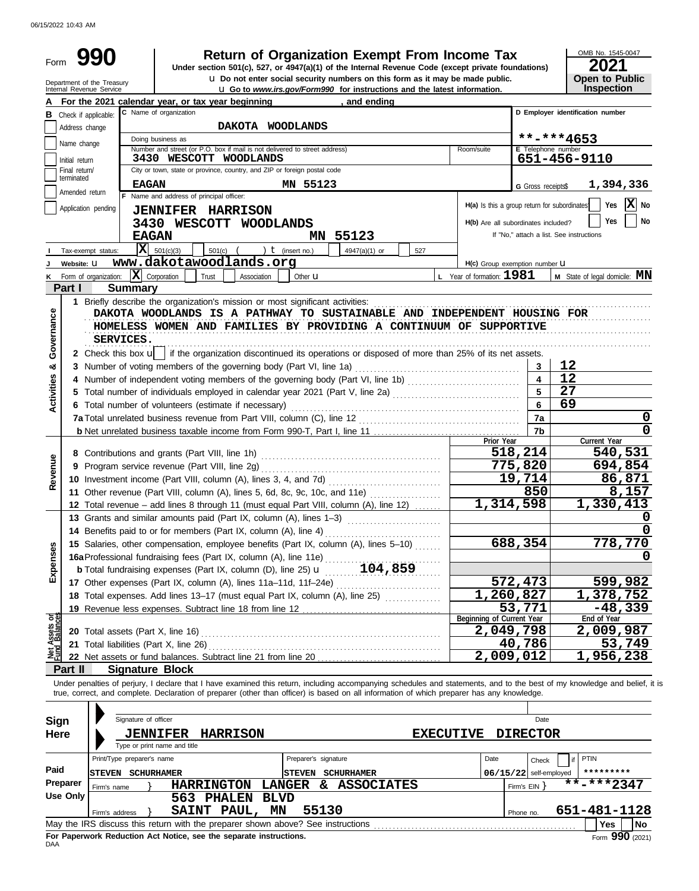06/15/2022 10:43 AM

# Form 990 — Return of Organization Exempt From Income Tax (2021)

Under section 501(c), 527, or 4947(a)(1) of the Internal Revenue Code (except private foundations)

u Do not enter social security numbers on this form as it may be made public.

u Go to *www.irs.gov/Form990* for instructions and the latest information.

Department of the Treasury, Internal Revenue Service

OMB No. 1545-0047 — **2021** — **Open to Public Inspection**

**A** For the 2021 calendar year, or tax year beginning , and ending

**B** Check if applicable: Address change, Name change, Initial return, Final return/terminated, Amended return, Application pending

**C** Name of organization: **DAKOTA WOODLANDS**

Doing business as

Number and street (or P.O. box if mail is not delivered to street address): **3430 WESCOTT WOODLANDS** — Room/suite

City or town, state or province, country, and ZIP or foreign postal code: **EAGAN MN 55123**

**D** Employer identification number: **\*\*-\*\*\*4653**

**E** Telephone number: **651-456-9110**

**G** Gross receipts$ **1,394,336**

**F** Name and address of principal officer:
**JENNIFER HARRISON**
**3430 WESCOTT WOODLANDS**
**EAGAN MN 55123**

H(a) Is this a group return for subordinates? Yes [ ] No [X]

H(b) Are all subordinates included? Yes [ ] No [ ]
If "No," attach a list. See instructions

H(c) Group exemption number u

**I** Tax-exempt status: [X] 501(c)(3) [ ] 501(c) ( ) t (insert no.) [ ] 4947(a)(1) or [ ] 527

**J** Website: u **www.dakotawoodlands.org**

**K** Form of organization: [X] Corporation [ ] Trust [ ] Association [ ] Other u

**L** Year of formation: **1981** **M** State of legal domicile: **MN**

## Part I Summary

**Activities & Governance**

1 Briefly describe the organization's mission or most significant activities:
DAKOTA WOODLANDS IS A PATHWAY TO SUSTAINABLE AND INDEPENDENT HOUSING FOR HOMELESS WOMEN AND FAMILIES BY PROVIDING A CONTINUUM OF SUPPORTIVE SERVICES.

2 Check this box u [ ] if the organization discontinued its operations or disposed of more than 25% of its net assets.

| Line | Description | | Value |
|---|---|---|---|
| 3 | Number of voting members of the governing body (Part VI, line 1a) | 3 | 12 |
| 4 | Number of independent voting members of the governing body (Part VI, line 1b) | 4 | 12 |
| 5 | Total number of individuals employed in calendar year 2021 (Part V, line 2a) | 5 | 27 |
| 6 | Total number of volunteers (estimate if necessary) | 6 | 69 |
| 7a | Total unrelated business revenue from Part VIII, column (C), line 12 | 7a | 0 |
| b | Net unrelated business taxable income from Form 990-T, Part I, line 11 | 7b | 0 |

| | Description | Prior Year | Current Year |
|---|---|---|---|
| **Revenue** | | | |
| 8 | Contributions and grants (Part VIII, line 1h) | 518,214 | 540,531 |
| 9 | Program service revenue (Part VIII, line 2g) | 775,820 | 694,854 |
| 10 | Investment income (Part VIII, column (A), lines 3, 4, and 7d) | 19,714 | 86,871 |
| 11 | Other revenue (Part VIII, column (A), lines 5, 6d, 8c, 9c, 10c, and 11e) | 850 | 8,157 |
| 12 | Total revenue – add lines 8 through 11 (must equal Part VIII, column (A), line 12) | 1,314,598 | 1,330,413 |
| **Expenses** | | | |
| 13 | Grants and similar amounts paid (Part IX, column (A), lines 1–3) | | 0 |
| 14 | Benefits paid to or for members (Part IX, column (A), line 4) | | 0 |
| 15 | Salaries, other compensation, employee benefits (Part IX, column (A), lines 5–10) | 688,354 | 778,770 |
| 16a | Professional fundraising fees (Part IX, column (A), line 11e) | | 0 |
| b | Total fundraising expenses (Part IX, column (D), line 25) u 104,859 | | |
| 17 | Other expenses (Part IX, column (A), lines 11a–11d, 11f–24e) | 572,473 | 599,982 |
| 18 | Total expenses. Add lines 13–17 (must equal Part IX, column (A), line 25) | 1,260,827 | 1,378,752 |
| 19 | Revenue less expenses. Subtract line 18 from line 12 | 53,771 | -48,339 |
| **Net Assets or Fund Balances** | | **Beginning of Current Year** | **End of Year** |
| 20 | Total assets (Part X, line 16) | 2,049,798 | 2,009,987 |
| 21 | Total liabilities (Part X, line 26) | 40,786 | 53,749 |
| 22 | Net assets or fund balances. Subtract line 21 from line 20 | 2,009,012 | 1,956,238 |

## Part II Signature Block

Under penalties of perjury, I declare that I have examined this return, including accompanying schedules and statements, and to the best of my knowledge and belief, it is true, correct, and complete. Declaration of preparer (other than officer) is based on all information of which preparer has any knowledge.

**Sign Here**
Signature of officer — Date
**JENNIFER HARRISON — EXECUTIVE DIRECTOR**
Type or print name and title

**Paid Preparer Use Only**

| Print/Type preparer's name | Preparer's signature | Date | Check [ ] if self-employed | PTIN |
|---|---|---|---|---|
| STEVEN SCHURHAMER | STEVEN SCHURHAMER | 06/15/22 | | \*\*\*\*\*\*\*\*\* |

Firm's name } **HARRINGTON LANGER & ASSOCIATES** — Firm's EIN } **\*\*-\*\*\*2347**

Firm's address } **563 PHALEN BLVD, SAINT PAUL, MN 55130** — Phone no. **651-481-1128**

May the IRS discuss this return with the preparer shown above? See instructions [ ] Yes [ ] No

**For Paperwork Reduction Act Notice, see the separate instructions.**

DAA — Form **990** (2021)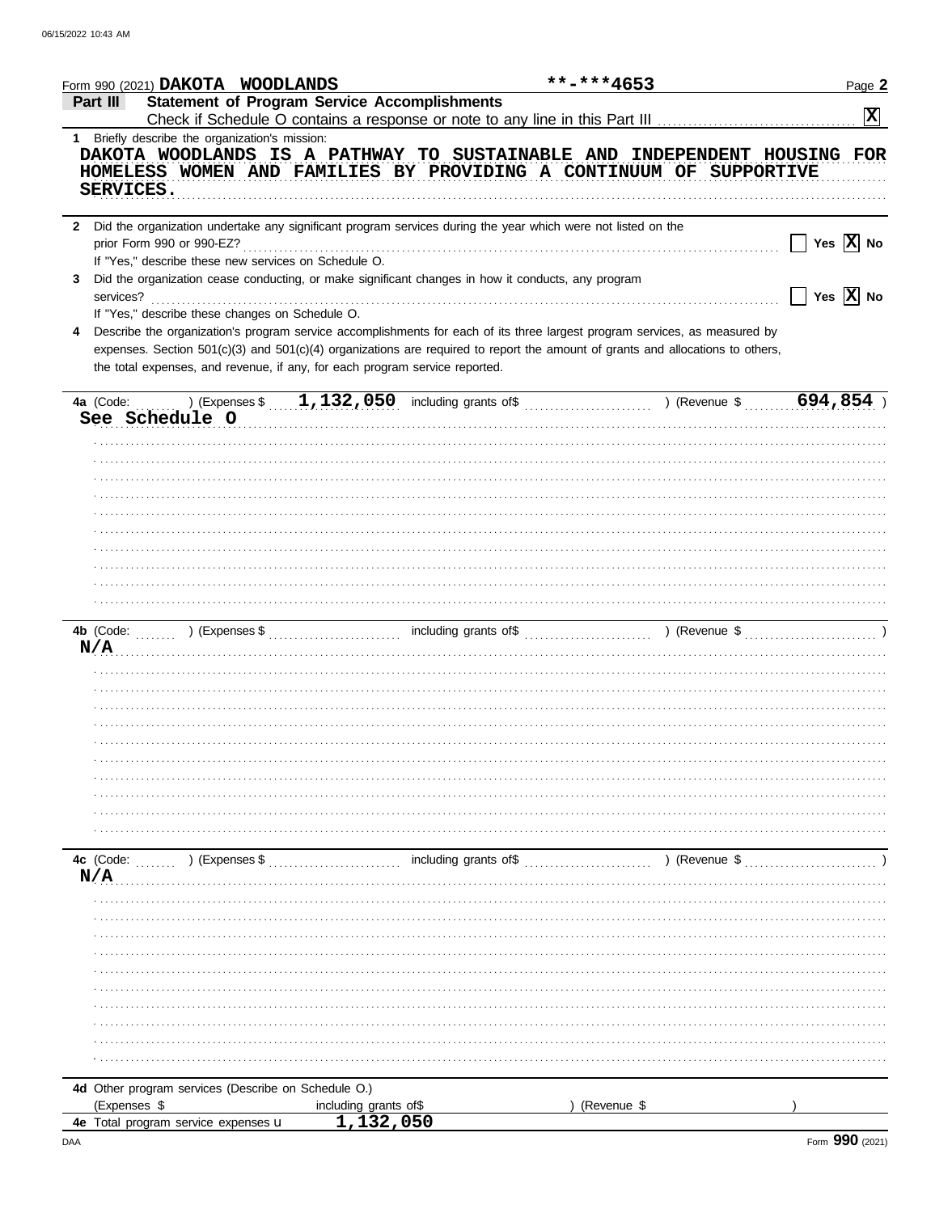Form 990 (2021) **DAKOTA WOODLANDS** **-***4653 Page **2**

## Part III Statement of Program Service Accomplishments

Check if Schedule O contains a response or note to any line in this Part III ..... **[X]**

**1** Briefly describe the organization's mission:

DAKOTA WOODLANDS IS A PATHWAY TO SUSTAINABLE AND INDEPENDENT HOUSING FOR HOMELESS WOMEN AND FAMILIES BY PROVIDING A CONTINUUM OF SUPPORTIVE SERVICES.

**2** Did the organization undertake any significant program services during the year which were not listed on the prior Form 990 or 990-EZ? ..... [ ] Yes [X] No

If "Yes," describe these new services on Schedule O.

**3** Did the organization cease conducting, or make significant changes in how it conducts, any program services? ..... [ ] Yes [X] No

If "Yes," describe these changes on Schedule O.

**4** Describe the organization's program service accomplishments for each of its three largest program services, as measured by expenses. Section 501(c)(3) and 501(c)(4) organizations are required to report the amount of grants and allocations to others, the total expenses, and revenue, if any, for each program service reported.

**4a** (Code: ) (Expenses $ **1,132,050** including grants of$ ) (Revenue $ **694,854** )

See Schedule O

**4b** (Code: ) (Expenses $ including grants of$ ) (Revenue $ )

N/A

**4c** (Code: ) (Expenses $ including grants of$ ) (Revenue $ )

N/A

**4d** Other program services (Describe on Schedule O.)

(Expenses $ including grants of$ ) (Revenue $ )

**4e** Total program service expenses **1,132,050**

Form **990** (2021)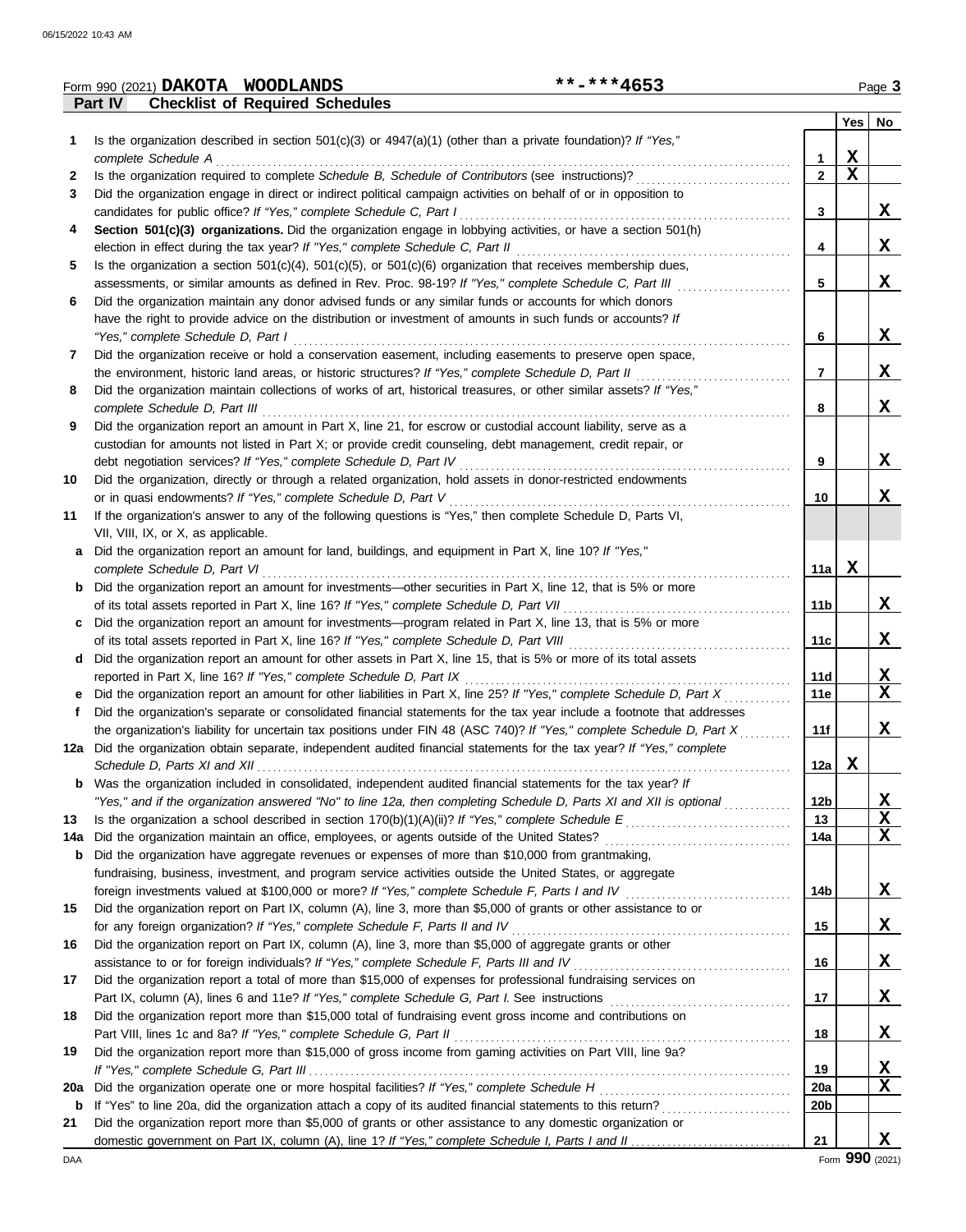Form 990 (2021) **DAKOTA WOODLANDS** **-***4653 Page **3**

**Part IV Checklist of Required Schedules**

| | | | Yes | No |
|---|---|---|---|---|
| **1** | Is the organization described in section 501(c)(3) or 4947(a)(1) (other than a private foundation)? *If "Yes," complete Schedule A* | **1** | X | |
| **2** | Is the organization required to complete *Schedule B, Schedule of Contributors* (see instructions)? | **2** | X | |
| **3** | Did the organization engage in direct or indirect political campaign activities on behalf of or in opposition to candidates for public office? *If "Yes," complete Schedule C, Part I* | **3** | | X |
| **4** | **Section 501(c)(3) organizations.** Did the organization engage in lobbying activities, or have a section 501(h) election in effect during the tax year? *If "Yes," complete Schedule C, Part II* | **4** | | X |
| **5** | Is the organization a section 501(c)(4), 501(c)(5), or 501(c)(6) organization that receives membership dues, assessments, or similar amounts as defined in Rev. Proc. 98-19? *If "Yes," complete Schedule C, Part III* | **5** | | X |
| **6** | Did the organization maintain any donor advised funds or any similar funds or accounts for which donors have the right to provide advice on the distribution or investment of amounts in such funds or accounts? *If "Yes," complete Schedule D, Part I* | **6** | | X |
| **7** | Did the organization receive or hold a conservation easement, including easements to preserve open space, the environment, historic land areas, or historic structures? *If "Yes," complete Schedule D, Part II* | **7** | | X |
| **8** | Did the organization maintain collections of works of art, historical treasures, or other similar assets? *If "Yes," complete Schedule D, Part III* | **8** | | X |
| **9** | Did the organization report an amount in Part X, line 21, for escrow or custodial account liability, serve as a custodian for amounts not listed in Part X; or provide credit counseling, debt management, credit repair, or debt negotiation services? *If "Yes," complete Schedule D, Part IV* | **9** | | X |
| **10** | Did the organization, directly or through a related organization, hold assets in donor-restricted endowments or in quasi endowments? *If "Yes," complete Schedule D, Part V* | **10** | | X |
| **11** | If the organization's answer to any of the following questions is "Yes," then complete Schedule D, Parts VI, VII, VIII, IX, or X, as applicable. | | | |
| **a** | Did the organization report an amount for land, buildings, and equipment in Part X, line 10? *If "Yes," complete Schedule D, Part VI* | **11a** | X | |
| **b** | Did the organization report an amount for investments—other securities in Part X, line 12, that is 5% or more of its total assets reported in Part X, line 16? *If "Yes," complete Schedule D, Part VII* | **11b** | | X |
| **c** | Did the organization report an amount for investments—program related in Part X, line 13, that is 5% or more of its total assets reported in Part X, line 16? *If "Yes," complete Schedule D, Part VIII* | **11c** | | X |
| **d** | Did the organization report an amount for other assets in Part X, line 15, that is 5% or more of its total assets reported in Part X, line 16? *If "Yes," complete Schedule D, Part IX* | **11d** | | X |
| **e** | Did the organization report an amount for other liabilities in Part X, line 25? *If "Yes," complete Schedule D, Part X* | **11e** | | X |
| **f** | Did the organization's separate or consolidated financial statements for the tax year include a footnote that addresses the organization's liability for uncertain tax positions under FIN 48 (ASC 740)? *If "Yes," complete Schedule D, Part X* | **11f** | | X |
| **12a** | Did the organization obtain separate, independent audited financial statements for the tax year? *If "Yes," complete Schedule D, Parts XI and XII* | **12a** | X | |
| **b** | Was the organization included in consolidated, independent audited financial statements for the tax year? *If "Yes," and if the organization answered "No" to line 12a, then completing Schedule D, Parts XI and XII is optional* | **12b** | | X |
| **13** | Is the organization a school described in section 170(b)(1)(A)(ii)? *If "Yes," complete Schedule E* | **13** | | X |
| **14a** | Did the organization maintain an office, employees, or agents outside of the United States? | **14a** | | X |
| **b** | Did the organization have aggregate revenues or expenses of more than $10,000 from grantmaking, fundraising, business, investment, and program service activities outside the United States, or aggregate foreign investments valued at $100,000 or more? *If "Yes," complete Schedule F, Parts I and IV* | **14b** | | X |
| **15** | Did the organization report on Part IX, column (A), line 3, more than $5,000 of grants or other assistance to or for any foreign organization? *If "Yes," complete Schedule F, Parts II and IV* | **15** | | X |
| **16** | Did the organization report on Part IX, column (A), line 3, more than $5,000 of aggregate grants or other assistance to or for foreign individuals? *If "Yes," complete Schedule F, Parts III and IV* | **16** | | X |
| **17** | Did the organization report a total of more than $15,000 of expenses for professional fundraising services on Part IX, column (A), lines 6 and 11e? *If "Yes," complete Schedule G, Part I.* See instructions | **17** | | X |
| **18** | Did the organization report more than $15,000 total of fundraising event gross income and contributions on Part VIII, lines 1c and 8a? *If "Yes," complete Schedule G, Part II* | **18** | | X |
| **19** | Did the organization report more than $15,000 of gross income from gaming activities on Part VIII, line 9a? *If "Yes," complete Schedule G, Part III* | **19** | | X |
| **20a** | Did the organization operate one or more hospital facilities? *If "Yes," complete Schedule H* | **20a** | | X |
| **b** | If "Yes" to line 20a, did the organization attach a copy of its audited financial statements to this return? | **20b** | | |
| **21** | Did the organization report more than $5,000 of grants or other assistance to any domestic organization or domestic government on Part IX, column (A), line 1? *If "Yes," complete Schedule I, Parts I and II* | **21** | | X |

DAA Form **990** (2021)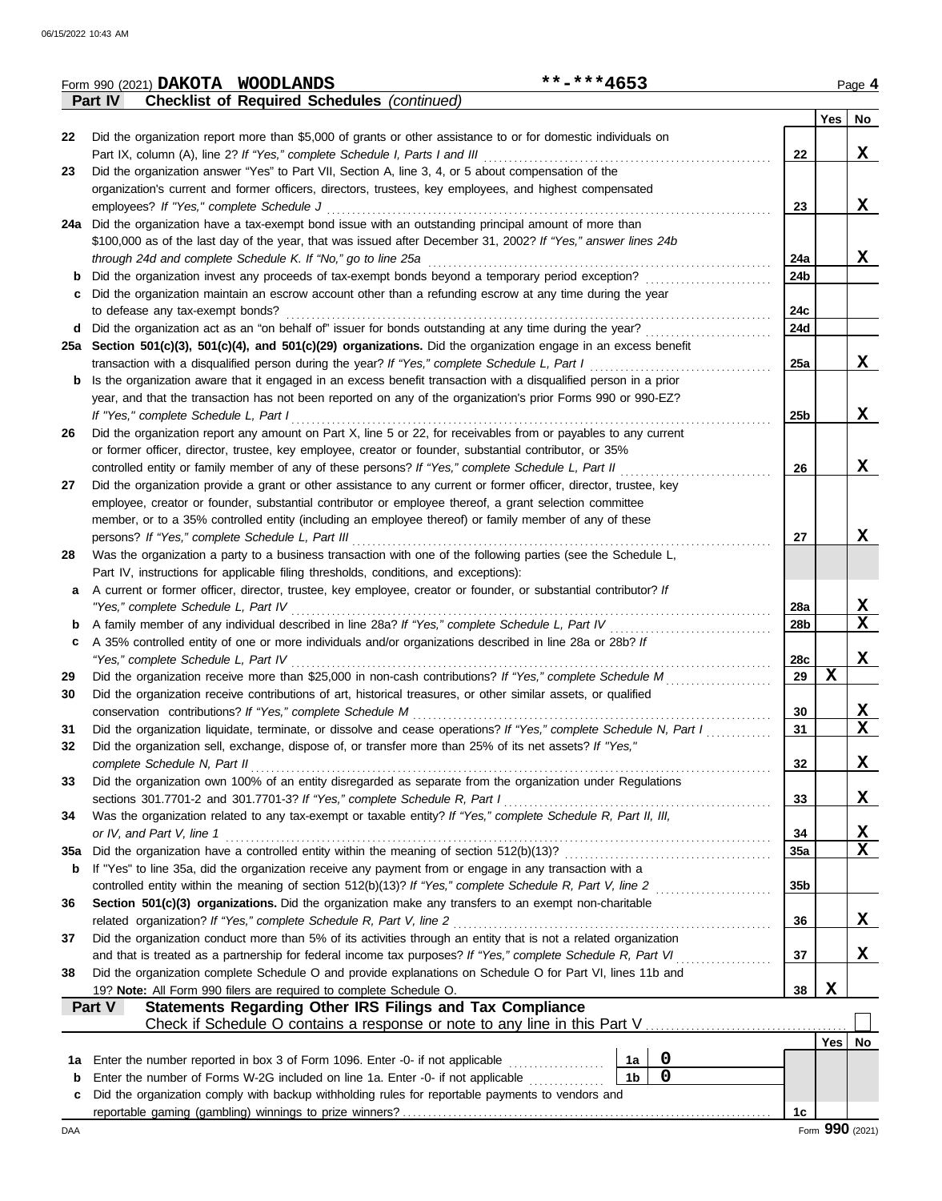Form 990 (2021) **DAKOTA WOODLANDS** **-***4653 Page **4**

**Part IV** **Checklist of Required Schedules** *(continued)*

| | | | Yes | No |
|---|---|---|---|---|
| 22 | Did the organization report more than $5,000 of grants or other assistance to or for domestic individuals on Part IX, column (A), line 2? *If "Yes," complete Schedule I, Parts I and III* | 22 | | X |
| 23 | Did the organization answer "Yes" to Part VII, Section A, line 3, 4, or 5 about compensation of the organization's current and former officers, directors, trustees, key employees, and highest compensated employees? *If "Yes," complete Schedule J* | 23 | | X |
| 24a | Did the organization have a tax-exempt bond issue with an outstanding principal amount of more than $100,000 as of the last day of the year, that was issued after December 31, 2002? *If "Yes," answer lines 24b through 24d and complete Schedule K. If "No," go to line 25a* | 24a | | X |
| b | Did the organization invest any proceeds of tax-exempt bonds beyond a temporary period exception? | 24b | | |
| c | Did the organization maintain an escrow account other than a refunding escrow at any time during the year to defease any tax-exempt bonds? | 24c | | |
| d | Did the organization act as an "on behalf of" issuer for bonds outstanding at any time during the year? | 24d | | |
| 25a | **Section 501(c)(3), 501(c)(4), and 501(c)(29) organizations.** Did the organization engage in an excess benefit transaction with a disqualified person during the year? *If "Yes," complete Schedule L, Part I* | 25a | | X |
| b | Is the organization aware that it engaged in an excess benefit transaction with a disqualified person in a prior year, and that the transaction has not been reported on any of the organization's prior Forms 990 or 990-EZ? *If "Yes," complete Schedule L, Part I* | 25b | | X |
| 26 | Did the organization report any amount on Part X, line 5 or 22, for receivables from or payables to any current or former officer, director, trustee, key employee, creator or founder, substantial contributor, or 35% controlled entity or family member of any of these persons? *If "Yes," complete Schedule L, Part II* | 26 | | X |
| 27 | Did the organization provide a grant or other assistance to any current or former officer, director, trustee, key employee, creator or founder, substantial contributor or employee thereof, a grant selection committee member, or to a 35% controlled entity (including an employee thereof) or family member of any of these persons? *If "Yes," complete Schedule L, Part III* | 27 | | X |
| 28 | Was the organization a party to a business transaction with one of the following parties (see the Schedule L, Part IV, instructions for applicable filing thresholds, conditions, and exceptions): | | | |
| a | A current or former officer, director, trustee, key employee, creator or founder, or substantial contributor? *If "Yes," complete Schedule L, Part IV* | 28a | | X |
| b | A family member of any individual described in line 28a? *If "Yes," complete Schedule L, Part IV* | 28b | | X |
| c | A 35% controlled entity of one or more individuals and/or organizations described in line 28a or 28b? *If "Yes," complete Schedule L, Part IV* | 28c | | X |
| 29 | Did the organization receive more than $25,000 in non-cash contributions? *If "Yes," complete Schedule M* | 29 | X | |
| 30 | Did the organization receive contributions of art, historical treasures, or other similar assets, or qualified conservation contributions? *If "Yes," complete Schedule M* | 30 | | X |
| 31 | Did the organization liquidate, terminate, or dissolve and cease operations? *If "Yes," complete Schedule N, Part I* | 31 | | X |
| 32 | Did the organization sell, exchange, dispose of, or transfer more than 25% of its net assets? *If "Yes," complete Schedule N, Part II* | 32 | | X |
| 33 | Did the organization own 100% of an entity disregarded as separate from the organization under Regulations sections 301.7701-2 and 301.7701-3? *If "Yes," complete Schedule R, Part I* | 33 | | X |
| 34 | Was the organization related to any tax-exempt or taxable entity? *If "Yes," complete Schedule R, Part II, III, or IV, and Part V, line 1* | 34 | | X |
| 35a | Did the organization have a controlled entity within the meaning of section 512(b)(13)? | 35a | | X |
| b | If "Yes" to line 35a, did the organization receive any payment from or engage in any transaction with a controlled entity within the meaning of section 512(b)(13)? *If "Yes," complete Schedule R, Part V, line 2* | 35b | | |
| 36 | **Section 501(c)(3) organizations.** Did the organization make any transfers to an exempt non-charitable related organization? *If "Yes," complete Schedule R, Part V, line 2* | 36 | | X |
| 37 | Did the organization conduct more than 5% of its activities through an entity that is not a related organization and that is treated as a partnership for federal income tax purposes? *If "Yes," complete Schedule R, Part VI* | 37 | | X |
| 38 | Did the organization complete Schedule O and provide explanations on Schedule O for Part VI, lines 11b and 19? **Note:** All Form 990 filers are required to complete Schedule O. | 38 | X | |

**Part V** **Statements Regarding Other IRS Filings and Tax Compliance**

Check if Schedule O contains a response or note to any line in this Part V ☐

| | | | | | Yes | No |
|---|---|---|---|---|---|---|
| 1a | Enter the number reported in box 3 of Form 1096. Enter -0- if not applicable | 1a | 0 | | | |
| b | Enter the number of Forms W-2G included on line 1a. Enter -0- if not applicable | 1b | 0 | | | |
| c | Did the organization comply with backup withholding rules for reportable payments to vendors and reportable gaming (gambling) winnings to prize winners? | | | 1c | | |

DAA Form **990** (2021)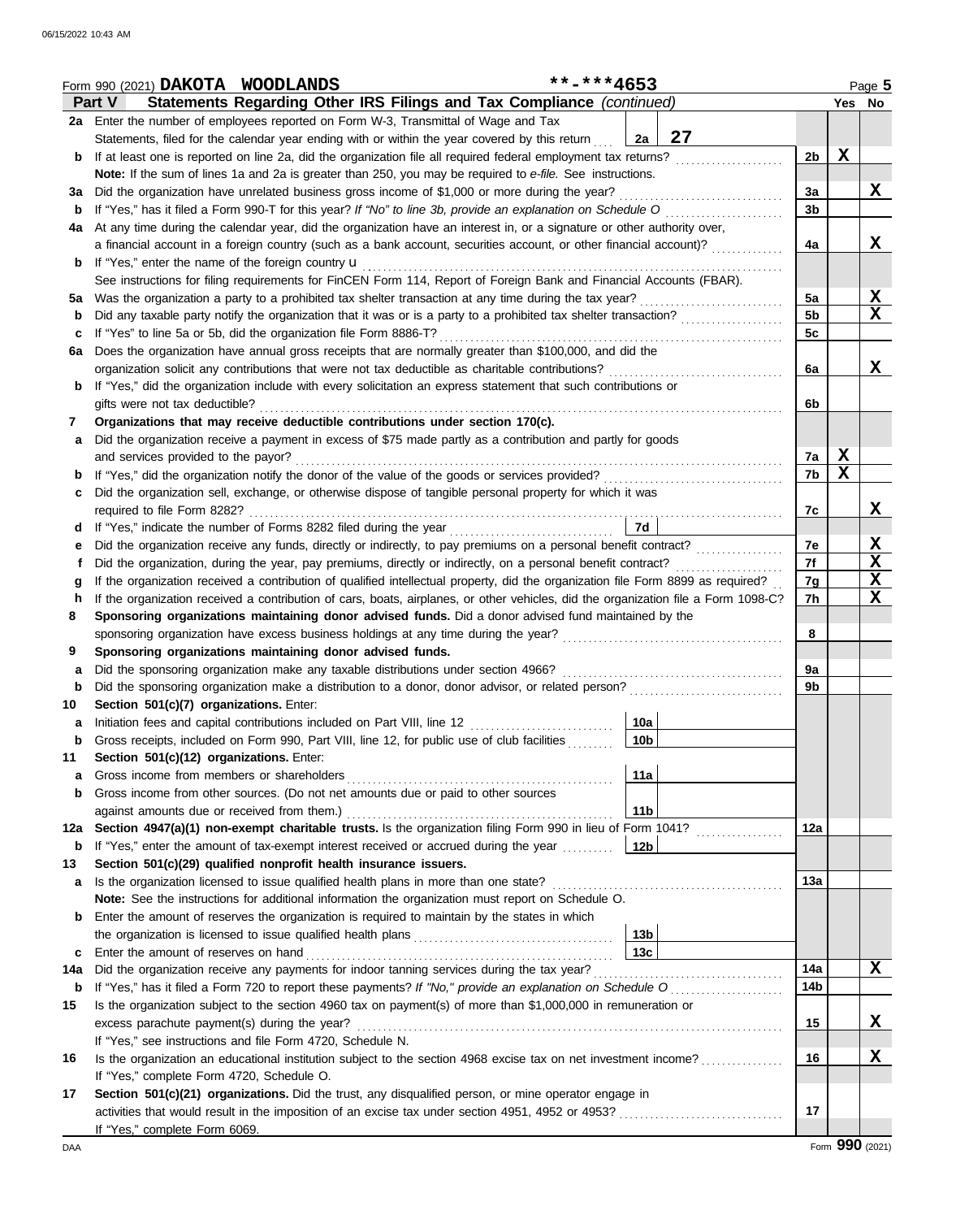Form 990 (2021) **DAKOTA WOODLANDS** **-***4653 Page 5

## Part V — Statements Regarding Other IRS Filings and Tax Compliance *(continued)*

| | | | | Yes | No |
|---|---|---|---|---|---|
| **2a** | Enter the number of employees reported on Form W-3, Transmittal of Wage and Tax Statements, filed for the calendar year ending with or within the year covered by this return — **2a** | 27 | | | |
| **b** | If at least one is reported on line 2a, did the organization file all required federal employment tax returns? | | 2b | X | |
| | **Note:** If the sum of lines 1a and 2a is greater than 250, you may be required to *e-file.* See instructions. | | | | |
| **3a** | Did the organization have unrelated business gross income of $1,000 or more during the year? | | 3a | | X |
| **b** | If "Yes," has it filed a Form 990-T for this year? *If "No" to line 3b, provide an explanation on Schedule O* | | 3b | | |
| **4a** | At any time during the calendar year, did the organization have an interest in, or a signature or other authority over, a financial account in a foreign country (such as a bank account, securities account, or other financial account)? | | 4a | | X |
| **b** | If "Yes," enter the name of the foreign country u | | | | |
| | See instructions for filing requirements for FinCEN Form 114, Report of Foreign Bank and Financial Accounts (FBAR). | | | | |
| **5a** | Was the organization a party to a prohibited tax shelter transaction at any time during the tax year? | | 5a | | X |
| **b** | Did any taxable party notify the organization that it was or is a party to a prohibited tax shelter transaction? | | 5b | | X |
| **c** | If "Yes" to line 5a or 5b, did the organization file Form 8886-T? | | 5c | | |
| **6a** | Does the organization have annual gross receipts that are normally greater than $100,000, and did the organization solicit any contributions that were not tax deductible as charitable contributions? | | 6a | | X |
| **b** | If "Yes," did the organization include with every solicitation an express statement that such contributions or gifts were not tax deductible? | | 6b | | |
| **7** | **Organizations that may receive deductible contributions under section 170(c).** | | | | |
| **a** | Did the organization receive a payment in excess of $75 made partly as a contribution and partly for goods and services provided to the payor? | | 7a | X | |
| **b** | If "Yes," did the organization notify the donor of the value of the goods or services provided? | | 7b | X | |
| **c** | Did the organization sell, exchange, or otherwise dispose of tangible personal property for which it was required to file Form 8282? | | 7c | | X |
| **d** | If "Yes," indicate the number of Forms 8282 filed during the year — **7d** | | | | |
| **e** | Did the organization receive any funds, directly or indirectly, to pay premiums on a personal benefit contract? | | 7e | | X |
| **f** | Did the organization, during the year, pay premiums, directly or indirectly, on a personal benefit contract? | | 7f | | X |
| **g** | If the organization received a contribution of qualified intellectual property, did the organization file Form 8899 as required? | | 7g | | X |
| **h** | If the organization received a contribution of cars, boats, airplanes, or other vehicles, did the organization file a Form 1098-C? | | 7h | | X |
| **8** | **Sponsoring organizations maintaining donor advised funds.** Did a donor advised fund maintained by the sponsoring organization have excess business holdings at any time during the year? | | 8 | | |
| **9** | **Sponsoring organizations maintaining donor advised funds.** | | | | |
| **a** | Did the sponsoring organization make any taxable distributions under section 4966? | | 9a | | |
| **b** | Did the sponsoring organization make a distribution to a donor, donor advisor, or related person? | | 9b | | |
| **10** | **Section 501(c)(7) organizations.** Enter: | | | | |
| **a** | Initiation fees and capital contributions included on Part VIII, line 12 — **10a** | | | | |
| **b** | Gross receipts, included on Form 990, Part VIII, line 12, for public use of club facilities — **10b** | | | | |
| **11** | **Section 501(c)(12) organizations.** Enter: | | | | |
| **a** | Gross income from members or shareholders — **11a** | | | | |
| **b** | Gross income from other sources. (Do not net amounts due or paid to other sources against amounts due or received from them.) — **11b** | | | | |
| **12a** | **Section 4947(a)(1) non-exempt charitable trusts.** Is the organization filing Form 990 in lieu of Form 1041? | | 12a | | |
| **b** | If "Yes," enter the amount of tax-exempt interest received or accrued during the year — **12b** | | | | |
| **13** | **Section 501(c)(29) qualified nonprofit health insurance issuers.** | | | | |
| **a** | Is the organization licensed to issue qualified health plans in more than one state? | | 13a | | |
| | **Note:** See the instructions for additional information the organization must report on Schedule O. | | | | |
| **b** | Enter the amount of reserves the organization is required to maintain by the states in which the organization is licensed to issue qualified health plans — **13b** | | | | |
| **c** | Enter the amount of reserves on hand — **13c** | | | | |
| **14a** | Did the organization receive any payments for indoor tanning services during the tax year? | | 14a | | X |
| **b** | If "Yes," has it filed a Form 720 to report these payments? *If "No," provide an explanation on Schedule O* | | 14b | | |
| **15** | Is the organization subject to the section 4960 tax on payment(s) of more than $1,000,000 in remuneration or excess parachute payment(s) during the year? | | 15 | | X |
| | If "Yes," see instructions and file Form 4720, Schedule N. | | | | |
| **16** | Is the organization an educational institution subject to the section 4968 excise tax on net investment income? | | 16 | | X |
| | If "Yes," complete Form 4720, Schedule O. | | | | |
| **17** | **Section 501(c)(21) organizations.** Did the trust, any disqualified person, or mine operator engage in activities that would result in the imposition of an excise tax under section 4951, 4952 or 4953? | | 17 | | |
| | If "Yes," complete Form 6069. | | | | |

Form **990** (2021)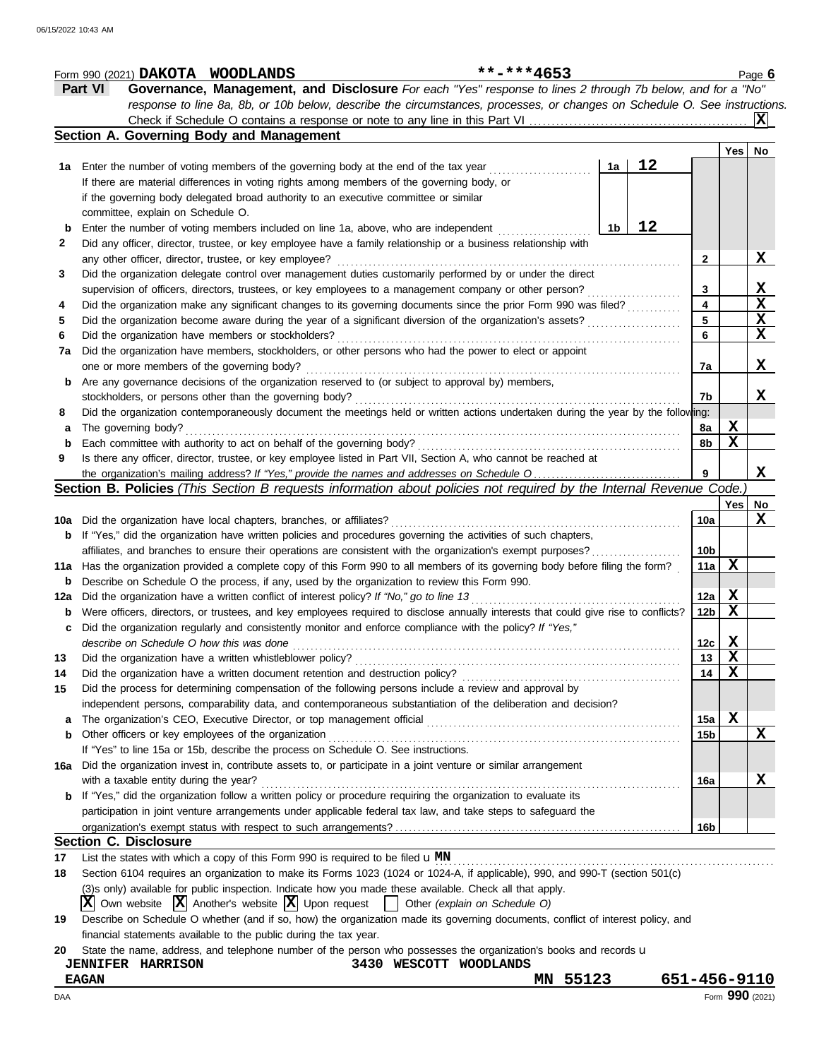Form 990 (2021) **DAKOTA WOODLANDS** **-***4653 Page **6**

## Part VI Governance, Management, and Disclosure

*For each "Yes" response to lines 2 through 7b below, and for a "No" response to line 8a, 8b, or 10b below, describe the circumstances, processes, or changes on Schedule O. See instructions.*

Check if Schedule O contains a response or note to any line in this Part VI .......... **X**

### Section A. Governing Body and Management

| | | | | Yes | No |
|---|---|---|---|---|---|
| **1a** | Enter the number of voting members of the governing body at the end of the tax year (1a) **12**. If there are material differences in voting rights among members of the governing body, or if the governing body delegated broad authority to an executive committee or similar committee, explain on Schedule O. | | | | |
| **b** | Enter the number of voting members included on line 1a, above, who are independent (1b) **12** | | | | |
| **2** | Did any officer, director, trustee, or key employee have a family relationship or a business relationship with any other officer, director, trustee, or key employee? | **2** | | | **X** |
| **3** | Did the organization delegate control over management duties customarily performed by or under the direct supervision of officers, directors, trustees, or key employees to a management company or other person? | **3** | | | **X** |
| **4** | Did the organization make any significant changes to its governing documents since the prior Form 990 was filed? | **4** | | | **X** |
| **5** | Did the organization become aware during the year of a significant diversion of the organization's assets? | **5** | | | **X** |
| **6** | Did the organization have members or stockholders? | **6** | | | **X** |
| **7a** | Did the organization have members, stockholders, or other persons who had the power to elect or appoint one or more members of the governing body? | **7a** | | | **X** |
| **b** | Are any governance decisions of the organization reserved to (or subject to approval by) members, stockholders, or persons other than the governing body? | **7b** | | | **X** |
| **8** | Did the organization contemporaneously document the meetings held or written actions undertaken during the year by the following: | | | | |
| **a** | The governing body? | **8a** | | **X** | |
| **b** | Each committee with authority to act on behalf of the governing body? | **8b** | | **X** | |
| **9** | Is there any officer, director, trustee, or key employee listed in Part VII, Section A, who cannot be reached at the organization's mailing address? *If "Yes," provide the names and addresses on Schedule O* | **9** | | | **X** |

### Section B. Policies *(This Section B requests information about policies not required by the Internal Revenue Code.)*

| | | | Yes | No |
|---|---|---|---|---|
| **10a** | Did the organization have local chapters, branches, or affiliates? | **10a** | | **X** |
| **b** | If "Yes," did the organization have written policies and procedures governing the activities of such chapters, affiliates, and branches to ensure their operations are consistent with the organization's exempt purposes? | **10b** | | |
| **11a** | Has the organization provided a complete copy of this Form 990 to all members of its governing body before filing the form? | **11a** | **X** | |
| **b** | Describe on Schedule O the process, if any, used by the organization to review this Form 990. | | | |
| **12a** | Did the organization have a written conflict of interest policy? *If "No," go to line 13* | **12a** | **X** | |
| **b** | Were officers, directors, or trustees, and key employees required to disclose annually interests that could give rise to conflicts? | **12b** | **X** | |
| **c** | Did the organization regularly and consistently monitor and enforce compliance with the policy? *If "Yes," describe on Schedule O how this was done* | **12c** | **X** | |
| **13** | Did the organization have a written whistleblower policy? | **13** | **X** | |
| **14** | Did the organization have a written document retention and destruction policy? | **14** | **X** | |
| **15** | Did the process for determining compensation of the following persons include a review and approval by independent persons, comparability data, and contemporaneous substantiation of the deliberation and decision? | | | |
| **a** | The organization's CEO, Executive Director, or top management official | **15a** | **X** | |
| **b** | Other officers or key employees of the organization | **15b** | | **X** |
| | If "Yes" to line 15a or 15b, describe the process on Schedule O. See instructions. | | | |
| **16a** | Did the organization invest in, contribute assets to, or participate in a joint venture or similar arrangement with a taxable entity during the year? | **16a** | | **X** |
| **b** | If "Yes," did the organization follow a written policy or procedure requiring the organization to evaluate its participation in joint venture arrangements under applicable federal tax law, and take steps to safeguard the organization's exempt status with respect to such arrangements? | **16b** | | |

### Section C. Disclosure

**17** List the states with which a copy of this Form 990 is required to be filed **MN**

**18** Section 6104 requires an organization to make its Forms 1023 (1024 or 1024-A, if applicable), 990, and 990-T (section 501(c)(3)s only) available for public inspection. Indicate how you made these available. Check all that apply.

[X] Own website [X] Another's website [X] Upon request [ ] Other *(explain on Schedule O)*

**19** Describe on Schedule O whether (and if so, how) the organization made its governing documents, conflict of interest policy, and financial statements available to the public during the tax year.

**20** State the name, address, and telephone number of the person who possesses the organization's books and records

**JENNIFER HARRISON** **3430 WESCOTT WOODLANDS**
**EAGAN** **MN 55123** **651-456-9110**

Form **990** (2021)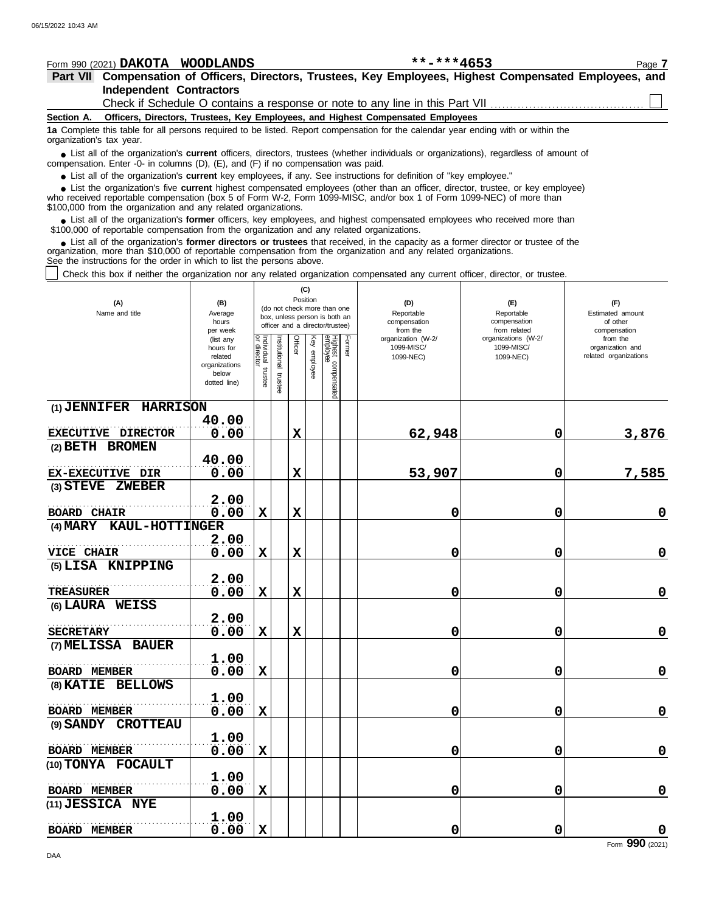Form 990 (2021) **DAKOTA WOODLANDS** **-***4653 Page **7**

## Part VII Compensation of Officers, Directors, Trustees, Key Employees, Highest Compensated Employees, and Independent Contractors

Check if Schedule O contains a response or note to any line in this Part VII ☐

### Section A. Officers, Directors, Trustees, Key Employees, and Highest Compensated Employees

**1a** Complete this table for all persons required to be listed. Report compensation for the calendar year ending with or within the organization's tax year.

- List all of the organization's **current** officers, directors, trustees (whether individuals or organizations), regardless of amount of compensation. Enter -0- in columns (D), (E), and (F) if no compensation was paid.
- List all of the organization's **current** key employees, if any. See instructions for definition of "key employee."
- List the organization's five **current** highest compensated employees (other than an officer, director, trustee, or key employee) who received reportable compensation (box 5 of Form W-2, Form 1099-MISC, and/or box 1 of Form 1099-NEC) of more than $100,000 from the organization and any related organizations.
- List all of the organization's **former** officers, key employees, and highest compensated employees who received more than $100,000 of reportable compensation from the organization and any related organizations.
- List all of the organization's **former directors or trustees** that received, in the capacity as a former director or trustee of the organization, more than $10,000 of reportable compensation from the organization and any related organizations.

See the instructions for the order in which to list the persons above.

☐ Check this box if neither the organization nor any related organization compensated any current officer, director, or trustee.

| (A) Name and title | (B) Average hours per week (list any hours for related organizations below dotted line) | (C) Position (do not check more than one box, unless person is both an officer and a director/trustee) | | | | | | (D) Reportable compensation from the organization (W-2/ 1099-MISC/ 1099-NEC) | (E) Reportable compensation from related organizations (W-2/ 1099-MISC/ 1099-NEC) | (F) Estimated amount of other compensation from the organization and related organizations |
|---|---|---|---|---|---|---|---|---|---|---|
| | | Individual trustee or director | Institutional trustee | Officer | Key employee | Highest compensated employee | Former | | | |
| (1) JENNIFER HARRISON<br>EXECUTIVE DIRECTOR | 40.00<br>0.00 | | | X | | | | 62,948 | 0 | 3,876 |
| (2) BETH BROMEN<br>EX-EXECUTIVE DIR | 40.00<br>0.00 | | | X | | | | 53,907 | 0 | 7,585 |
| (3) STEVE ZWEBER<br>BOARD CHAIR | 2.00<br>0.00 | X | | X | | | | 0 | 0 | 0 |
| (4) MARY KAUL-HOTTINGER<br>VICE CHAIR | 2.00<br>0.00 | X | | X | | | | 0 | 0 | 0 |
| (5) LISA KNIPPING<br>TREASURER | 2.00<br>0.00 | X | | X | | | | 0 | 0 | 0 |
| (6) LAURA WEISS<br>SECRETARY | 2.00<br>0.00 | X | | X | | | | 0 | 0 | 0 |
| (7) MELISSA BAUER<br>BOARD MEMBER | 1.00<br>0.00 | X | | | | | | 0 | 0 | 0 |
| (8) KATIE BELLOWS<br>BOARD MEMBER | 1.00<br>0.00 | X | | | | | | 0 | 0 | 0 |
| (9) SANDY CROTTEAU<br>BOARD MEMBER | 1.00<br>0.00 | X | | | | | | 0 | 0 | 0 |
| (10) TONYA FOCAULT<br>BOARD MEMBER | 1.00<br>0.00 | X | | | | | | 0 | 0 | 0 |
| (11) JESSICA NYE<br>BOARD MEMBER | 1.00<br>0.00 | X | | | | | | 0 | 0 | 0 |

Form **990** (2021)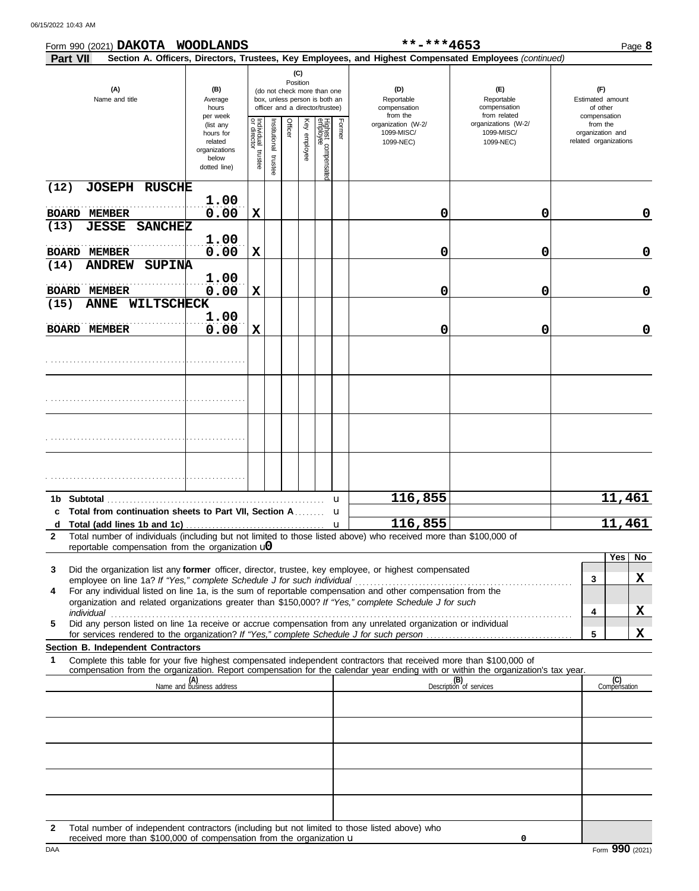Form 990 (2021) **DAKOTA WOODLANDS** **-***4653 Page **8**

**Part VII** **Section A. Officers, Directors, Trustees, Key Employees, and Highest Compensated Employees** *(continued)*

| (A) Name and title | (B) Average hours per week (list any hours for related organizations below dotted line) | (C) Position: Individual trustee or director | Institutional trustee | Officer | Key employee | Highest compensated employee | Former | (D) Reportable compensation from the organization (W-2/ 1099-MISC/ 1099-NEC) | (E) Reportable compensation from related organizations (W-2/ 1099-MISC/ 1099-NEC) | (F) Estimated amount of other compensation from the organization and related organizations |
|---|---|---|---|---|---|---|---|---|---|---|
| (12) JOSEPH RUSCHE<br>BOARD MEMBER | 1.00<br>0.00 | X | | | | | | 0 | 0 | 0 |
| (13) JESSE SANCHEZ<br>BOARD MEMBER | 1.00<br>0.00 | X | | | | | | 0 | 0 | 0 |
| (14) ANDREW SUPINA<br>BOARD MEMBER | 1.00<br>0.00 | X | | | | | | 0 | 0 | 0 |
| (15) ANNE WILTSCHECK<br>BOARD MEMBER | 1.00<br>0.00 | X | | | | | | 0 | 0 | 0 |
| | | | | | | | | | | |
| | | | | | | | | | | |
| | | | | | | | | | | |
| | | | | | | | | | | |
| **1b Subtotal** | | | | | | | | 116,855 | | 11,461 |
| **c Total from continuation sheets to Part VII, Section A** | | | | | | | | | | |
| **d Total (add lines 1b and 1c)** | | | | | | | | 116,855 | | 11,461 |

**2** Total number of individuals (including but not limited to those listed above) who received more than $100,000 of reportable compensation from the organization u0

| | | Yes | No |
|---|---|---|---|
| **3** Did the organization list any **former** officer, director, trustee, key employee, or highest compensated employee on line 1a? *If "Yes," complete Schedule J for such individual* | 3 | | X |
| **4** For any individual listed on line 1a, is the sum of reportable compensation and other compensation from the organization and related organizations greater than $150,000? *If "Yes," complete Schedule J for such individual* | 4 | | X |
| **5** Did any person listed on line 1a receive or accrue compensation from any unrelated organization or individual for services rendered to the organization? *If "Yes," complete Schedule J for such person* | 5 | | X |

**Section B. Independent Contractors**

**1** Complete this table for your five highest compensated independent contractors that received more than $100,000 of compensation from the organization. Report compensation for the calendar year ending with or within the organization's tax year.

| (A) Name and business address | (B) Description of services | (C) Compensation |
|---|---|---|
| | | |
| | | |
| | | |
| | | |
| | | |

**2** Total number of independent contractors (including but not limited to those listed above) who received more than $100,000 of compensation from the organization u 0

Form **990** (2021)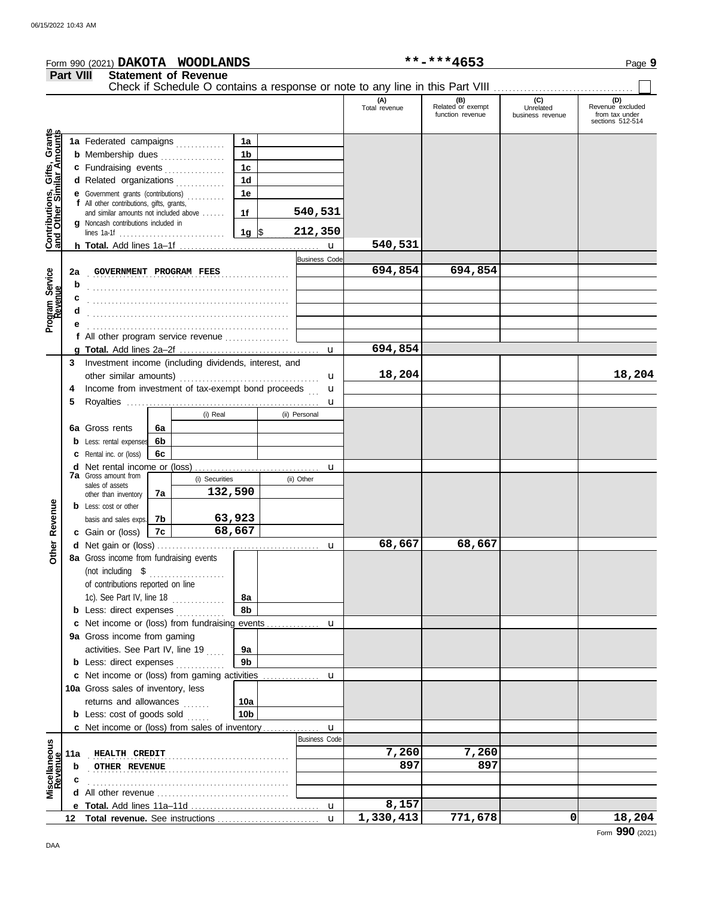Form 990 (2021) **DAKOTA WOODLANDS** **-***4653 Page **9**

## Part VIII Statement of Revenue

Check if Schedule O contains a response or note to any line in this Part VIII . . . . . . . . . . . . . . . . . . . . . . . . . . . . . . . . . . . . ☐

| | | | | (A) Total revenue | (B) Related or exempt function revenue | (C) Unrelated business revenue | (D) Revenue excluded from tax under sections 512-514 |
|---|---|---|---|---|---|---|---|
| **Contributions, Gifts, Grants and Other Similar Amounts** | **1a** Federated campaigns | 1a | | | | | |
| | **b** Membership dues | 1b | | | | | |
| | **c** Fundraising events | 1c | | | | | |
| | **d** Related organizations | 1d | | | | | |
| | **e** Government grants (contributions) | 1e | | | | | |
| | **f** All other contributions, gifts, grants, and similar amounts not included above | 1f | 540,531 | | | | |
| | **g** Noncash contributions included in lines 1a-1f | 1g | $ 212,350 | | | | |
| | **h Total.** Add lines 1a–1f | | u | 540,531 | | | |
| | | | Business Code | | | | |
| **Program Service Revenue** | **2a** GOVERNMENT PROGRAM FEES | | | 694,854 | 694,854 | | |
| | **b** | | | | | | |
| | **c** | | | | | | |
| | **d** | | | | | | |
| | **e** | | | | | | |
| | **f** All other program service revenue | | | | | | |
| | **g Total.** Add lines 2a–2f | | u | 694,854 | | | |
| **Other Revenue** | **3** Investment income (including dividends, interest, and other similar amounts) | | u | 18,204 | | | 18,204 |
| | **4** Income from investment of tax-exempt bond proceeds | | u | | | | |
| | **5** Royalties | | u | | | | |
| | | (i) Real | (ii) Personal | | | | |
| | **6a** Gross rents 6a | | | | | | |
| | **b** Less: rental expenses 6b | | | | | | |
| | **c** Rental inc. or (loss) 6c | | | | | | |
| | **d** Net rental income or (loss) | | u | | | | |
| | | (i) Securities | (ii) Other | | | | |
| | **7a** Gross amount from sales of assets other than inventory 7a | 132,590 | | | | | |
| | **b** Less: cost or other basis and sales exps. 7b | 63,923 | | | | | |
| | **c** Gain or (loss) 7c | 68,667 | | | | | |
| | **d** Net gain or (loss) | | u | 68,667 | 68,667 | | |
| | **8a** Gross income from fundraising events (not including $ ..... of contributions reported on line 1c). See Part IV, line 18 | 8a | | | | | |
| | **b** Less: direct expenses | 8b | | | | | |
| | **c** Net income or (loss) from fundraising events | | u | | | | |
| | **9a** Gross income from gaming activities. See Part IV, line 19 | 9a | | | | | |
| | **b** Less: direct expenses | 9b | | | | | |
| | **c** Net income or (loss) from gaming activities | | u | | | | |
| | **10a** Gross sales of inventory, less returns and allowances | 10a | | | | | |
| | **b** Less: cost of goods sold | 10b | | | | | |
| | **c** Net income or (loss) from sales of inventory | | u | | | | |
| | | | Business Code | | | | |
| **Miscellaneous Revenue** | **11a** HEALTH CREDIT | | | 7,260 | 7,260 | | |
| | **b** OTHER REVENUE | | | 897 | 897 | | |
| | **c** | | | | | | |
| | **d** All other revenue | | | | | | |
| | **e Total.** Add lines 11a–11d | | u | 8,157 | | | |
| **12** | **Total revenue.** See instructions | | u | 1,330,413 | 771,678 | 0 | 18,204 |

Form **990** (2021)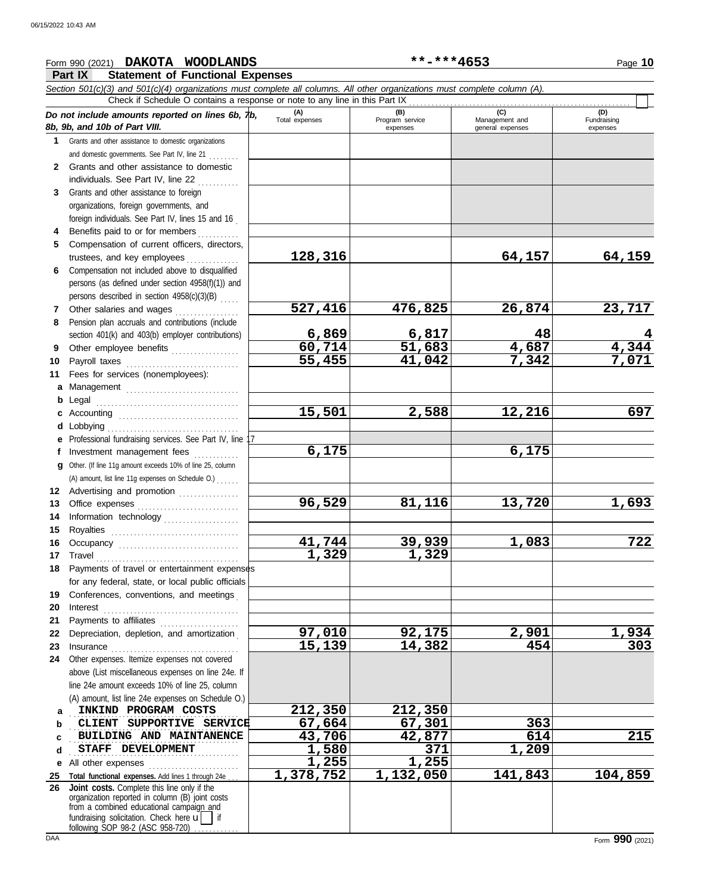Form 990 (2021) **DAKOTA WOODLANDS** **-***4653 Page **10**

## Part IX Statement of Functional Expenses

*Section 501(c)(3) and 501(c)(4) organizations must complete all columns. All other organizations must complete column (A).*

Check if Schedule O contains a response or note to any line in this Part IX ☐

| *Do not include amounts reported on lines 6b, 7b, 8b, 9b, and 10b of Part VIII.* | (A) Total expenses | (B) Program service expenses | (C) Management and general expenses | (D) Fundraising expenses |
|---|---|---|---|---|
| **1** Grants and other assistance to domestic organizations and domestic governments. See Part IV, line 21 | | | | |
| **2** Grants and other assistance to domestic individuals. See Part IV, line 22 | | | | |
| **3** Grants and other assistance to foreign organizations, foreign governments, and foreign individuals. See Part IV, lines 15 and 16 | | | | |
| **4** Benefits paid to or for members | | | | |
| **5** Compensation of current officers, directors, trustees, and key employees | 128,316 | | 64,157 | 64,159 |
| **6** Compensation not included above to disqualified persons (as defined under section 4958(f)(1)) and persons described in section 4958(c)(3)(B) | | | | |
| **7** Other salaries and wages | 527,416 | 476,825 | 26,874 | 23,717 |
| **8** Pension plan accruals and contributions (include section 401(k) and 403(b) employer contributions) | 6,869 | 6,817 | 48 | 4 |
| **9** Other employee benefits | 60,714 | 51,683 | 4,687 | 4,344 |
| **10** Payroll taxes | 55,455 | 41,042 | 7,342 | 7,071 |
| **11** Fees for services (nonemployees): | | | | |
| **a** Management | | | | |
| **b** Legal | | | | |
| **c** Accounting | 15,501 | 2,588 | 12,216 | 697 |
| **d** Lobbying | | | | |
| **e** Professional fundraising services. See Part IV, line 17 | | | | |
| **f** Investment management fees | 6,175 | | 6,175 | |
| **g** Other. (If line 11g amount exceeds 10% of line 25, column (A) amount, list line 11g expenses on Schedule O.) | | | | |
| **12** Advertising and promotion | | | | |
| **13** Office expenses | 96,529 | 81,116 | 13,720 | 1,693 |
| **14** Information technology | | | | |
| **15** Royalties | | | | |
| **16** Occupancy | 41,744 | 39,939 | 1,083 | 722 |
| **17** Travel | 1,329 | 1,329 | | |
| **18** Payments of travel or entertainment expenses for any federal, state, or local public officials | | | | |
| **19** Conferences, conventions, and meetings | | | | |
| **20** Interest | | | | |
| **21** Payments to affiliates | | | | |
| **22** Depreciation, depletion, and amortization | 97,010 | 92,175 | 2,901 | 1,934 |
| **23** Insurance | 15,139 | 14,382 | 454 | 303 |
| **24** Other expenses. Itemize expenses not covered above (List miscellaneous expenses on line 24e. If line 24e amount exceeds 10% of line 25, column (A) amount, list line 24e expenses on Schedule O.) | | | | |
| **a** INKIND PROGRAM COSTS | 212,350 | 212,350 | | |
| **b** CLIENT SUPPORTIVE SERVICE | 67,664 | 67,301 | 363 | |
| **c** BUILDING AND MAINTANENCE | 43,706 | 42,877 | 614 | 215 |
| **d** STAFF DEVELOPMENT | 1,580 | 371 | 1,209 | |
| **e** All other expenses | 1,255 | 1,255 | | |
| **25** **Total functional expenses.** Add lines 1 through 24e | 1,378,752 | 1,132,050 | 141,843 | 104,859 |
| **26** **Joint costs.** Complete this line only if the organization reported in column (B) joint costs from a combined educational campaign and fundraising solicitation. Check here ☐ if following SOP 98-2 (ASC 958-720) | | | | |

Form **990** (2021)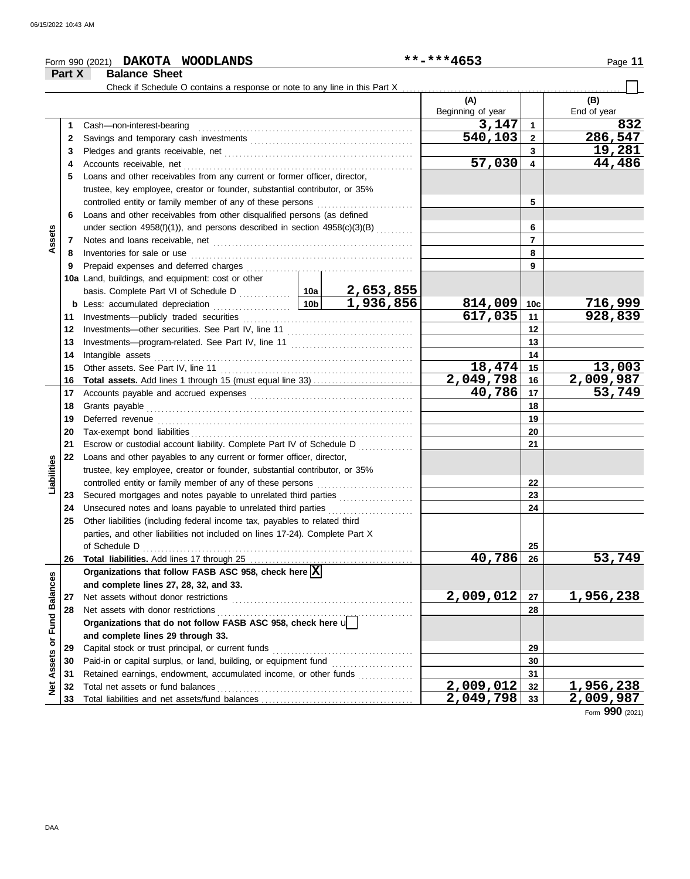Form 990 (2021) **DAKOTA WOODLANDS** **-***4653

## Part X Balance Sheet

Check if Schedule O contains a response or note to any line in this Part X ☐

| | | | | (A) Beginning of year | | (B) End of year |
|---|---|---|---|---|---|---|
| Assets | 1 | Cash—non-interest-bearing | | 3,147 | 1 | 832 |
| | 2 | Savings and temporary cash investments | | 540,103 | 2 | 286,547 |
| | 3 | Pledges and grants receivable, net | | | 3 | 19,281 |
| | 4 | Accounts receivable, net | | 57,030 | 4 | 44,486 |
| | 5 | Loans and other receivables from any current or former officer, director, trustee, key employee, creator or founder, substantial contributor, or 35% controlled entity or family member of any of these persons | | | 5 | |
| | 6 | Loans and other receivables from other disqualified persons (as defined under section 4958(f)(1)), and persons described in section 4958(c)(3)(B) | | | 6 | |
| | 7 | Notes and loans receivable, net | | | 7 | |
| | 8 | Inventories for sale or use | | | 8 | |
| | 9 | Prepaid expenses and deferred charges | | | 9 | |
| | 10a | Land, buildings, and equipment: cost or other basis. Complete Part VI of Schedule D | 10a 2,653,855 | | | |
| | b | Less: accumulated depreciation | 10b 1,936,856 | 814,009 | 10c | 716,999 |
| | 11 | Investments—publicly traded securities | | 617,035 | 11 | 928,839 |
| | 12 | Investments—other securities. See Part IV, line 11 | | | 12 | |
| | 13 | Investments—program-related. See Part IV, line 11 | | | 13 | |
| | 14 | Intangible assets | | | 14 | |
| | 15 | Other assets. See Part IV, line 11 | | 18,474 | 15 | 13,003 |
| | 16 | **Total assets.** Add lines 1 through 15 (must equal line 33) | | 2,049,798 | 16 | 2,009,987 |
| Liabilities | 17 | Accounts payable and accrued expenses | | 40,786 | 17 | 53,749 |
| | 18 | Grants payable | | | 18 | |
| | 19 | Deferred revenue | | | 19 | |
| | 20 | Tax-exempt bond liabilities | | | 20 | |
| | 21 | Escrow or custodial account liability. Complete Part IV of Schedule D | | | 21 | |
| | 22 | Loans and other payables to any current or former officer, director, trustee, key employee, creator or founder, substantial contributor, or 35% controlled entity or family member of any of these persons | | | 22 | |
| | 23 | Secured mortgages and notes payable to unrelated third parties | | | 23 | |
| | 24 | Unsecured notes and loans payable to unrelated third parties | | | 24 | |
| | 25 | Other liabilities (including federal income tax, payables to related third parties, and other liabilities not included on lines 17-24). Complete Part X of Schedule D | | | 25 | |
| | 26 | **Total liabilities.** Add lines 17 through 25 | | 40,786 | 26 | 53,749 |
| Net Assets or Fund Balances | | **Organizations that follow FASB ASC 958, check here** ☒ **and complete lines 27, 28, 32, and 33.** | | | | |
| | 27 | Net assets without donor restrictions | | 2,009,012 | 27 | 1,956,238 |
| | 28 | Net assets with donor restrictions | | | 28 | |
| | | **Organizations that do not follow FASB ASC 958, check here** ☐ **and complete lines 29 through 33.** | | | | |
| | 29 | Capital stock or trust principal, or current funds | | | 29 | |
| | 30 | Paid-in or capital surplus, or land, building, or equipment fund | | | 30 | |
| | 31 | Retained earnings, endowment, accumulated income, or other funds | | | 31 | |
| | 32 | Total net assets or fund balances | | 2,009,012 | 32 | 1,956,238 |
| | 33 | Total liabilities and net assets/fund balances | | 2,049,798 | 33 | 2,009,987 |

Form **990** (2021)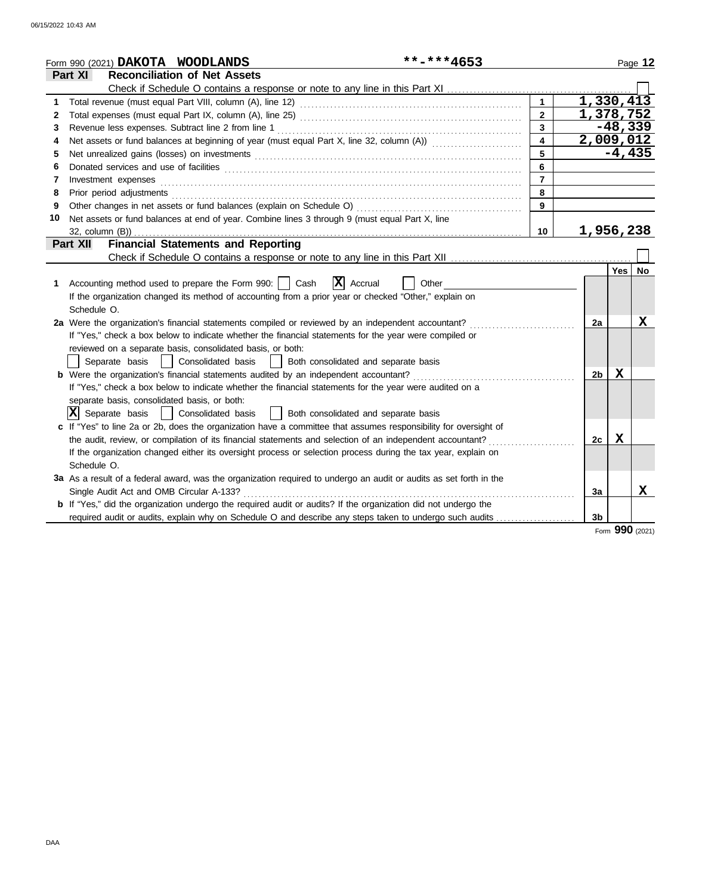Form 990 (2021) **DAKOTA WOODLANDS** **-***4653 Page **12**

## Part XI Reconciliation of Net Assets

Check if Schedule O contains a response or note to any line in this Part XI ☐

| | | | |
|---|---|---|---|
| 1 | Total revenue (must equal Part VIII, column (A), line 12) | 1 | 1,330,413 |
| 2 | Total expenses (must equal Part IX, column (A), line 25) | 2 | 1,378,752 |
| 3 | Revenue less expenses. Subtract line 2 from line 1 | 3 | -48,339 |
| 4 | Net assets or fund balances at beginning of year (must equal Part X, line 32, column (A)) | 4 | 2,009,012 |
| 5 | Net unrealized gains (losses) on investments | 5 | -4,435 |
| 6 | Donated services and use of facilities | 6 | |
| 7 | Investment expenses | 7 | |
| 8 | Prior period adjustments | 8 | |
| 9 | Other changes in net assets or fund balances (explain on Schedule O) | 9 | |
| 10 | Net assets or fund balances at end of year. Combine lines 3 through 9 (must equal Part X, line 32, column (B)) | 10 | 1,956,238 |

## Part XII Financial Statements and Reporting

Check if Schedule O contains a response or note to any line in this Part XII ☐

| | | | Yes | No |
|---|---|---|---|---|
| **1** | Accounting method used to prepare the Form 990: ☐ Cash ☒ Accrual ☐ Other ______ If the organization changed its method of accounting from a prior year or checked "Other," explain on Schedule O. | | | |
| **2a** | Were the organization's financial statements compiled or reviewed by an independent accountant? If "Yes," check a box below to indicate whether the financial statements for the year were compiled or reviewed on a separate basis, consolidated basis, or both: ☐ Separate basis ☐ Consolidated basis ☐ Both consolidated and separate basis | 2a | | X |
| **b** | Were the organization's financial statements audited by an independent accountant? If "Yes," check a box below to indicate whether the financial statements for the year were audited on a separate basis, consolidated basis, or both: ☒ Separate basis ☐ Consolidated basis ☐ Both consolidated and separate basis | 2b | X | |
| **c** | If "Yes" to line 2a or 2b, does the organization have a committee that assumes responsibility for oversight of the audit, review, or compilation of its financial statements and selection of an independent accountant? If the organization changed either its oversight process or selection process during the tax year, explain on Schedule O. | 2c | X | |
| **3a** | As a result of a federal award, was the organization required to undergo an audit or audits as set forth in the Single Audit Act and OMB Circular A-133? | 3a | | X |
| **b** | If "Yes," did the organization undergo the required audit or audits? If the organization did not undergo the required audit or audits, explain why on Schedule O and describe any steps taken to undergo such audits | 3b | | |

Form **990** (2021)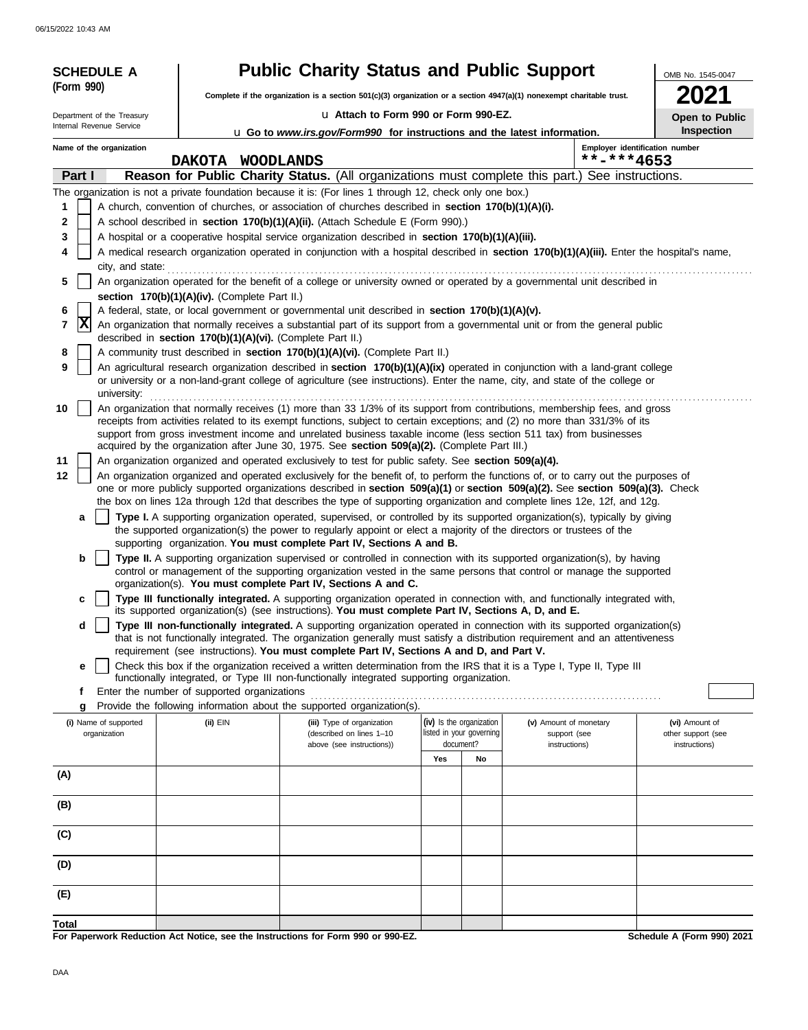06/15/2022 10:43 AM

**SCHEDULE A (Form 990)**

Department of the Treasury
Internal Revenue Service

# Public Charity Status and Public Support

**Complete if the organization is a section 501(c)(3) organization or a section 4947(a)(1) nonexempt charitable trust.**

u Attach to Form 990 or Form 990-EZ.

u Go to *www.irs.gov/Form990* for instructions and the latest information.

OMB No. 1545-0047

**2021**

**Open to Public Inspection**

Name of the organization: **DAKOTA WOODLANDS**

Employer identification number: **\*\*-\*\*\*4653**

## Part I — Reason for Public Charity Status. (All organizations must complete this part.) See instructions.

The organization is not a private foundation because it is: (For lines 1 through 12, check only one box.)

1. [ ] A church, convention of churches, or association of churches described in **section 170(b)(1)(A)(i).**
2. [ ] A school described in **section 170(b)(1)(A)(ii).** (Attach Schedule E (Form 990).)
3. [ ] A hospital or a cooperative hospital service organization described in **section 170(b)(1)(A)(iii).**
4. [ ] A medical research organization operated in conjunction with a hospital described in **section 170(b)(1)(A)(iii).** Enter the hospital's name, city, and state:
5. [ ] An organization operated for the benefit of a college or university owned or operated by a governmental unit described in **section 170(b)(1)(A)(iv).** (Complete Part II.)
6. [ ] A federal, state, or local government or governmental unit described in **section 170(b)(1)(A)(v).**
7. [X] An organization that normally receives a substantial part of its support from a governmental unit or from the general public described in **section 170(b)(1)(A)(vi).** (Complete Part II.)
8. [ ] A community trust described in **section 170(b)(1)(A)(vi).** (Complete Part II.)
9. [ ] An agricultural research organization described in **section 170(b)(1)(A)(ix)** operated in conjunction with a land-grant college or university or a non-land-grant college of agriculture (see instructions). Enter the name, city, and state of the college or university:
10. [ ] An organization that normally receives (1) more than 33 1/3% of its support from contributions, membership fees, and gross receipts from activities related to its exempt functions, subject to certain exceptions; and (2) no more than 331/3% of its support from gross investment income and unrelated business taxable income (less section 511 tax) from businesses acquired by the organization after June 30, 1975. See **section 509(a)(2).** (Complete Part III.)
11. [ ] An organization organized and operated exclusively to test for public safety. See **section 509(a)(4).**
12. [ ] An organization organized and operated exclusively for the benefit of, to perform the functions of, or to carry out the purposes of one or more publicly supported organizations described in **section 509(a)(1)** or **section 509(a)(2).** See **section 509(a)(3).** Check the box on lines 12a through 12d that describes the type of supporting organization and complete lines 12e, 12f, and 12g.
   - **a** [ ] **Type I.** A supporting organization operated, supervised, or controlled by its supported organization(s), typically by giving the supported organization(s) the power to regularly appoint or elect a majority of the directors or trustees of the supporting organization. **You must complete Part IV, Sections A and B.**
   - **b** [ ] **Type II.** A supporting organization supervised or controlled in connection with its supported organization(s), by having control or management of the supporting organization vested in the same persons that control or manage the supported organization(s). **You must complete Part IV, Sections A and C.**
   - **c** [ ] **Type III functionally integrated.** A supporting organization operated in connection with, and functionally integrated with, its supported organization(s) (see instructions). **You must complete Part IV, Sections A, D, and E.**
   - **d** [ ] **Type III non-functionally integrated.** A supporting organization operated in connection with its supported organization(s) that is not functionally integrated. The organization generally must satisfy a distribution requirement and an attentiveness requirement (see instructions). **You must complete Part IV, Sections A and D, and Part V.**
   - **e** [ ] Check this box if the organization received a written determination from the IRS that it is a Type I, Type II, Type III functionally integrated, or Type III non-functionally integrated supporting organization.
   - **f** Enter the number of supported organizations
   - **g** Provide the following information about the supported organization(s).

| | (i) Name of supported organization | (ii) EIN | (iii) Type of organization (described on lines 1–10 above (see instructions)) | (iv) Is the organization listed in your governing document? Yes | No | (v) Amount of monetary support (see instructions) | (vi) Amount of other support (see instructions) |
|---|---|---|---|---|---|---|---|
| (A) | | | | | | | |
| (B) | | | | | | | |
| (C) | | | | | | | |
| (D) | | | | | | | |
| (E) | | | | | | | |
| **Total** | | | | | | | |

**For Paperwork Reduction Act Notice, see the Instructions for Form 990 or 990-EZ.**

**Schedule A (Form 990) 2021**

DAA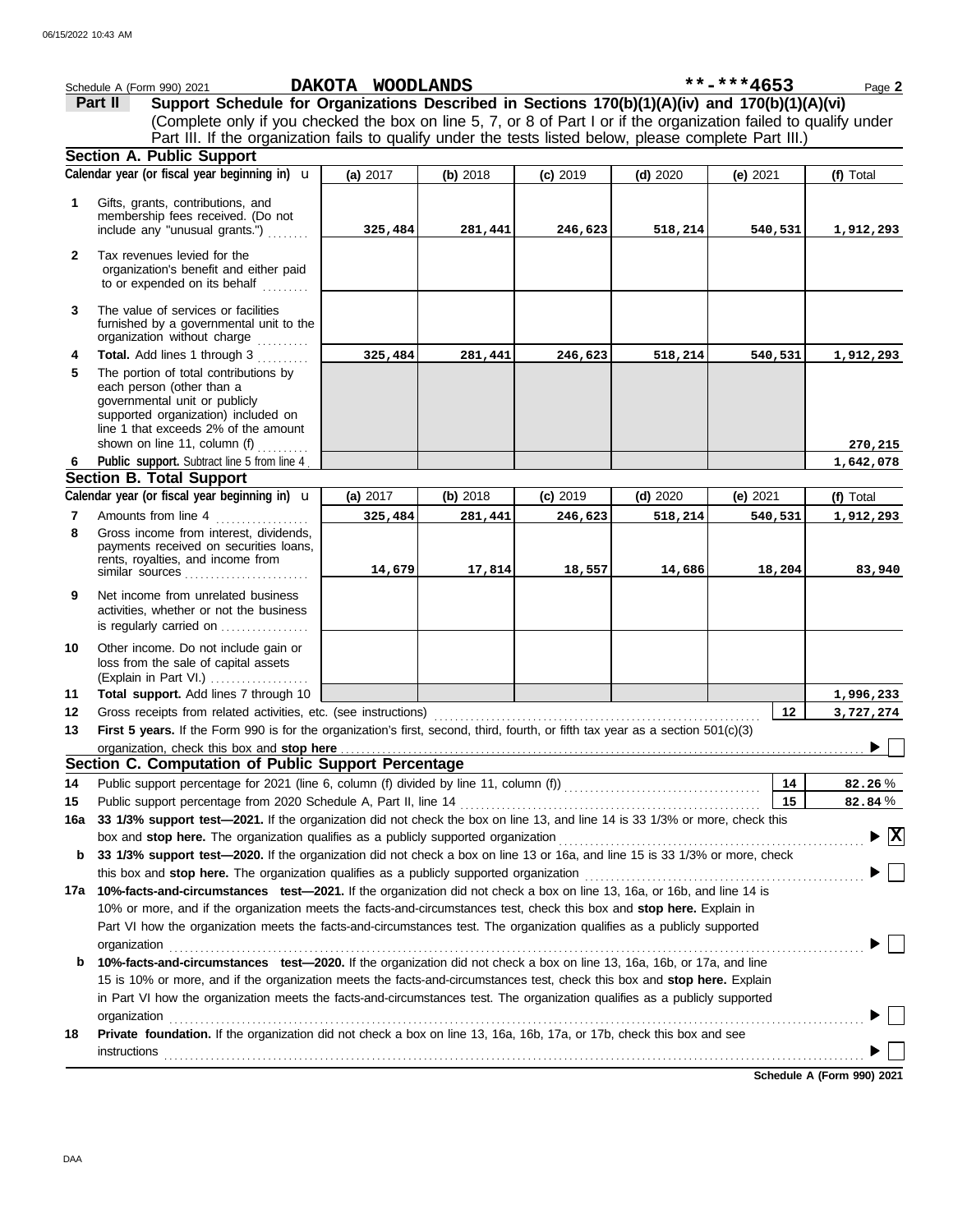Schedule A (Form 990) 2021 **DAKOTA WOODLANDS** **-***4653 Page 2

## Part II Support Schedule for Organizations Described in Sections 170(b)(1)(A)(iv) and 170(b)(1)(A)(vi)

(Complete only if you checked the box on line 5, 7, or 8 of Part I or if the organization failed to qualify under Part III. If the organization fails to qualify under the tests listed below, please complete Part III.)

### Section A. Public Support

| Calendar year (or fiscal year beginning in) ► | (a) 2017 | (b) 2018 | (c) 2019 | (d) 2020 | (e) 2021 | (f) Total |
|---|---|---|---|---|---|---|
| **1** Gifts, grants, contributions, and membership fees received. (Do not include any "unusual grants.") | 325,484 | 281,441 | 246,623 | 518,214 | 540,531 | 1,912,293 |
| **2** Tax revenues levied for the organization's benefit and either paid to or expended on its behalf | | | | | | |
| **3** The value of services or facilities furnished by a governmental unit to the organization without charge | | | | | | |
| **4 Total.** Add lines 1 through 3 | 325,484 | 281,441 | 246,623 | 518,214 | 540,531 | 1,912,293 |
| **5** The portion of total contributions by each person (other than a governmental unit or publicly supported organization) included on line 1 that exceeds 2% of the amount shown on line 11, column (f) | | | | | | 270,215 |
| **6 Public support.** Subtract line 5 from line 4 | | | | | | 1,642,078 |

### Section B. Total Support

| Calendar year (or fiscal year beginning in) ► | (a) 2017 | (b) 2018 | (c) 2019 | (d) 2020 | (e) 2021 | (f) Total |
|---|---|---|---|---|---|---|
| **7** Amounts from line 4 | 325,484 | 281,441 | 246,623 | 518,214 | 540,531 | 1,912,293 |
| **8** Gross income from interest, dividends, payments received on securities loans, rents, royalties, and income from similar sources | 14,679 | 17,814 | 18,557 | 14,686 | 18,204 | 83,940 |
| **9** Net income from unrelated business activities, whether or not the business is regularly carried on | | | | | | |
| **10** Other income. Do not include gain or loss from the sale of capital assets (Explain in Part VI.) | | | | | | |
| **11 Total support.** Add lines 7 through 10 | | | | | | 1,996,233 |

**12** Gross receipts from related activities, etc. (see instructions) ........ **12** 3,727,274

**13 First 5 years.** If the Form 990 is for the organization's first, second, third, fourth, or fifth tax year as a section 501(c)(3) organization, check this box and **stop here** ► ☐

### Section C. Computation of Public Support Percentage

**14** Public support percentage for 2021 (line 6, column (f) divided by line 11, column (f)) ........ **14** 82.26 %

**15** Public support percentage from 2020 Schedule A, Part II, line 14 ........ **15** 82.84 %

**16a 33 1/3% support test—2021.** If the organization did not check the box on line 13, and line 14 is 33 1/3% or more, check this box and **stop here.** The organization qualifies as a publicly supported organization ► ☒

**b 33 1/3% support test—2020.** If the organization did not check a box on line 13 or 16a, and line 15 is 33 1/3% or more, check this box and **stop here.** The organization qualifies as a publicly supported organization ► ☐

**17a 10%-facts-and-circumstances test—2021.** If the organization did not check a box on line 13, 16a, or 16b, and line 14 is 10% or more, and if the organization meets the facts-and-circumstances test, check this box and **stop here.** Explain in Part VI how the organization meets the facts-and-circumstances test. The organization qualifies as a publicly supported organization ► ☐

**b 10%-facts-and-circumstances test—2020.** If the organization did not check a box on line 13, 16a, 16b, or 17a, and line 15 is 10% or more, and if the organization meets the facts-and-circumstances test, check this box and **stop here.** Explain in Part VI how the organization meets the facts-and-circumstances test. The organization qualifies as a publicly supported organization ► ☐

**18 Private foundation.** If the organization did not check a box on line 13, 16a, 16b, 17a, or 17b, check this box and see instructions ► ☐

**Schedule A (Form 990) 2021**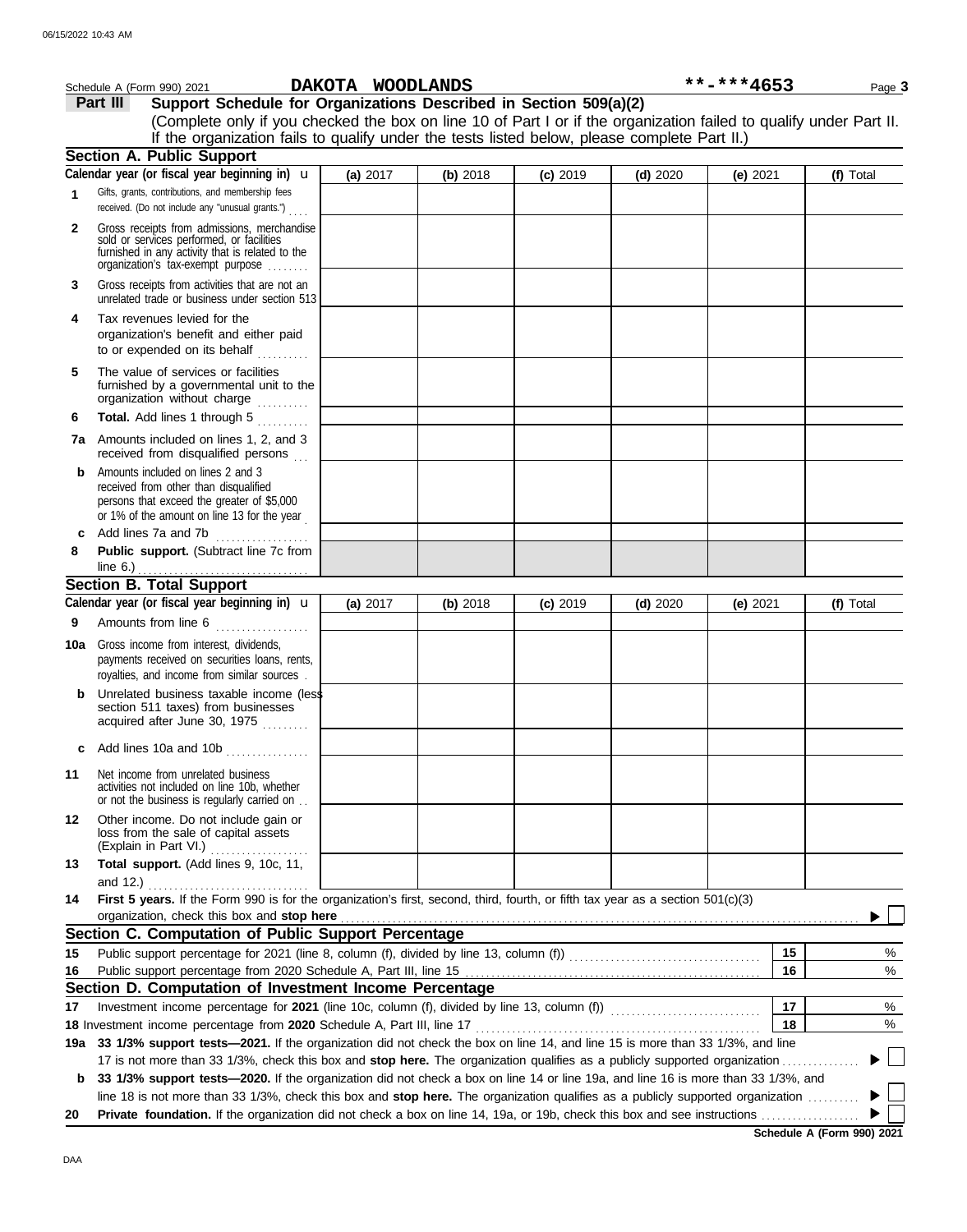Schedule A (Form 990) 2021 **DAKOTA WOODLANDS** **-***4653

## Part III Support Schedule for Organizations Described in Section 509(a)(2)

(Complete only if you checked the box on line 10 of Part I or if the organization failed to qualify under Part II. If the organization fails to qualify under the tests listed below, please complete Part II.)

### Section A. Public Support

| | Calendar year (or fiscal year beginning in) u | (a) 2017 | (b) 2018 | (c) 2019 | (d) 2020 | (e) 2021 | (f) Total |
|---|---|---|---|---|---|---|---|
| 1 | Gifts, grants, contributions, and membership fees received. (Do not include any "unusual grants.") | | | | | | |
| 2 | Gross receipts from admissions, merchandise sold or services performed, or facilities furnished in any activity that is related to the organization's tax-exempt purpose | | | | | | |
| 3 | Gross receipts from activities that are not an unrelated trade or business under section 513 | | | | | | |
| 4 | Tax revenues levied for the organization's benefit and either paid to or expended on its behalf | | | | | | |
| 5 | The value of services or facilities furnished by a governmental unit to the organization without charge | | | | | | |
| 6 | **Total.** Add lines 1 through 5 | | | | | | |
| 7a | Amounts included on lines 1, 2, and 3 received from disqualified persons | | | | | | |
| b | Amounts included on lines 2 and 3 received from other than disqualified persons that exceed the greater of $5,000 or 1% of the amount on line 13 for the year | | | | | | |
| c | Add lines 7a and 7b | | | | | | |
| 8 | **Public support.** (Subtract line 7c from line 6.) | | | | | | |

### Section B. Total Support

| | Calendar year (or fiscal year beginning in) u | (a) 2017 | (b) 2018 | (c) 2019 | (d) 2020 | (e) 2021 | (f) Total |
|---|---|---|---|---|---|---|---|
| 9 | Amounts from line 6 | | | | | | |
| 10a | Gross income from interest, dividends, payments received on securities loans, rents, royalties, and income from similar sources | | | | | | |
| b | Unrelated business taxable income (less section 511 taxes) from businesses acquired after June 30, 1975 | | | | | | |
| c | Add lines 10a and 10b | | | | | | |
| 11 | Net income from unrelated business activities not included on line 10b, whether or not the business is regularly carried on | | | | | | |
| 12 | Other income. Do not include gain or loss from the sale of capital assets (Explain in Part VI.) | | | | | | |
| 13 | **Total support.** (Add lines 9, 10c, 11, and 12.) | | | | | | |

14 **First 5 years.** If the Form 990 is for the organization's first, second, third, fourth, or fifth tax year as a section 501(c)(3) organization, check this box and **stop here** ▶ ☐

### Section C. Computation of Public Support Percentage

| | | | |
|---|---|---|---|
| 15 | Public support percentage for 2021 (line 8, column (f), divided by line 13, column (f)) | 15 | % |
| 16 | Public support percentage from 2020 Schedule A, Part III, line 15 | 16 | % |

### Section D. Computation of Investment Income Percentage

| | | | |
|---|---|---|---|
| 17 | Investment income percentage for **2021** (line 10c, column (f), divided by line 13, column (f)) | 17 | % |
| 18 | Investment income percentage from **2020** Schedule A, Part III, line 17 | 18 | % |

**19a** **33 1/3% support tests—2021.** If the organization did not check the box on line 14, and line 15 is more than 33 1/3%, and line 17 is not more than 33 1/3%, check this box and **stop here.** The organization qualifies as a publicly supported organization ▶ ☐

**b** **33 1/3% support tests—2020.** If the organization did not check a box on line 14 or line 19a, and line 16 is more than 33 1/3%, and line 18 is not more than 33 1/3%, check this box and **stop here.** The organization qualifies as a publicly supported organization ▶ ☐

**20** **Private foundation.** If the organization did not check a box on line 14, 19a, or 19b, check this box and see instructions ▶ ☐

**Schedule A (Form 990) 2021**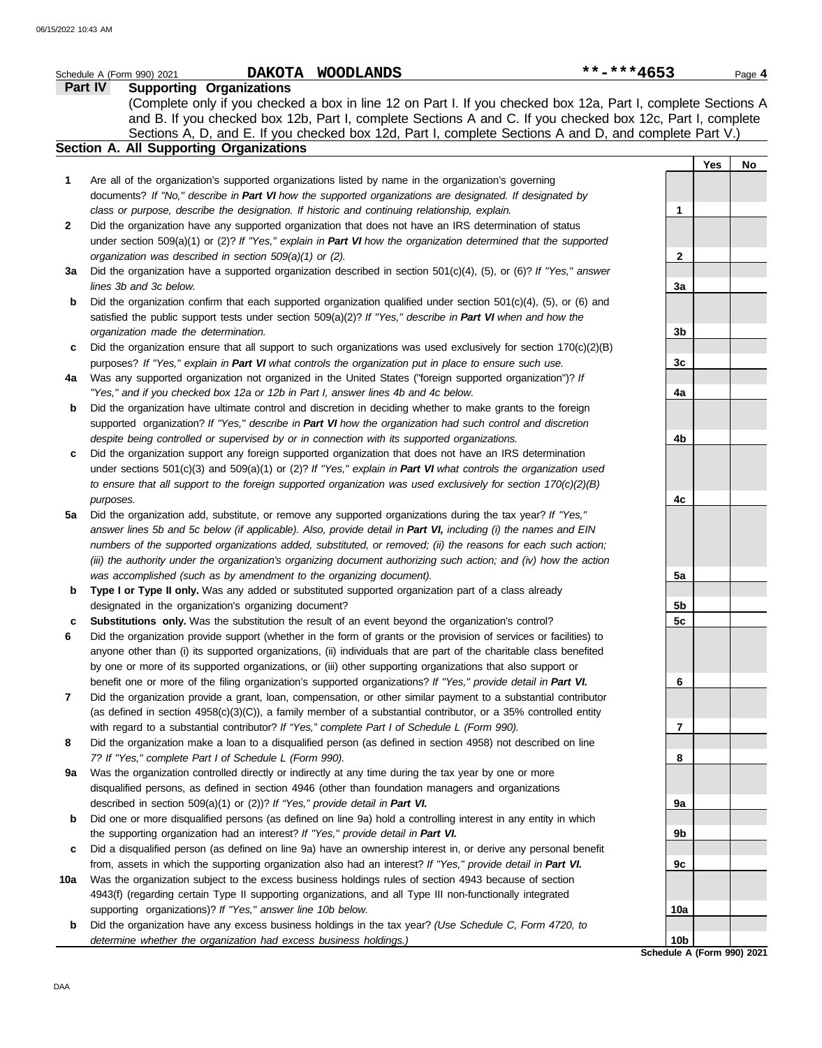Schedule A (Form 990) 2021 **DAKOTA WOODLANDS** **-***4653

## Part IV Supporting Organizations

(Complete only if you checked a box in line 12 on Part I. If you checked box 12a, Part I, complete Sections A and B. If you checked box 12b, Part I, complete Sections A and C. If you checked box 12c, Part I, complete Sections A, D, and E. If you checked box 12d, Part I, complete Sections A and D, and complete Part V.)

### Section A. All Supporting Organizations

| | | | Yes | No |
|---|---|---|---|---|
| **1** | Are all of the organization's supported organizations listed by name in the organization's governing documents? *If "No," describe in **Part VI** how the supported organizations are designated. If designated by class or purpose, describe the designation. If historic and continuing relationship, explain.* | 1 | | |
| **2** | Did the organization have any supported organization that does not have an IRS determination of status under section 509(a)(1) or (2)? *If "Yes," explain in **Part VI** how the organization determined that the supported organization was described in section 509(a)(1) or (2).* | 2 | | |
| **3a** | Did the organization have a supported organization described in section 501(c)(4), (5), or (6)? *If "Yes," answer lines 3b and 3c below.* | 3a | | |
| **b** | Did the organization confirm that each supported organization qualified under section 501(c)(4), (5), or (6) and satisfied the public support tests under section 509(a)(2)? *If "Yes," describe in **Part VI** when and how the organization made the determination.* | 3b | | |
| **c** | Did the organization ensure that all support to such organizations was used exclusively for section 170(c)(2)(B) purposes? *If "Yes," explain in **Part VI** what controls the organization put in place to ensure such use.* | 3c | | |
| **4a** | Was any supported organization not organized in the United States ("foreign supported organization")? *If "Yes," and if you checked box 12a or 12b in Part I, answer lines 4b and 4c below.* | 4a | | |
| **b** | Did the organization have ultimate control and discretion in deciding whether to make grants to the foreign supported organization? *If "Yes," describe in **Part VI** how the organization had such control and discretion despite being controlled or supervised by or in connection with its supported organizations.* | 4b | | |
| **c** | Did the organization support any foreign supported organization that does not have an IRS determination under sections 501(c)(3) and 509(a)(1) or (2)? *If "Yes," explain in **Part VI** what controls the organization used to ensure that all support to the foreign supported organization was used exclusively for section 170(c)(2)(B) purposes.* | 4c | | |
| **5a** | Did the organization add, substitute, or remove any supported organizations during the tax year? *If "Yes," answer lines 5b and 5c below (if applicable). Also, provide detail in **Part VI,** including (i) the names and EIN numbers of the supported organizations added, substituted, or removed; (ii) the reasons for each such action; (iii) the authority under the organization's organizing document authorizing such action; and (iv) how the action was accomplished (such as by amendment to the organizing document).* | 5a | | |
| **b** | **Type I or Type II only.** Was any added or substituted supported organization part of a class already designated in the organization's organizing document? | 5b | | |
| **c** | **Substitutions only.** Was the substitution the result of an event beyond the organization's control? | 5c | | |
| **6** | Did the organization provide support (whether in the form of grants or the provision of services or facilities) to anyone other than (i) its supported organizations, (ii) individuals that are part of the charitable class benefited by one or more of its supported organizations, or (iii) other supporting organizations that also support or benefit one or more of the filing organization's supported organizations? *If "Yes," provide detail in **Part VI.*** | 6 | | |
| **7** | Did the organization provide a grant, loan, compensation, or other similar payment to a substantial contributor (as defined in section 4958(c)(3)(C)), a family member of a substantial contributor, or a 35% controlled entity with regard to a substantial contributor? *If "Yes," complete Part I of Schedule L (Form 990).* | 7 | | |
| **8** | Did the organization make a loan to a disqualified person (as defined in section 4958) not described on line 7? *If "Yes," complete Part I of Schedule L (Form 990).* | 8 | | |
| **9a** | Was the organization controlled directly or indirectly at any time during the tax year by one or more disqualified persons, as defined in section 4946 (other than foundation managers and organizations described in section 509(a)(1) or (2))? *If "Yes," provide detail in **Part VI.*** | 9a | | |
| **b** | Did one or more disqualified persons (as defined on line 9a) hold a controlling interest in any entity in which the supporting organization had an interest? *If "Yes," provide detail in **Part VI.*** | 9b | | |
| **c** | Did a disqualified person (as defined on line 9a) have an ownership interest in, or derive any personal benefit from, assets in which the supporting organization also had an interest? *If "Yes," provide detail in **Part VI.*** | 9c | | |
| **10a** | Was the organization subject to the excess business holdings rules of section 4943 because of section 4943(f) (regarding certain Type II supporting organizations, and all Type III non-functionally integrated supporting organizations)? *If "Yes," answer line 10b below.* | 10a | | |
| **b** | Did the organization have any excess business holdings in the tax year? *(Use Schedule C, Form 4720, to determine whether the organization had excess business holdings.)* | 10b | | |

Schedule A (Form 990) 2021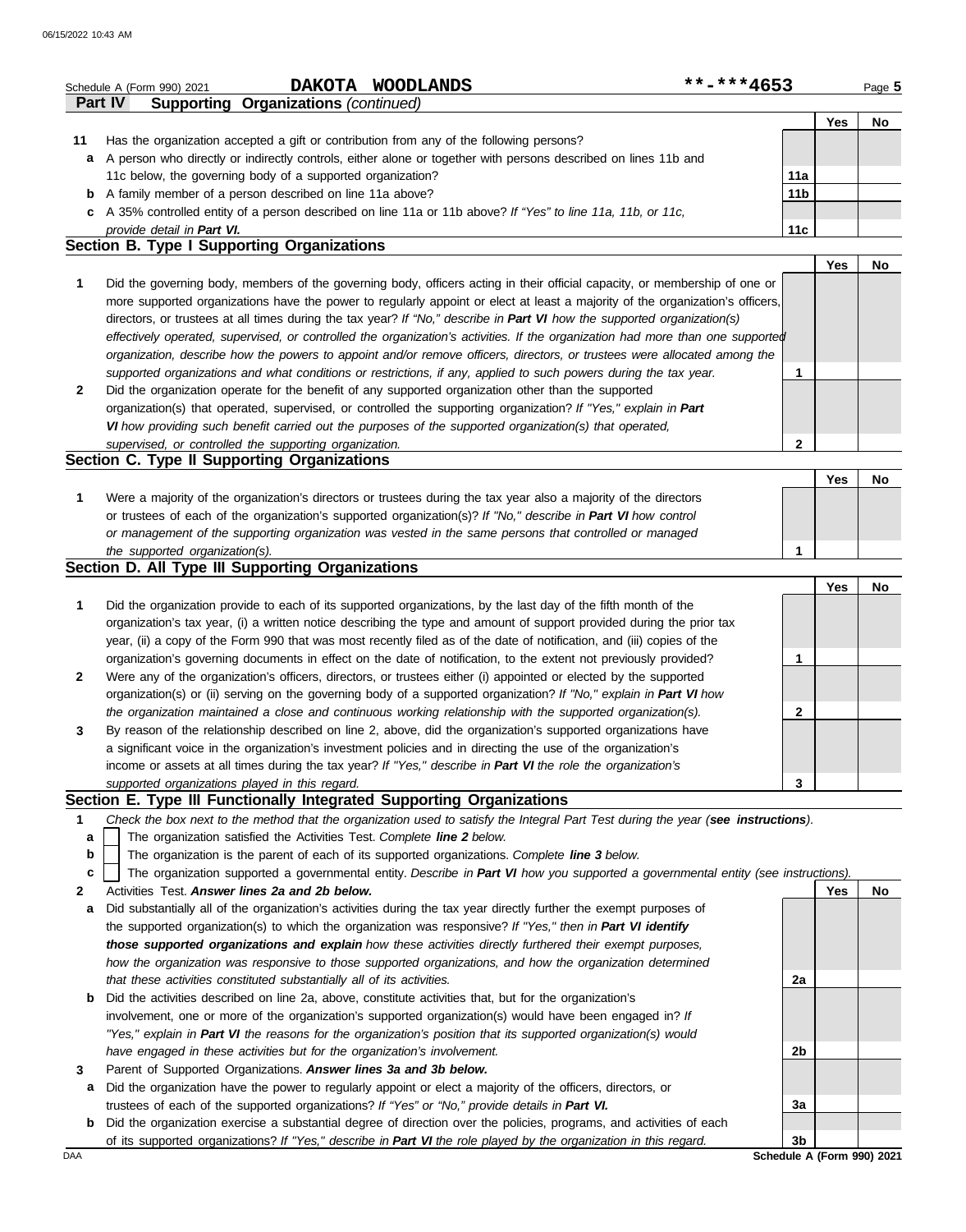Schedule A (Form 990) 2021 **DAKOTA WOODLANDS** **-***4653

## Part IV Supporting Organizations *(continued)*

| | | | Yes | No |
|---|---|---|---|---|
| **11** | Has the organization accepted a gift or contribution from any of the following persons? | | | |
| **a** | A person who directly or indirectly controls, either alone or together with persons described on lines 11b and 11c below, the governing body of a supported organization? | **11a** | | |
| **b** | A family member of a person described on line 11a above? | **11b** | | |
| **c** | A 35% controlled entity of a person described on line 11a or 11b above? *If "Yes" to line 11a, 11b, or 11c, provide detail in **Part VI.*** | **11c** | | |

### Section B. Type I Supporting Organizations

| | | | Yes | No |
|---|---|---|---|---|
| **1** | Did the governing body, members of the governing body, officers acting in their official capacity, or membership of one or more supported organizations have the power to regularly appoint or elect at least a majority of the organization's officers, directors, or trustees at all times during the tax year? *If "No," describe in **Part VI** how the supported organization(s) effectively operated, supervised, or controlled the organization's activities. If the organization had more than one supported organization, describe how the powers to appoint and/or remove officers, directors, or trustees were allocated among the supported organizations and what conditions or restrictions, if any, applied to such powers during the tax year.* | **1** | | |
| **2** | Did the organization operate for the benefit of any supported organization other than the supported organization(s) that operated, supervised, or controlled the supporting organization? *If "Yes," explain in **Part VI** how providing such benefit carried out the purposes of the supported organization(s) that operated, supervised, or controlled the supporting organization.* | **2** | | |

### Section C. Type II Supporting Organizations

| | | | Yes | No |
|---|---|---|---|---|
| **1** | Were a majority of the organization's directors or trustees during the tax year also a majority of the directors or trustees of each of the organization's supported organization(s)? *If "No," describe in **Part VI** how control or management of the supporting organization was vested in the same persons that controlled or managed the supported organization(s).* | **1** | | |

### Section D. All Type III Supporting Organizations

| | | | Yes | No |
|---|---|---|---|---|
| **1** | Did the organization provide to each of its supported organizations, by the last day of the fifth month of the organization's tax year, (i) a written notice describing the type and amount of support provided during the prior tax year, (ii) a copy of the Form 990 that was most recently filed as of the date of notification, and (iii) copies of the organization's governing documents in effect on the date of notification, to the extent not previously provided? | **1** | | |
| **2** | Were any of the organization's officers, directors, or trustees either (i) appointed or elected by the supported organization(s) or (ii) serving on the governing body of a supported organization? *If "No," explain in **Part VI** how the organization maintained a close and continuous working relationship with the supported organization(s).* | **2** | | |
| **3** | By reason of the relationship described on line 2, above, did the organization's supported organizations have a significant voice in the organization's investment policies and in directing the use of the organization's income or assets at all times during the tax year? *If "Yes," describe in **Part VI** the role the organization's supported organizations played in this regard.* | **3** | | |

### Section E. Type III Functionally Integrated Supporting Organizations

**1** *Check the box next to the method that the organization used to satisfy the Integral Part Test during the year (**see instructions**).*

- **a** ☐ The organization satisfied the Activities Test. *Complete **line 2** below.*
- **b** ☐ The organization is the parent of each of its supported organizations. *Complete **line 3** below.*
- **c** ☐ The organization supported a governmental entity. *Describe in **Part VI** how you supported a governmental entity (see instructions).*

| | | | Yes | No |
|---|---|---|---|---|
| **2** | Activities Test. ***Answer lines 2a and 2b below.*** | | | |
| **a** | Did substantially all of the organization's activities during the tax year directly further the exempt purposes of the supported organization(s) to which the organization was responsive? *If "Yes," then in **Part VI identify those supported organizations and explain** how these activities directly furthered their exempt purposes, how the organization was responsive to those supported organizations, and how the organization determined that these activities constituted substantially all of its activities.* | **2a** | | |
| **b** | Did the activities described on line 2a, above, constitute activities that, but for the organization's involvement, one or more of the organization's supported organization(s) would have been engaged in? *If "Yes," explain in **Part VI** the reasons for the organization's position that its supported organization(s) would have engaged in these activities but for the organization's involvement.* | **2b** | | |
| **3** | Parent of Supported Organizations. ***Answer lines 3a and 3b below.*** | | | |
| **a** | Did the organization have the power to regularly appoint or elect a majority of the officers, directors, or trustees of each of the supported organizations? *If "Yes" or "No," provide details in **Part VI.*** | **3a** | | |
| **b** | Did the organization exercise a substantial degree of direction over the policies, programs, and activities of each of its supported organizations? *If "Yes," describe in **Part VI** the role played by the organization in this regard.* | **3b** | | |

Schedule A (Form 990) 2021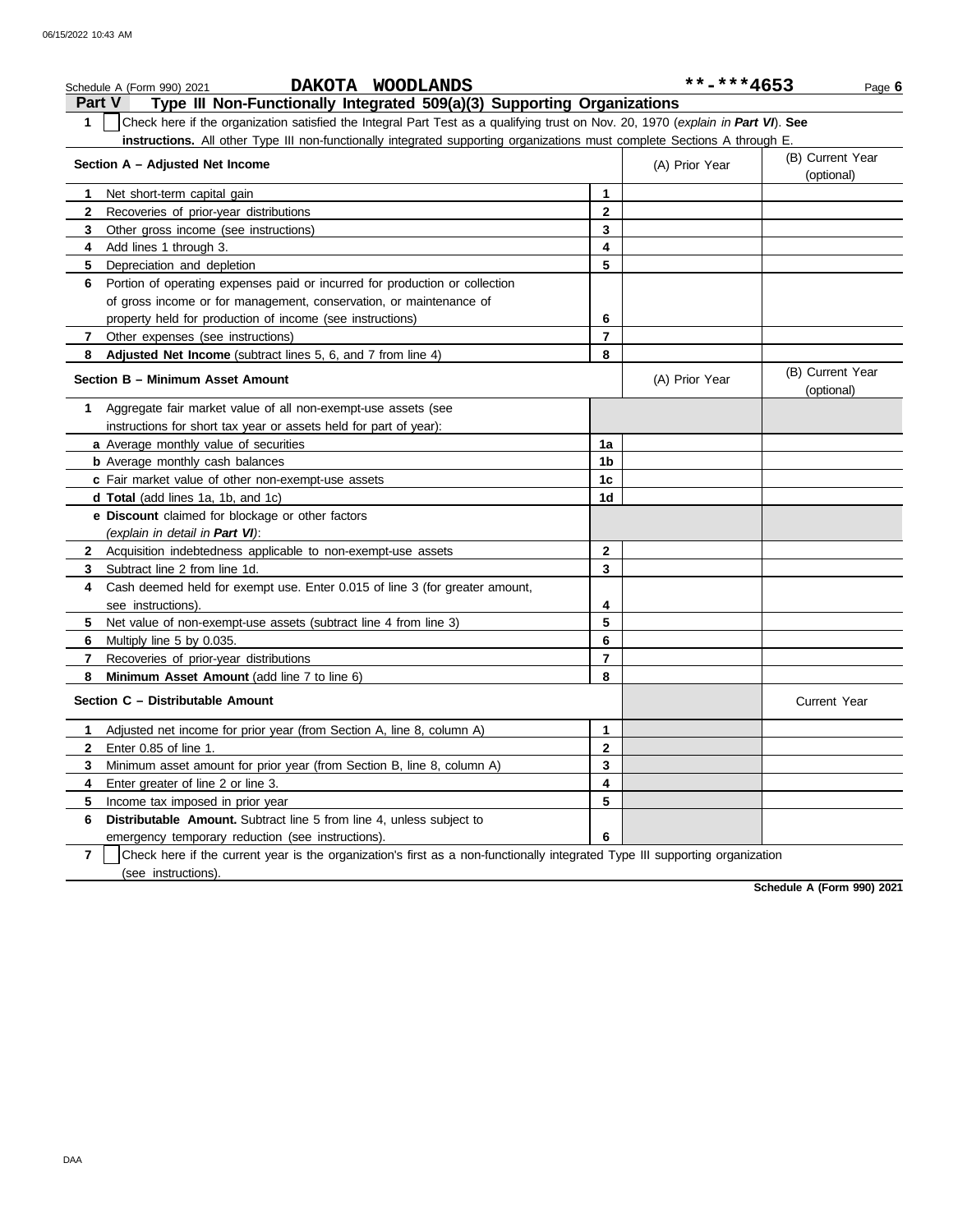Schedule A (Form 990) 2021 **DAKOTA WOODLANDS** **-***4653 Page **6**

## Part V Type III Non-Functionally Integrated 509(a)(3) Supporting Organizations

**1** ☐ Check here if the organization satisfied the Integral Part Test as a qualifying trust on Nov. 20, 1970 (*explain in **Part VI***). **See instructions.** All other Type III non-functionally integrated supporting organizations must complete Sections A through E.

| Section A – Adjusted Net Income | | (A) Prior Year | (B) Current Year (optional) |
|---|---|---|---|
| **1** Net short-term capital gain | **1** | | |
| **2** Recoveries of prior-year distributions | **2** | | |
| **3** Other gross income (see instructions) | **3** | | |
| **4** Add lines 1 through 3. | **4** | | |
| **5** Depreciation and depletion | **5** | | |
| **6** Portion of operating expenses paid or incurred for production or collection of gross income or for management, conservation, or maintenance of property held for production of income (see instructions) | **6** | | |
| **7** Other expenses (see instructions) | **7** | | |
| **8** **Adjusted Net Income** (subtract lines 5, 6, and 7 from line 4) | **8** | | |

| Section B – Minimum Asset Amount | | (A) Prior Year | (B) Current Year (optional) |
|---|---|---|---|
| **1** Aggregate fair market value of all non-exempt-use assets (see instructions for short tax year or assets held for part of year): | | | |
| **a** Average monthly value of securities | **1a** | | |
| **b** Average monthly cash balances | **1b** | | |
| **c** Fair market value of other non-exempt-use assets | **1c** | | |
| **d Total** (add lines 1a, 1b, and 1c) | **1d** | | |
| **e Discount** claimed for blockage or other factors (*explain in detail in **Part VI***): | | | |
| **2** Acquisition indebtedness applicable to non-exempt-use assets | **2** | | |
| **3** Subtract line 2 from line 1d. | **3** | | |
| **4** Cash deemed held for exempt use. Enter 0.015 of line 3 (for greater amount, see instructions). | **4** | | |
| **5** Net value of non-exempt-use assets (subtract line 4 from line 3) | **5** | | |
| **6** Multiply line 5 by 0.035. | **6** | | |
| **7** Recoveries of prior-year distributions | **7** | | |
| **8** **Minimum Asset Amount** (add line 7 to line 6) | **8** | | |

| Section C – Distributable Amount | | | Current Year |
|---|---|---|---|
| **1** Adjusted net income for prior year (from Section A, line 8, column A) | **1** | | |
| **2** Enter 0.85 of line 1. | **2** | | |
| **3** Minimum asset amount for prior year (from Section B, line 8, column A) | **3** | | |
| **4** Enter greater of line 2 or line 3. | **4** | | |
| **5** Income tax imposed in prior year | **5** | | |
| **6** **Distributable Amount.** Subtract line 5 from line 4, unless subject to emergency temporary reduction (see instructions). | **6** | | |

**7** ☐ Check here if the current year is the organization's first as a non-functionally integrated Type III supporting organization (see instructions).

**Schedule A (Form 990) 2021**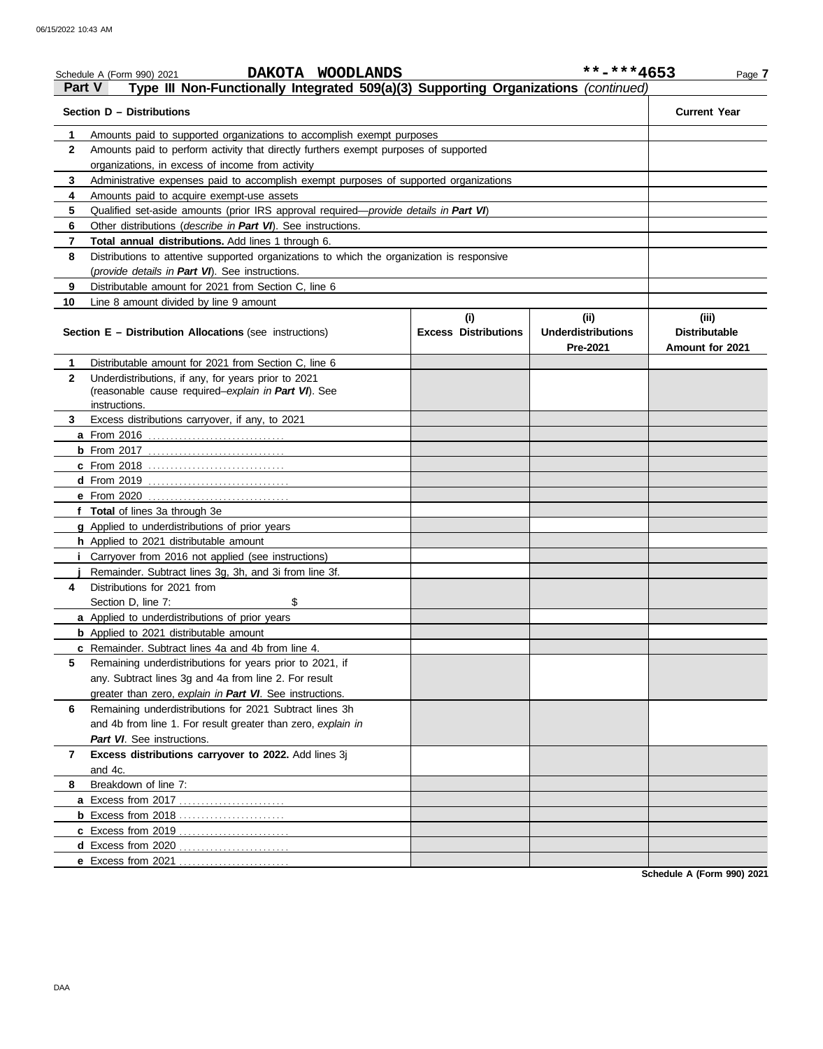Schedule A (Form 990) 2021 **DAKOTA WOODLANDS** **-***4653 Page **7**

**Part V** **Type III Non-Functionally Integrated 509(a)(3) Supporting Organizations** *(continued)*

| | **Section D – Distributions** | **Current Year** |
|---|---|---|
| **1** | Amounts paid to supported organizations to accomplish exempt purposes | |
| **2** | Amounts paid to perform activity that directly furthers exempt purposes of supported organizations, in excess of income from activity | |
| **3** | Administrative expenses paid to accomplish exempt purposes of supported organizations | |
| **4** | Amounts paid to acquire exempt-use assets | |
| **5** | Qualified set-aside amounts (prior IRS approval required—*provide details in **Part VI***) | |
| **6** | Other distributions (*describe in **Part VI***). See instructions. | |
| **7** | **Total annual distributions.** Add lines 1 through 6. | |
| **8** | Distributions to attentive supported organizations to which the organization is responsive (*provide details in **Part VI***). See instructions. | |
| **9** | Distributable amount for 2021 from Section C, line 6 | |
| **10** | Line 8 amount divided by line 9 amount | |

| | **Section E – Distribution Allocations** (see instructions) | **(i)** **Excess Distributions** | **(ii)** **Underdistributions Pre-2021** | **(iii)** **Distributable Amount for 2021** |
|---|---|---|---|---|
| **1** | Distributable amount for 2021 from Section C, line 6 | | | |
| **2** | Underdistributions, if any, for years prior to 2021 (reasonable cause required–*explain in **Part VI***). See instructions. | | | |
| **3** | Excess distributions carryover, if any, to 2021 | | | |
| | **a** From 2016 | | | |
| | **b** From 2017 | | | |
| | **c** From 2018 | | | |
| | **d** From 2019 | | | |
| | **e** From 2020 | | | |
| | **f** **Total** of lines 3a through 3e | | | |
| | **g** Applied to underdistributions of prior years | | | |
| | **h** Applied to 2021 distributable amount | | | |
| | **i** Carryover from 2016 not applied (see instructions) | | | |
| | **j** Remainder. Subtract lines 3g, 3h, and 3i from line 3f. | | | |
| **4** | Distributions for 2021 from Section D, line 7: $ | | | |
| | **a** Applied to underdistributions of prior years | | | |
| | **b** Applied to 2021 distributable amount | | | |
| | **c** Remainder. Subtract lines 4a and 4b from line 4. | | | |
| **5** | Remaining underdistributions for years prior to 2021, if any. Subtract lines 3g and 4a from line 2. For result greater than zero, *explain in **Part VI***. See instructions. | | | |
| **6** | Remaining underdistributions for 2021 Subtract lines 3h and 4b from line 1. For result greater than zero, *explain in **Part VI***. See instructions. | | | |
| **7** | **Excess distributions carryover to 2022.** Add lines 3j and 4c. | | | |
| **8** | Breakdown of line 7: | | | |
| | **a** Excess from 2017 | | | |
| | **b** Excess from 2018 | | | |
| | **c** Excess from 2019 | | | |
| | **d** Excess from 2020 | | | |
| | **e** Excess from 2021 | | | |

**Schedule A (Form 990) 2021**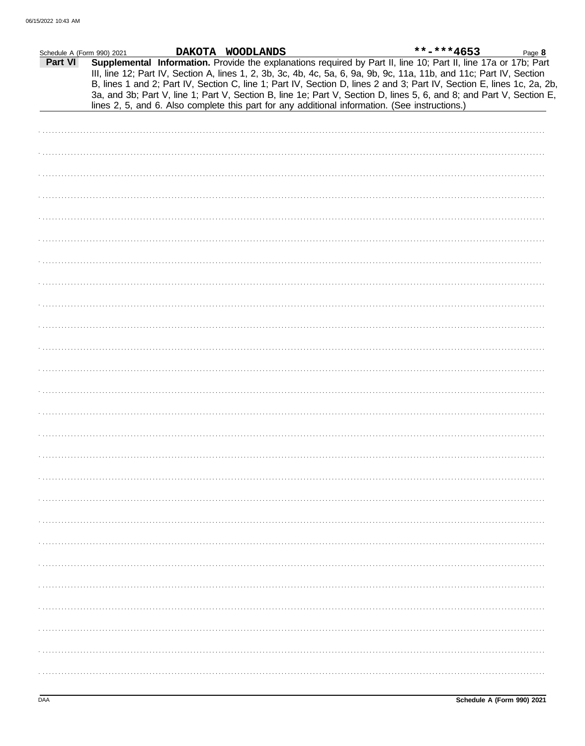Schedule A (Form 990) 2021 **DAKOTA WOODLANDS** **-***4653

**Part VI** **Supplemental Information.** Provide the explanations required by Part II, line 10; Part II, line 17a or 17b; Part III, line 12; Part IV, Section A, lines 1, 2, 3b, 3c, 4b, 4c, 5a, 6, 9a, 9b, 9c, 11a, 11b, and 11c; Part IV, Section B, lines 1 and 2; Part IV, Section C, line 1; Part IV, Section D, lines 2 and 3; Part IV, Section E, lines 1c, 2a, 2b, 3a, and 3b; Part V, line 1; Part V, Section B, line 1e; Part V, Section D, lines 5, 6, and 8; and Part V, Section E, lines 2, 5, and 6. Also complete this part for any additional information. (See instructions.)

DAA **Schedule A (Form 990) 2021**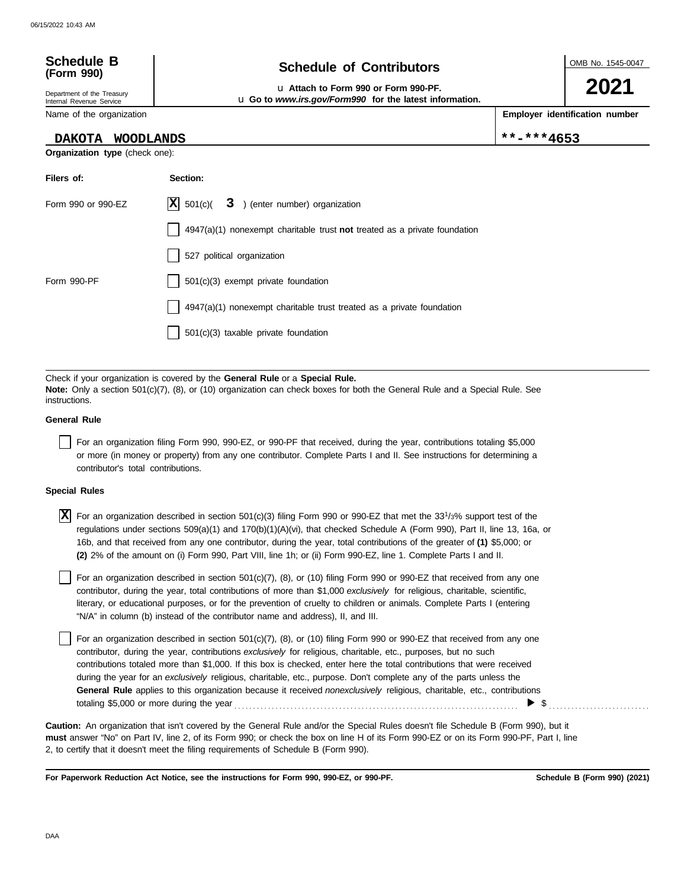# Schedule B (Form 990)

## Schedule of Contributors

Department of the Treasury
Internal Revenue Service

u Attach to Form 990 or Form 990-PF.
u Go to *www.irs.gov/Form990* for the latest information.

OMB No. 1545-0047

**2021**

Name of the organization: **DAKOTA WOODLANDS**

Employer identification number: **\*\*-\*\*\*4653**

**Organization type** (check one):

| Filers of: | Section: |
|---|---|
| Form 990 or 990-EZ | [X] 501(c)( **3** ) (enter number) organization |
| | [ ] 4947(a)(1) nonexempt charitable trust **not** treated as a private foundation |
| | [ ] 527 political organization |
| Form 990-PF | [ ] 501(c)(3) exempt private foundation |
| | [ ] 4947(a)(1) nonexempt charitable trust treated as a private foundation |
| | [ ] 501(c)(3) taxable private foundation |

Check if your organization is covered by the **General Rule** or a **Special Rule.**

**Note:** Only a section 501(c)(7), (8), or (10) organization can check boxes for both the General Rule and a Special Rule. See instructions.

**General Rule**

[ ] For an organization filing Form 990, 990-EZ, or 990-PF that received, during the year, contributions totaling $5,000 or more (in money or property) from any one contributor. Complete Parts I and II. See instructions for determining a contributor's total contributions.

**Special Rules**

[X] For an organization described in section 501(c)(3) filing Form 990 or 990-EZ that met the 33 1/3% support test of the regulations under sections 509(a)(1) and 170(b)(1)(A)(vi), that checked Schedule A (Form 990), Part II, line 13, 16a, or 16b, and that received from any one contributor, during the year, total contributions of the greater of **(1)** $5,000; or **(2)** 2% of the amount on (i) Form 990, Part VIII, line 1h; or (ii) Form 990-EZ, line 1. Complete Parts I and II.

[ ] For an organization described in section 501(c)(7), (8), or (10) filing Form 990 or 990-EZ that received from any one contributor, during the year, total contributions of more than $1,000 *exclusively* for religious, charitable, scientific, literary, or educational purposes, or for the prevention of cruelty to children or animals. Complete Parts I (entering "N/A" in column (b) instead of the contributor name and address), II, and III.

[ ] For an organization described in section 501(c)(7), (8), or (10) filing Form 990 or 990-EZ that received from any one contributor, during the year, contributions *exclusively* for religious, charitable, etc., purposes, but no such contributions totaled more than $1,000. If this box is checked, enter here the total contributions that were received during the year for an *exclusively* religious, charitable, etc., purpose. Don't complete any of the parts unless the **General Rule** applies to this organization because it received *nonexclusively* religious, charitable, etc., contributions totaling $5,000 or more during the year .......... ▶ $ ..........

**Caution:** An organization that isn't covered by the General Rule and/or the Special Rules doesn't file Schedule B (Form 990), but it **must** answer "No" on Part IV, line 2, of its Form 990; or check the box on line H of its Form 990-EZ or on its Form 990-PF, Part I, line 2, to certify that it doesn't meet the filing requirements of Schedule B (Form 990).

**For Paperwork Reduction Act Notice, see the instructions for Form 990, 990-EZ, or 990-PF.** **Schedule B (Form 990) (2021)**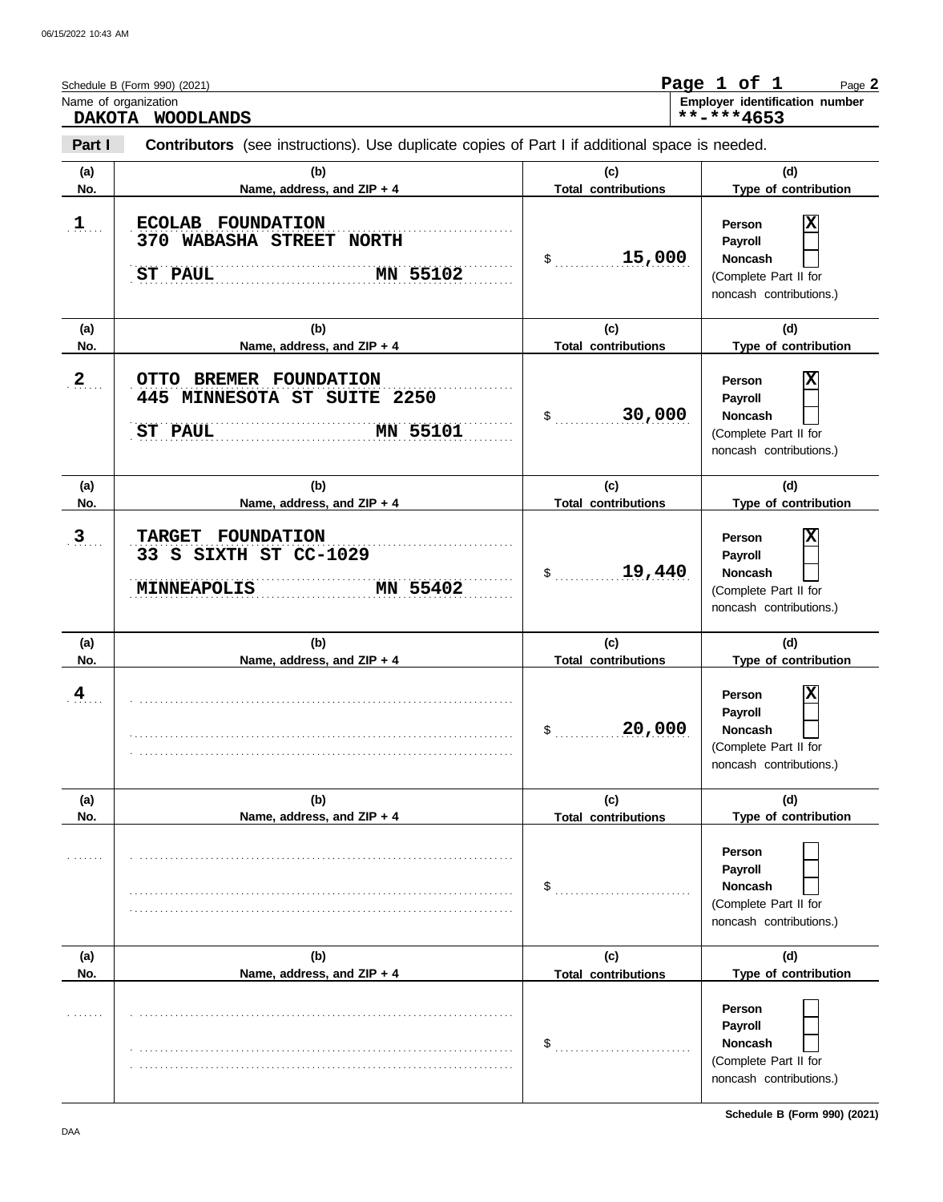Schedule B (Form 990) (2021)

Name of organization
**DAKOTA WOODLANDS**

Employer identification number
**\*\*-\*\*\*4653**

**Part I** **Contributors** (see instructions). Use duplicate copies of Part I if additional space is needed.

| (a) No. | (b) Name, address, and ZIP + 4 | (c) Total contributions | (d) Type of contribution |
|---|---|---|---|
| 1 | ECOLAB FOUNDATION<br>370 WABASHA STREET NORTH<br>ST PAUL MN 55102 | $ 15,000 | Person [X]<br>Payroll [ ]<br>Noncash [ ]<br>(Complete Part II for noncash contributions.) |
| 2 | OTTO BREMER FOUNDATION<br>445 MINNESOTA ST SUITE 2250<br>ST PAUL MN 55101 | $ 30,000 | Person [X]<br>Payroll [ ]<br>Noncash [ ]<br>(Complete Part II for noncash contributions.) |
| 3 | TARGET FOUNDATION<br>33 S SIXTH ST CC-1029<br>MINNEAPOLIS MN 55402 | $ 19,440 | Person [X]<br>Payroll [ ]<br>Noncash [ ]<br>(Complete Part II for noncash contributions.) |
| 4 | | $ 20,000 | Person [X]<br>Payroll [ ]<br>Noncash [ ]<br>(Complete Part II for noncash contributions.) |
| | | $ | Person [ ]<br>Payroll [ ]<br>Noncash [ ]<br>(Complete Part II for noncash contributions.) |
| | | $ | Person [ ]<br>Payroll [ ]<br>Noncash [ ]<br>(Complete Part II for noncash contributions.) |

Schedule B (Form 990) (2021)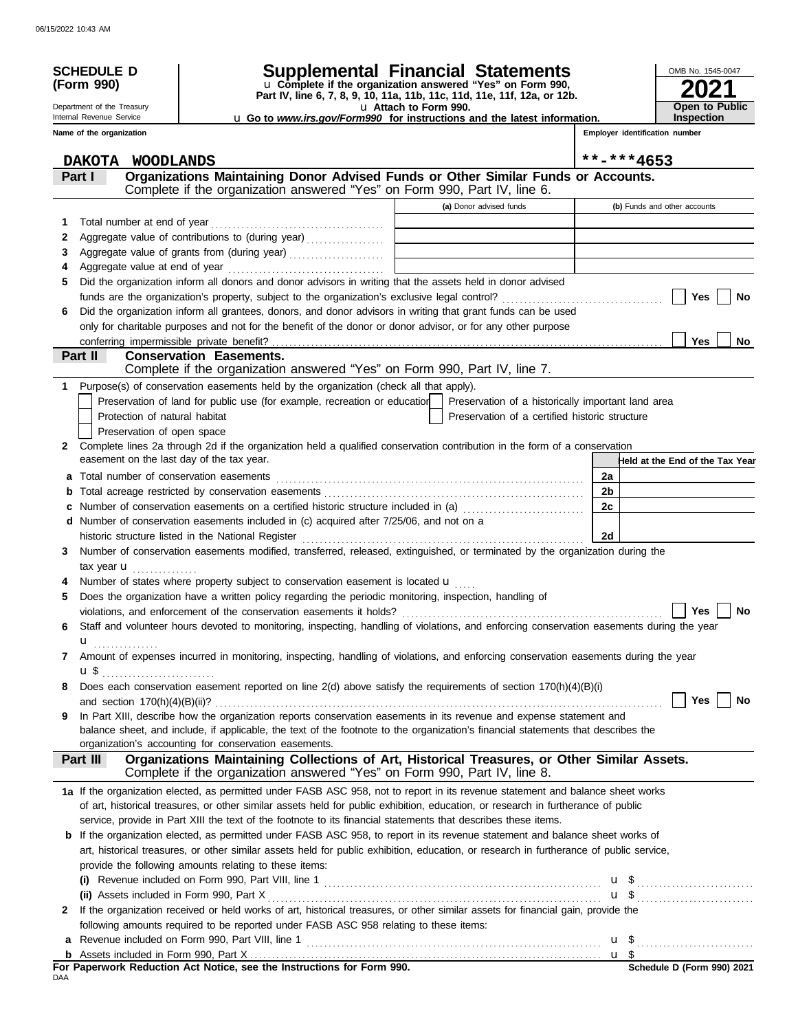**SCHEDULE D (Form 990)**

Department of the Treasury
Internal Revenue Service

# Supplemental Financial Statements

u Complete if the organization answered "Yes" on Form 990, Part IV, line 6, 7, 8, 9, 10, 11a, 11b, 11c, 11d, 11e, 11f, 12a, or 12b.
u Attach to Form 990.
u Go to *www.irs.gov/Form990* for instructions and the latest information.

OMB No. 1545-0047

**2021**

**Open to Public Inspection**

Name of the organization: DAKOTA WOODLANDS

Employer identification number: **-***4653

## Part I — Organizations Maintaining Donor Advised Funds or Other Similar Funds or Accounts.

Complete if the organization answered "Yes" on Form 990, Part IV, line 6.

| | | (a) Donor advised funds | (b) Funds and other accounts |
|---|---|---|---|
| 1 | Total number at end of year | | |
| 2 | Aggregate value of contributions to (during year) | | |
| 3 | Aggregate value of grants from (during year) | | |
| 4 | Aggregate value at end of year | | |

5 Did the organization inform all donors and donor advisors in writing that the assets held in donor advised funds are the organization's property, subject to the organization's exclusive legal control? ☐ Yes ☐ No

6 Did the organization inform all grantees, donors, and donor advisors in writing that grant funds can be used only for charitable purposes and not for the benefit of the donor or donor advisor, or for any other purpose conferring impermissible private benefit? ☐ Yes ☐ No

## Part II — Conservation Easements.

Complete if the organization answered "Yes" on Form 990, Part IV, line 7.

1 Purpose(s) of conservation easements held by the organization (check all that apply).

- ☐ Preservation of land for public use (for example, recreation or education)
- ☐ Protection of natural habitat
- ☐ Preservation of open space
- ☐ Preservation of a historically important land area
- ☐ Preservation of a certified historic structure

2 Complete lines 2a through 2d if the organization held a qualified conservation contribution in the form of a conservation easement on the last day of the tax year.

| | | | Held at the End of the Tax Year |
|---|---|---|---|
| a | Total number of conservation easements | 2a | |
| b | Total acreage restricted by conservation easements | 2b | |
| c | Number of conservation easements on a certified historic structure included in (a) | 2c | |
| d | Number of conservation easements included in (c) acquired after 7/25/06, and not on a historic structure listed in the National Register | 2d | |

3 Number of conservation easements modified, transferred, released, extinguished, or terminated by the organization during the tax year u

4 Number of states where property subject to conservation easement is located u

5 Does the organization have a written policy regarding the periodic monitoring, inspection, handling of violations, and enforcement of the conservation easements it holds? ☐ Yes ☐ No

6 Staff and volunteer hours devoted to monitoring, inspecting, handling of violations, and enforcing conservation easements during the year u

7 Amount of expenses incurred in monitoring, inspecting, handling of violations, and enforcing conservation easements during the year u $

8 Does each conservation easement reported on line 2(d) above satisfy the requirements of section 170(h)(4)(B)(i) and section 170(h)(4)(B)(ii)? ☐ Yes ☐ No

9 In Part XIII, describe how the organization reports conservation easements in its revenue and expense statement and balance sheet, and include, if applicable, the text of the footnote to the organization's financial statements that describes the organization's accounting for conservation easements.

## Part III — Organizations Maintaining Collections of Art, Historical Treasures, or Other Similar Assets.

Complete if the organization answered "Yes" on Form 990, Part IV, line 8.

1a If the organization elected, as permitted under FASB ASC 958, not to report in its revenue statement and balance sheet works of art, historical treasures, or other similar assets held for public exhibition, education, or research in furtherance of public service, provide in Part XIII the text of the footnote to its financial statements that describes these items.

b If the organization elected, as permitted under FASB ASC 958, to report in its revenue statement and balance sheet works of art, historical treasures, or other similar assets held for public exhibition, education, or research in furtherance of public service, provide the following amounts relating to these items:

(i) Revenue included on Form 990, Part VIII, line 1 u $

(ii) Assets included in Form 990, Part X u $

2 If the organization received or held works of art, historical treasures, or other similar assets for financial gain, provide the following amounts required to be reported under FASB ASC 958 relating to these items:

a Revenue included on Form 990, Part VIII, line 1 u $

b Assets included in Form 990, Part X u $

**For Paperwork Reduction Act Notice, see the Instructions for Form 990.**

DAA

**Schedule D (Form 990) 2021**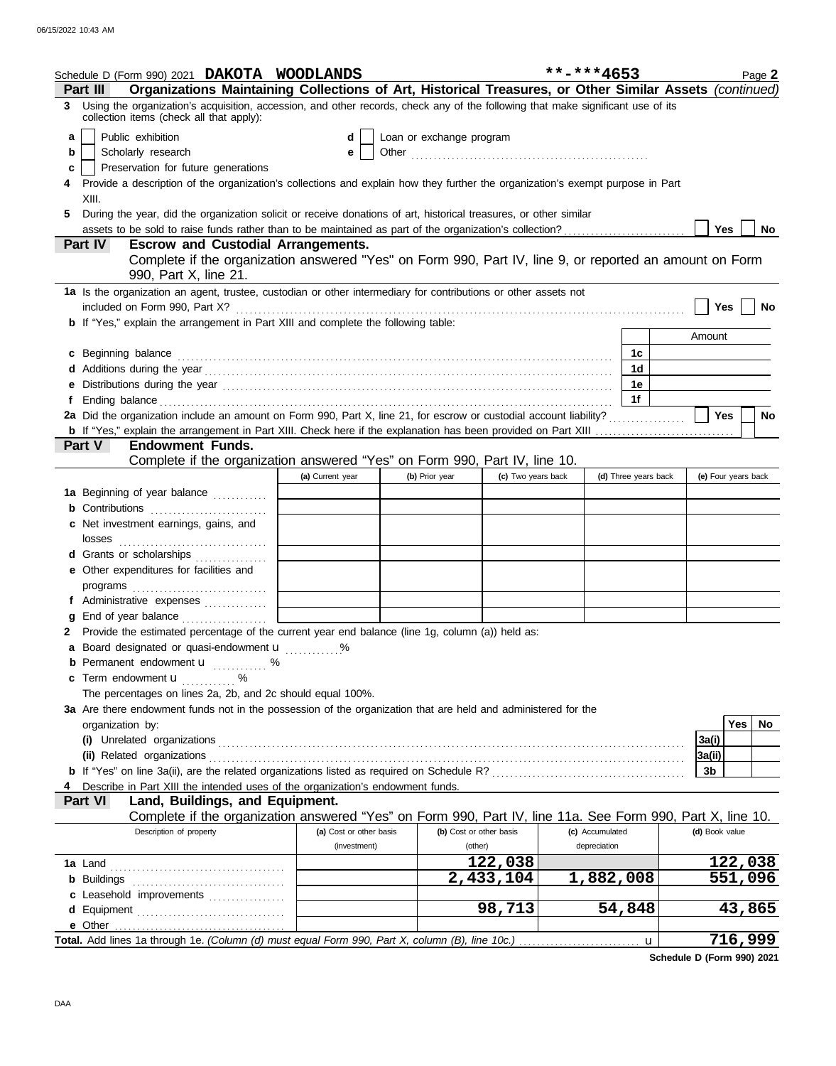Schedule D (Form 990) 2021 **DAKOTA WOODLANDS** **-***4653 Page **2**

**Part III** **Organizations Maintaining Collections of Art, Historical Treasures, or Other Similar Assets** *(continued)*

**3** Using the organization's acquisition, accession, and other records, check any of the following that make significant use of its collection items (check all that apply):

- **a** ☐ Public exhibition
- **b** ☐ Scholarly research
- **c** ☐ Preservation for future generations
- **d** ☐ Loan or exchange program
- **e** ☐ Other ...................................................

**4** Provide a description of the organization's collections and explain how they further the organization's exempt purpose in Part XIII.

**5** During the year, did the organization solicit or receive donations of art, historical treasures, or other similar assets to be sold to raise funds rather than to be maintained as part of the organization's collection? ☐ **Yes** ☐ **No**

**Part IV** **Escrow and Custodial Arrangements.**

Complete if the organization answered "Yes" on Form 990, Part IV, line 9, or reported an amount on Form 990, Part X, line 21.

**1a** Is the organization an agent, trustee, custodian or other intermediary for contributions or other assets not included on Form 990, Part X? ☐ **Yes** ☐ **No**

**b** If "Yes," explain the arrangement in Part XIII and complete the following table:

| | | Amount |
|---|---|---|
| **c** Beginning balance | **1c** | |
| **d** Additions during the year | **1d** | |
| **e** Distributions during the year | **1e** | |
| **f** Ending balance | **1f** | |

**2a** Did the organization include an amount on Form 990, Part X, line 21, for escrow or custodial account liability? ☐ **Yes** ☐ **No**

**b** If "Yes," explain the arrangement in Part XIII. Check here if the explanation has been provided on Part XIII ☐

**Part V** **Endowment Funds.**

Complete if the organization answered "Yes" on Form 990, Part IV, line 10.

| | (a) Current year | (b) Prior year | (c) Two years back | (d) Three years back | (e) Four years back |
|---|---|---|---|---|---|
| **1a** Beginning of year balance | | | | | |
| **b** Contributions | | | | | |
| **c** Net investment earnings, gains, and losses | | | | | |
| **d** Grants or scholarships | | | | | |
| **e** Other expenditures for facilities and programs | | | | | |
| **f** Administrative expenses | | | | | |
| **g** End of year balance | | | | | |

**2** Provide the estimated percentage of the current year end balance (line 1g, column (a)) held as:

- **a** Board designated or quasi-endowment u ............%
- **b** Permanent endowment u ............ %
- **c** Term endowment u ............ %

The percentages on lines 2a, 2b, and 2c should equal 100%.

**3a** Are there endowment funds not in the possession of the organization that are held and administered for the organization by:

| | | Yes | No |
|---|---|---|---|
| **(i)** Unrelated organizations | **3a(i)** | | |
| **(ii)** Related organizations | **3a(ii)** | | |
| **b** If "Yes" on line 3a(ii), are the related organizations listed as required on Schedule R? | **3b** | | |

**4** Describe in Part XIII the intended uses of the organization's endowment funds.

**Part VI** **Land, Buildings, and Equipment.**

Complete if the organization answered "Yes" on Form 990, Part IV, line 11a. See Form 990, Part X, line 10.

| Description of property | (a) Cost or other basis (investment) | (b) Cost or other basis (other) | (c) Accumulated depreciation | (d) Book value |
|---|---|---|---|---|
| **1a** Land | | 122,038 | | 122,038 |
| **b** Buildings | | 2,433,104 | 1,882,008 | 551,096 |
| **c** Leasehold improvements | | | | |
| **d** Equipment | | 98,713 | 54,848 | 43,865 |
| **e** Other | | | | |
| **Total.** Add lines 1a through 1e. *(Column (d) must equal Form 990, Part X, column (B), line 10c.)* u | | | | 716,999 |

**Schedule D (Form 990) 2021**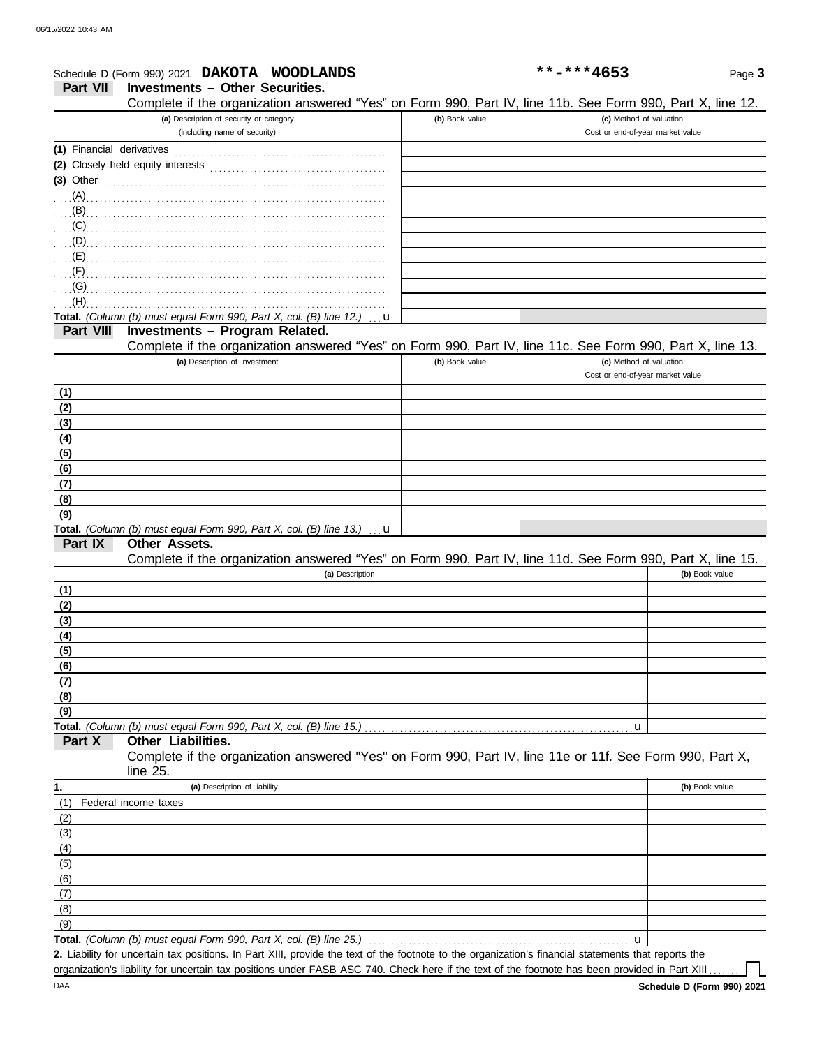Schedule D (Form 990) 2021 **DAKOTA WOODLANDS** **-***4653 Page **3**

## Part VII Investments – Other Securities.

Complete if the organization answered "Yes" on Form 990, Part IV, line 11b. See Form 990, Part X, line 12.

| (a) Description of security or category (including name of security) | (b) Book value | (c) Method of valuation: Cost or end-of-year market value |
|---|---|---|
| (1) Financial derivatives | | |
| (2) Closely held equity interests | | |
| (3) Other | | |
| (A) | | |
| (B) | | |
| (C) | | |
| (D) | | |
| (E) | | |
| (F) | | |
| (G) | | |
| (H) | | |
| **Total.** *(Column (b) must equal Form 990, Part X, col. (B) line 12.)* u | | |

## Part VIII Investments – Program Related.

Complete if the organization answered "Yes" on Form 990, Part IV, line 11c. See Form 990, Part X, line 13.

| (a) Description of investment | (b) Book value | (c) Method of valuation: Cost or end-of-year market value |
|---|---|---|
| (1) | | |
| (2) | | |
| (3) | | |
| (4) | | |
| (5) | | |
| (6) | | |
| (7) | | |
| (8) | | |
| (9) | | |
| **Total.** *(Column (b) must equal Form 990, Part X, col. (B) line 13.)* u | | |

## Part IX Other Assets.

Complete if the organization answered "Yes" on Form 990, Part IV, line 11d. See Form 990, Part X, line 15.

| (a) Description | (b) Book value |
|---|---|
| (1) | |
| (2) | |
| (3) | |
| (4) | |
| (5) | |
| (6) | |
| (7) | |
| (8) | |
| (9) | |
| **Total.** *(Column (b) must equal Form 990, Part X, col. (B) line 15.)* u | |

## Part X Other Liabilities.

Complete if the organization answered "Yes" on Form 990, Part IV, line 11e or 11f. See Form 990, Part X, line 25.

| 1. (a) Description of liability | (b) Book value |
|---|---|
| (1) Federal income taxes | |
| (2) | |
| (3) | |
| (4) | |
| (5) | |
| (6) | |
| (7) | |
| (8) | |
| (9) | |
| **Total.** *(Column (b) must equal Form 990, Part X, col. (B) line 25.)* u | |

**2.** Liability for uncertain tax positions. In Part XIII, provide the text of the footnote to the organization's financial statements that reports the organization's liability for uncertain tax positions under FASB ASC 740. Check here if the text of the footnote has been provided in Part XIII ☐

DAA **Schedule D (Form 990) 2021**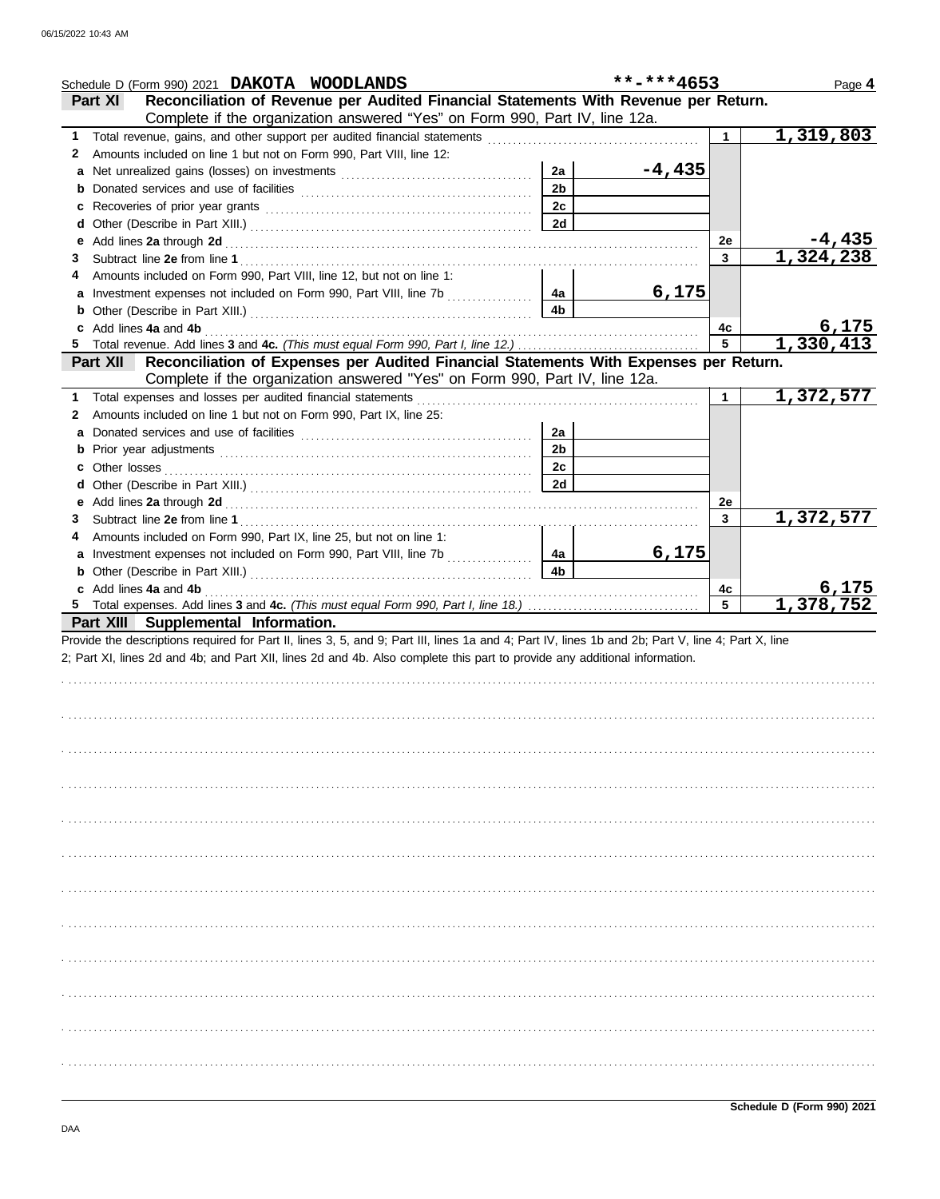Schedule D (Form 990) 2021 **DAKOTA WOODLANDS** **-***4653

## Part XI Reconciliation of Revenue per Audited Financial Statements With Revenue per Return.

Complete if the organization answered "Yes" on Form 990, Part IV, line 12a.

| | | | | | |
|---|---|---|---|---|---|
| 1 | Total revenue, gains, and other support per audited financial statements | | | 1 | 1,319,803 |
| 2 | Amounts included on line 1 but not on Form 990, Part VIII, line 12: | | | | |
| a | Net unrealized gains (losses) on investments | 2a | -4,435 | | |
| b | Donated services and use of facilities | 2b | | | |
| c | Recoveries of prior year grants | 2c | | | |
| d | Other (Describe in Part XIII.) | 2d | | | |
| e | Add lines **2a** through **2d** | | | 2e | -4,435 |
| 3 | Subtract line **2e** from line **1** | | | 3 | 1,324,238 |
| 4 | Amounts included on Form 990, Part VIII, line 12, but not on line 1: | | | | |
| a | Investment expenses not included on Form 990, Part VIII, line 7b | 4a | 6,175 | | |
| b | Other (Describe in Part XIII.) | 4b | | | |
| c | Add lines **4a** and **4b** | | | 4c | 6,175 |
| 5 | Total revenue. Add lines **3** and **4c.** *(This must equal Form 990, Part I, line 12.)* | | | 5 | 1,330,413 |

## Part XII Reconciliation of Expenses per Audited Financial Statements With Expenses per Return.

Complete if the organization answered "Yes" on Form 990, Part IV, line 12a.

| | | | | | |
|---|---|---|---|---|---|
| 1 | Total expenses and losses per audited financial statements | | | 1 | 1,372,577 |
| 2 | Amounts included on line 1 but not on Form 990, Part IX, line 25: | | | | |
| a | Donated services and use of facilities | 2a | | | |
| b | Prior year adjustments | 2b | | | |
| c | Other losses | 2c | | | |
| d | Other (Describe in Part XIII.) | 2d | | | |
| e | Add lines **2a** through **2d** | | | 2e | |
| 3 | Subtract line **2e** from line **1** | | | 3 | 1,372,577 |
| 4 | Amounts included on Form 990, Part IX, line 25, but not on line 1: | | | | |
| a | Investment expenses not included on Form 990, Part VIII, line 7b | 4a | 6,175 | | |
| b | Other (Describe in Part XIII.) | 4b | | | |
| c | Add lines **4a** and **4b** | | | 4c | 6,175 |
| 5 | Total expenses. Add lines **3** and **4c.** *(This must equal Form 990, Part I, line 18.)* | | | 5 | 1,378,752 |

## Part XIII Supplemental Information.

Provide the descriptions required for Part II, lines 3, 5, and 9; Part III, lines 1a and 4; Part IV, lines 1b and 2b; Part V, line 4; Part X, line 2; Part XI, lines 2d and 4b; and Part XII, lines 2d and 4b. Also complete this part to provide any additional information.

Schedule D (Form 990) 2021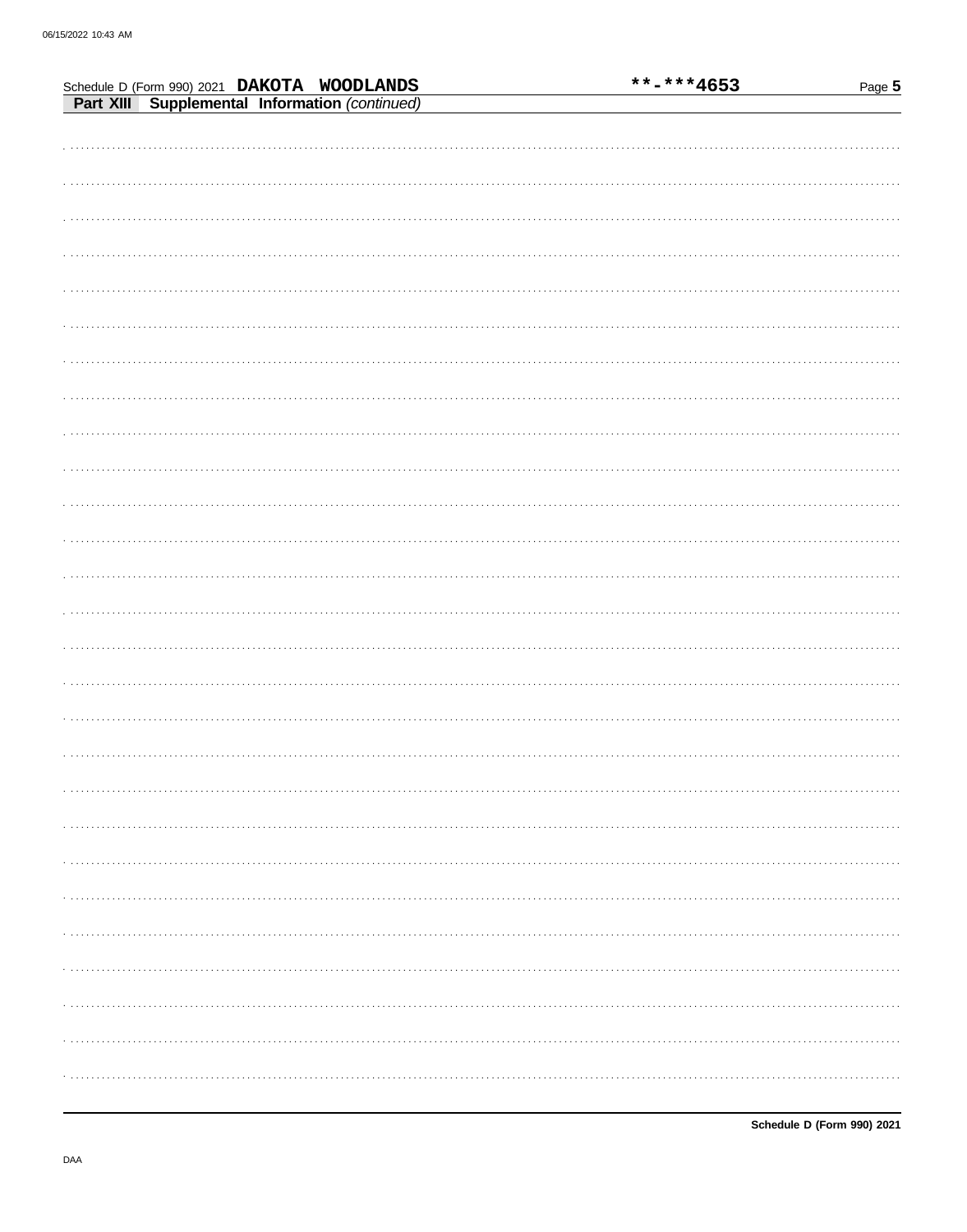Schedule D (Form 990) 2021 **DAKOTA WOODLANDS** **-***4653

**Part XIII** **Supplemental Information** *(continued)*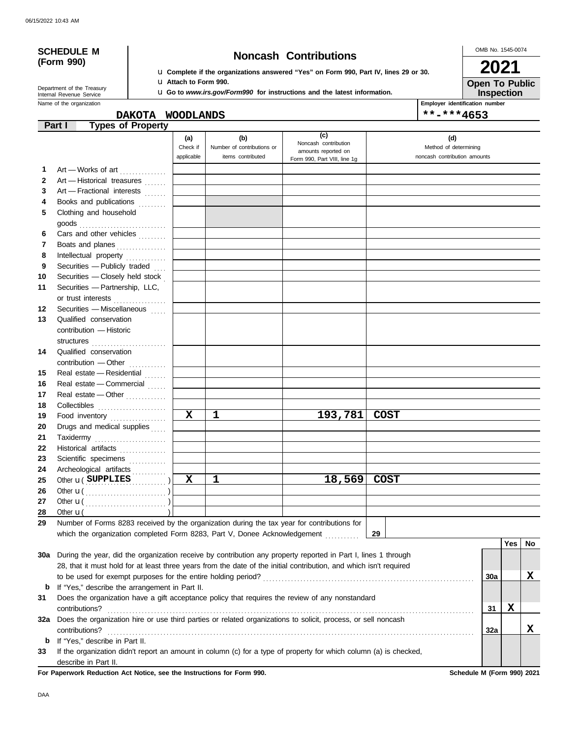# SCHEDULE M (Form 990)

## Noncash Contributions

u Complete if the organizations answered "Yes" on Form 990, Part IV, lines 29 or 30.
u Attach to Form 990.
u Go to *www.irs.gov/Form990* for instructions and the latest information.

OMB No. 1545-0074

**2021**

**Open To Public Inspection**

Department of the Treasury
Internal Revenue Service

Name of the organization: **DAKOTA WOODLANDS**

Employer identification number: **\*\*-\*\*\*4653**

### Part I Types of Property

| | | (a) Check if applicable | (b) Number of contributions or items contributed | (c) Noncash contribution amounts reported on Form 990, Part VIII, line 1g | (d) Method of determining noncash contribution amounts |
|---|---|---|---|---|---|
| 1 | Art — Works of art | | | | |
| 2 | Art — Historical treasures | | | | |
| 3 | Art — Fractional interests | | | | |
| 4 | Books and publications | | | | |
| 5 | Clothing and household goods | | | | |
| 6 | Cars and other vehicles | | | | |
| 7 | Boats and planes | | | | |
| 8 | Intellectual property | | | | |
| 9 | Securities — Publicly traded | | | | |
| 10 | Securities — Closely held stock | | | | |
| 11 | Securities — Partnership, LLC, or trust interests | | | | |
| 12 | Securities — Miscellaneous | | | | |
| 13 | Qualified conservation contribution — Historic structures | | | | |
| 14 | Qualified conservation contribution — Other | | | | |
| 15 | Real estate — Residential | | | | |
| 16 | Real estate — Commercial | | | | |
| 17 | Real estate — Other | | | | |
| 18 | Collectibles | | | | |
| 19 | Food inventory | X | 1 | 193,781 | COST |
| 20 | Drugs and medical supplies | | | | |
| 21 | Taxidermy | | | | |
| 22 | Historical artifacts | | | | |
| 23 | Scientific specimens | | | | |
| 24 | Archeological artifacts | | | | |
| 25 | Other u ( SUPPLIES ) | X | 1 | 18,569 | COST |
| 26 | Other u ( ) | | | | |
| 27 | Other u ( ) | | | | |
| 28 | Other u ( ) | | | | |

**29** Number of Forms 8283 received by the organization during the tax year for contributions for which the organization completed Form 8283, Part V, Donee Acknowledgement ........ **29**

| | | | Yes | No |
|---|---|---|---|---|
| **30a** | During the year, did the organization receive by contribution any property reported in Part I, lines 1 through 28, that it must hold for at least three years from the date of the initial contribution, and which isn't required to be used for exempt purposes for the entire holding period? | 30a | | X |
| **b** | If "Yes," describe the arrangement in Part II. | | | |
| **31** | Does the organization have a gift acceptance policy that requires the review of any nonstandard contributions? | 31 | X | |
| **32a** | Does the organization hire or use third parties or related organizations to solicit, process, or sell noncash contributions? | 32a | | X |
| **b** | If "Yes," describe in Part II. | | | |
| **33** | If the organization didn't report an amount in column (c) for a type of property for which column (a) is checked, describe in Part II. | | | |

**For Paperwork Reduction Act Notice, see the Instructions for Form 990.**

**Schedule M (Form 990) 2021**

DAA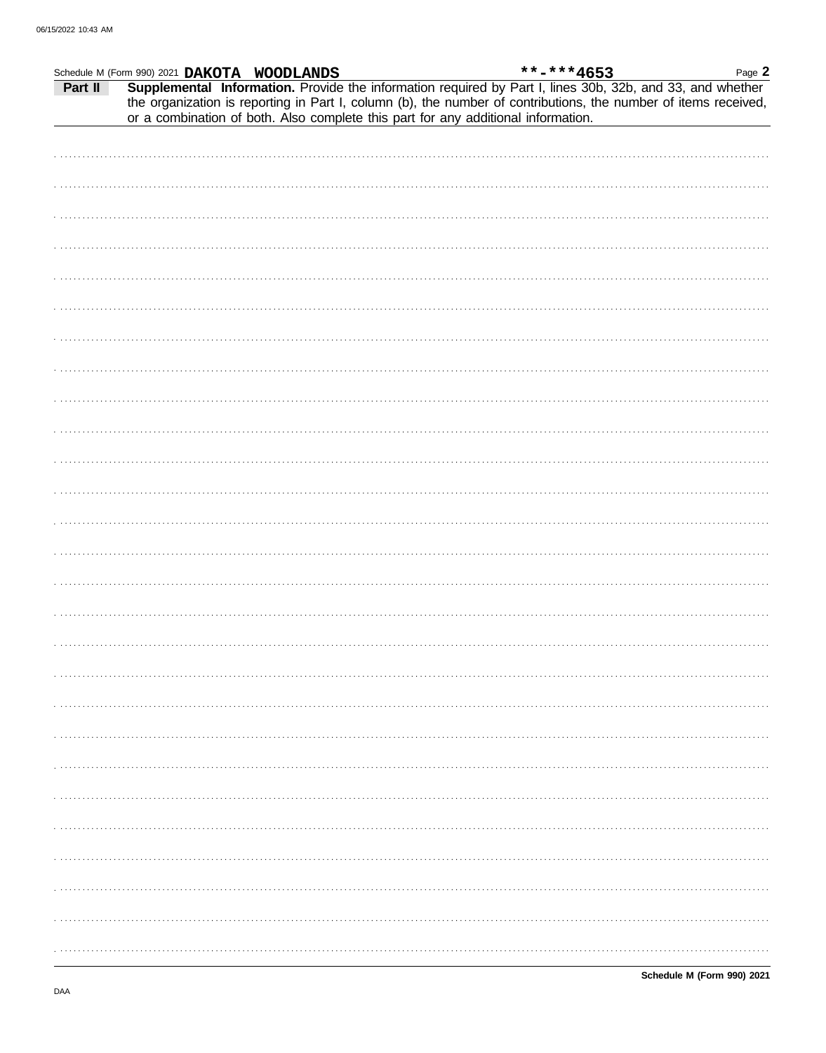Schedule M (Form 990) 2021 **DAKOTA WOODLANDS** **-***4653

**Part II** **Supplemental Information.** Provide the information required by Part I, lines 30b, 32b, and 33, and whether the organization is reporting in Part I, column (b), the number of contributions, the number of items received, or a combination of both. Also complete this part for any additional information.

**Schedule M (Form 990) 2021**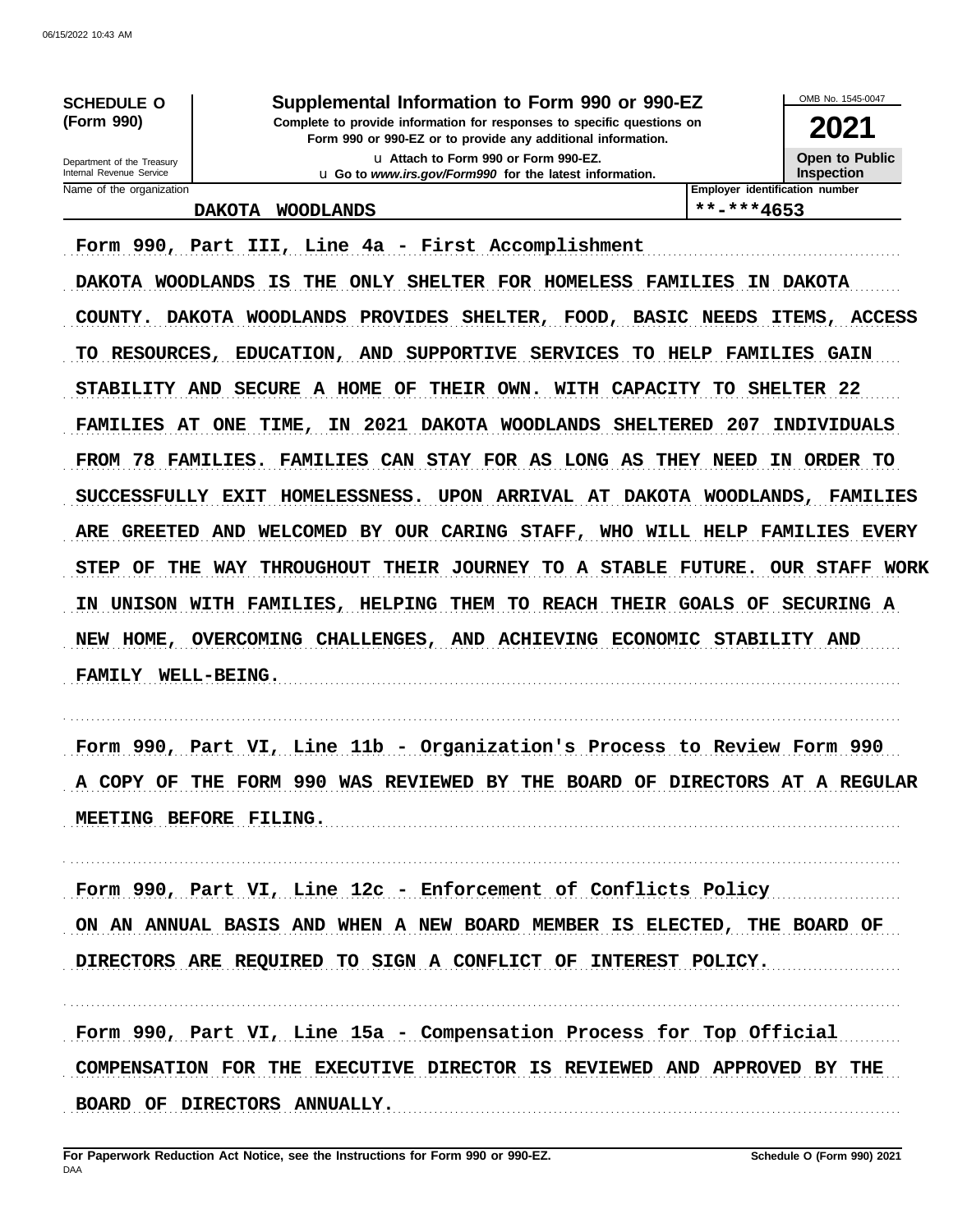**SCHEDULE O (Form 990)**

Department of the Treasury
Internal Revenue Service

# Supplemental Information to Form 990 or 990-EZ

**Complete to provide information for responses to specific questions on Form 990 or 990-EZ or to provide any additional information.**

u Attach to Form 990 or Form 990-EZ.

u **Go to** *www.irs.gov/Form990* **for the latest information.**

OMB No. 1545-0047

**2021**

**Open to Public Inspection**

| Name of the organization | Employer identification number |
|---|---|
| DAKOTA WOODLANDS | **-***4653 |

Form 990, Part III, Line 4a - First Accomplishment

DAKOTA WOODLANDS IS THE ONLY SHELTER FOR HOMELESS FAMILIES IN DAKOTA COUNTY. DAKOTA WOODLANDS PROVIDES SHELTER, FOOD, BASIC NEEDS ITEMS, ACCESS TO RESOURCES, EDUCATION, AND SUPPORTIVE SERVICES TO HELP FAMILIES GAIN STABILITY AND SECURE A HOME OF THEIR OWN. WITH CAPACITY TO SHELTER 22 FAMILIES AT ONE TIME, IN 2021 DAKOTA WOODLANDS SHELTERED 207 INDIVIDUALS FROM 78 FAMILIES. FAMILIES CAN STAY FOR AS LONG AS THEY NEED IN ORDER TO SUCCESSFULLY EXIT HOMELESSNESS. UPON ARRIVAL AT DAKOTA WOODLANDS, FAMILIES ARE GREETED AND WELCOMED BY OUR CARING STAFF, WHO WILL HELP FAMILIES EVERY STEP OF THE WAY THROUGHOUT THEIR JOURNEY TO A STABLE FUTURE. OUR STAFF WORK IN UNISON WITH FAMILIES, HELPING THEM TO REACH THEIR GOALS OF SECURING A NEW HOME, OVERCOMING CHALLENGES, AND ACHIEVING ECONOMIC STABILITY AND FAMILY WELL-BEING.

Form 990, Part VI, Line 11b - Organization's Process to Review Form 990

A COPY OF THE FORM 990 WAS REVIEWED BY THE BOARD OF DIRECTORS AT A REGULAR MEETING BEFORE FILING.

Form 990, Part VI, Line 12c - Enforcement of Conflicts Policy

ON AN ANNUAL BASIS AND WHEN A NEW BOARD MEMBER IS ELECTED, THE BOARD OF DIRECTORS ARE REQUIRED TO SIGN A CONFLICT OF INTEREST POLICY.

Form 990, Part VI, Line 15a - Compensation Process for Top Official

COMPENSATION FOR THE EXECUTIVE DIRECTOR IS REVIEWED AND APPROVED BY THE BOARD OF DIRECTORS ANNUALLY.

**For Paperwork Reduction Act Notice, see the Instructions for Form 990 or 990-EZ.**
DAA

**Schedule O (Form 990) 2021**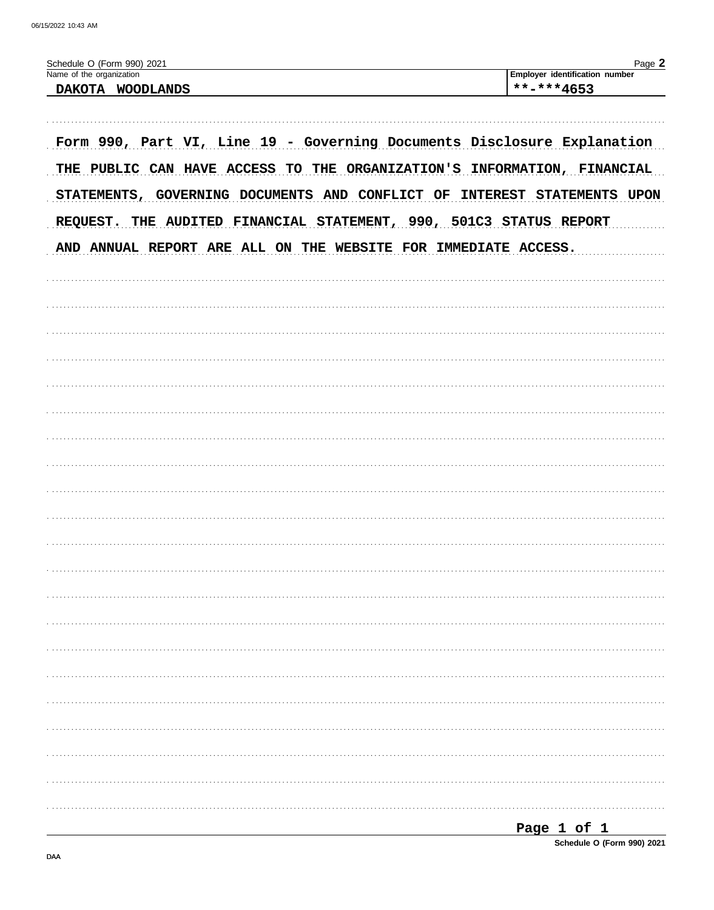Schedule O (Form 990) 2021

Name of the organization: **DAKOTA WOODLANDS**

Employer identification number: **\*\*-\*\*\*4653**

Form 990, Part VI, Line 19 - Governing Documents Disclosure Explanation

THE PUBLIC CAN HAVE ACCESS TO THE ORGANIZATION'S INFORMATION, FINANCIAL STATEMENTS, GOVERNING DOCUMENTS AND CONFLICT OF INTEREST STATEMENTS UPON REQUEST. THE AUDITED FINANCIAL STATEMENT, 990, 501C3 STATUS REPORT AND ANNUAL REPORT ARE ALL ON THE WEBSITE FOR IMMEDIATE ACCESS.

Schedule O (Form 990) 2021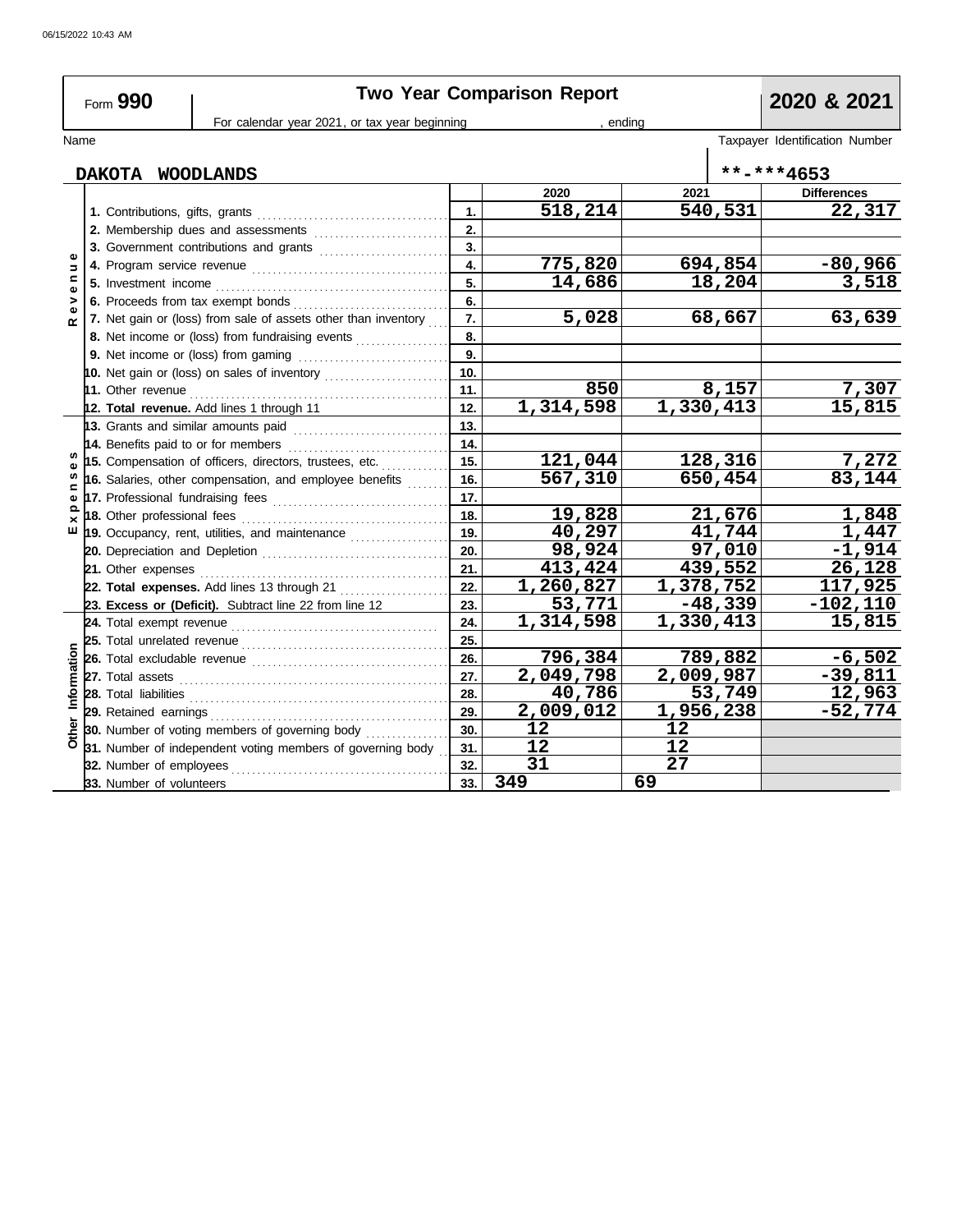Form **990**

# Two Year Comparison Report

**2020 & 2021**

For calendar year 2021, or tax year beginning , ending

Name: **DAKOTA WOODLANDS**

Taxpayer Identification Number: **-*4653

| Section | Line Item | Line | 2020 | 2021 | Differences |
|---|---|---|---|---|---|
| Revenue | 1. Contributions, gifts, grants | 1. | 518,214 | 540,531 | 22,317 |
| | 2. Membership dues and assessments | 2. | | | |
| | 3. Government contributions and grants | 3. | | | |
| | 4. Program service revenue | 4. | 775,820 | 694,854 | -80,966 |
| | 5. Investment income | 5. | 14,686 | 18,204 | 3,518 |
| | 6. Proceeds from tax exempt bonds | 6. | | | |
| | 7. Net gain or (loss) from sale of assets other than inventory | 7. | 5,028 | 68,667 | 63,639 |
| | 8. Net income or (loss) from fundraising events | 8. | | | |
| | 9. Net income or (loss) from gaming | 9. | | | |
| | 10. Net gain or (loss) on sales of inventory | 10. | | | |
| | 11. Other revenue | 11. | 850 | 8,157 | 7,307 |
| | 12. **Total revenue.** Add lines 1 through 11 | 12. | 1,314,598 | 1,330,413 | 15,815 |
| Expenses | 13. Grants and similar amounts paid | 13. | | | |
| | 14. Benefits paid to or for members | 14. | | | |
| | 15. Compensation of officers, directors, trustees, etc. | 15. | 121,044 | 128,316 | 7,272 |
| | 16. Salaries, other compensation, and employee benefits | 16. | 567,310 | 650,454 | 83,144 |
| | 17. Professional fundraising fees | 17. | | | |
| | 18. Other professional fees | 18. | 19,828 | 21,676 | 1,848 |
| | 19. Occupancy, rent, utilities, and maintenance | 19. | 40,297 | 41,744 | 1,447 |
| | 20. Depreciation and Depletion | 20. | 98,924 | 97,010 | -1,914 |
| | 21. Other expenses | 21. | 413,424 | 439,552 | 26,128 |
| | 22. **Total expenses.** Add lines 13 through 21 | 22. | 1,260,827 | 1,378,752 | 117,925 |
| | 23. **Excess or (Deficit).** Subtract line 22 from line 12 | 23. | 53,771 | -48,339 | -102,110 |
| Other Information | 24. Total exempt revenue | 24. | 1,314,598 | 1,330,413 | 15,815 |
| | 25. Total unrelated revenue | 25. | | | |
| | 26. Total excludable revenue | 26. | 796,384 | 789,882 | -6,502 |
| | 27. Total assets | 27. | 2,049,798 | 2,009,987 | -39,811 |
| | 28. Total liabilities | 28. | 40,786 | 53,749 | 12,963 |
| | 29. Retained earnings | 29. | 2,009,012 | 1,956,238 | -52,774 |
| | 30. Number of voting members of governing body | 30. | 12 | 12 | |
| | 31. Number of independent voting members of governing body | 31. | 12 | 12 | |
| | 32. Number of employees | 32. | 31 | 27 | |
| | 33. Number of volunteers | 33. | 349 | 69 | |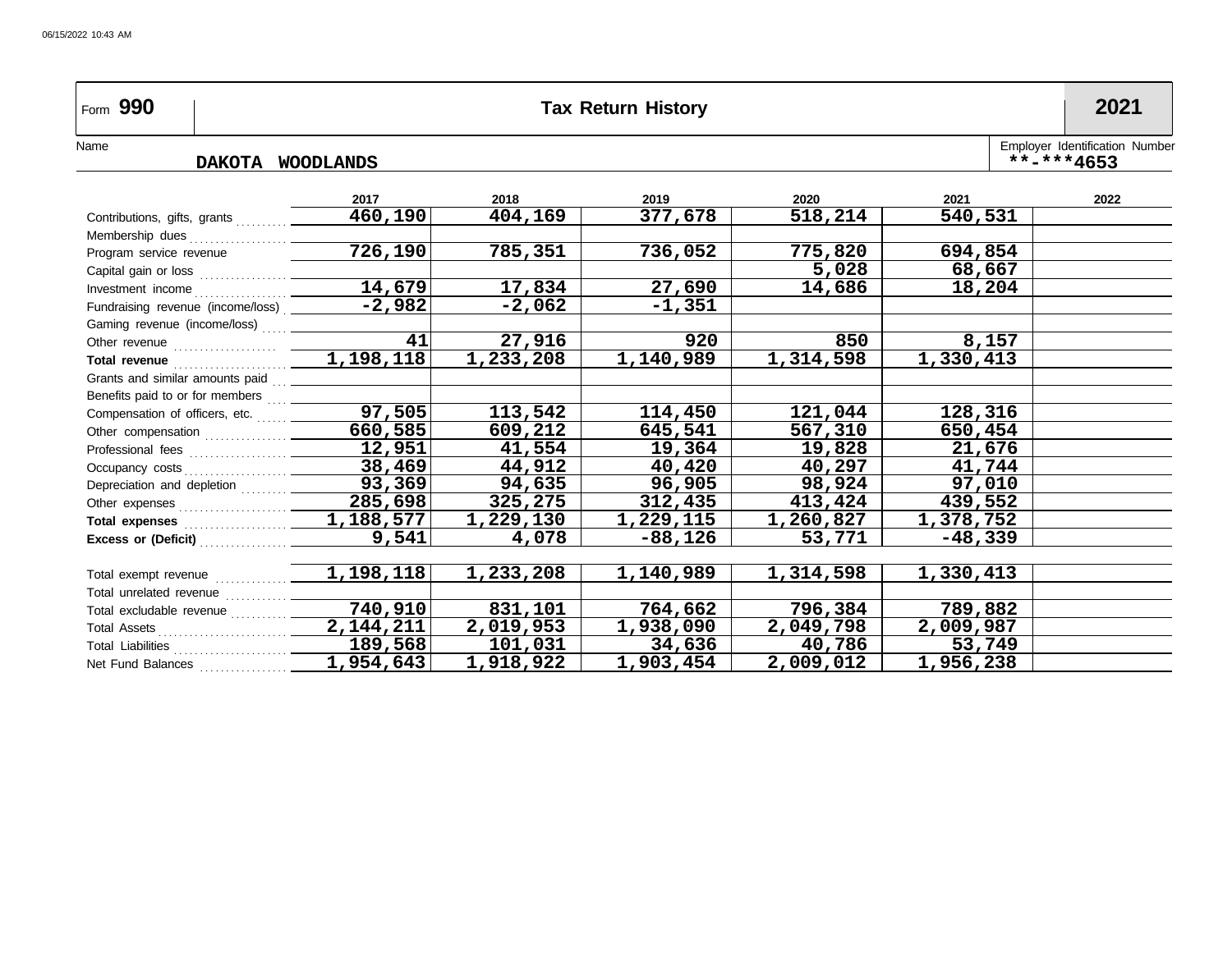Form **990** — **Tax Return History** — **2021**

Name: **DAKOTA WOODLANDS**

Employer Identification Number: **\*\*-\*\*\*4653**

| | 2017 | 2018 | 2019 | 2020 | 2021 | 2022 |
|---|---|---|---|---|---|---|
| Contributions, gifts, grants | 460,190 | 404,169 | 377,678 | 518,214 | 540,531 | |
| Membership dues | | | | | | |
| Program service revenue | 726,190 | 785,351 | 736,052 | 775,820 | 694,854 | |
| Capital gain or loss | | | | 5,028 | 68,667 | |
| Investment income | 14,679 | 17,834 | 27,690 | 14,686 | 18,204 | |
| Fundraising revenue (income/loss) | -2,982 | -2,062 | -1,351 | | | |
| Gaming revenue (income/loss) | | | | | | |
| Other revenue | 41 | 27,916 | 920 | 850 | 8,157 | |
| **Total revenue** | 1,198,118 | 1,233,208 | 1,140,989 | 1,314,598 | 1,330,413 | |
| Grants and similar amounts paid | | | | | | |
| Benefits paid to or for members | | | | | | |
| Compensation of officers, etc. | 97,505 | 113,542 | 114,450 | 121,044 | 128,316 | |
| Other compensation | 660,585 | 609,212 | 645,541 | 567,310 | 650,454 | |
| Professional fees | 12,951 | 41,554 | 19,364 | 19,828 | 21,676 | |
| Occupancy costs | 38,469 | 44,912 | 40,420 | 40,297 | 41,744 | |
| Depreciation and depletion | 93,369 | 94,635 | 96,905 | 98,924 | 97,010 | |
| Other expenses | 285,698 | 325,275 | 312,435 | 413,424 | 439,552 | |
| **Total expenses** | 1,188,577 | 1,229,130 | 1,229,115 | 1,260,827 | 1,378,752 | |
| **Excess or (Deficit)** | 9,541 | 4,078 | -88,126 | 53,771 | -48,339 | |
| | | | | | | |
| Total exempt revenue | 1,198,118 | 1,233,208 | 1,140,989 | 1,314,598 | 1,330,413 | |
| Total unrelated revenue | | | | | | |
| Total excludable revenue | 740,910 | 831,101 | 764,662 | 796,384 | 789,882 | |
| Total Assets | 2,144,211 | 2,019,953 | 1,938,090 | 2,049,798 | 2,009,987 | |
| Total Liabilities | 189,568 | 101,031 | 34,636 | 40,786 | 53,749 | |
| Net Fund Balances | 1,954,643 | 1,918,922 | 1,903,454 | 2,009,012 | 1,956,238 | |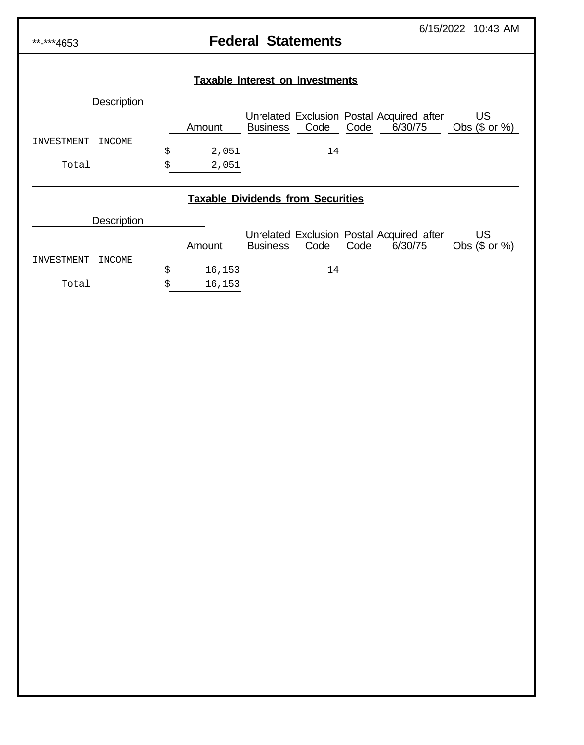**-***4653

# Federal Statements

6/15/2022 10:43 AM

## Taxable Interest on Investments

| Description | Amount | Unrelated Business | Exclusion Code | Postal Code | Acquired after 6/30/75 | US Obs ($ or %) |
|---|---|---|---|---|---|---|
| INVESTMENT INCOME | $ 2,051 | | 14 | | | |
| Total | $ 2,051 | | | | | |

## Taxable Dividends from Securities

| Description | Amount | Unrelated Business | Exclusion Code | Postal Code | Acquired after 6/30/75 | US Obs ($ or %) |
|---|---|---|---|---|---|---|
| INVESTMENT INCOME | $ 16,153 | | 14 | | | |
| Total | $ 16,153 | | | | | |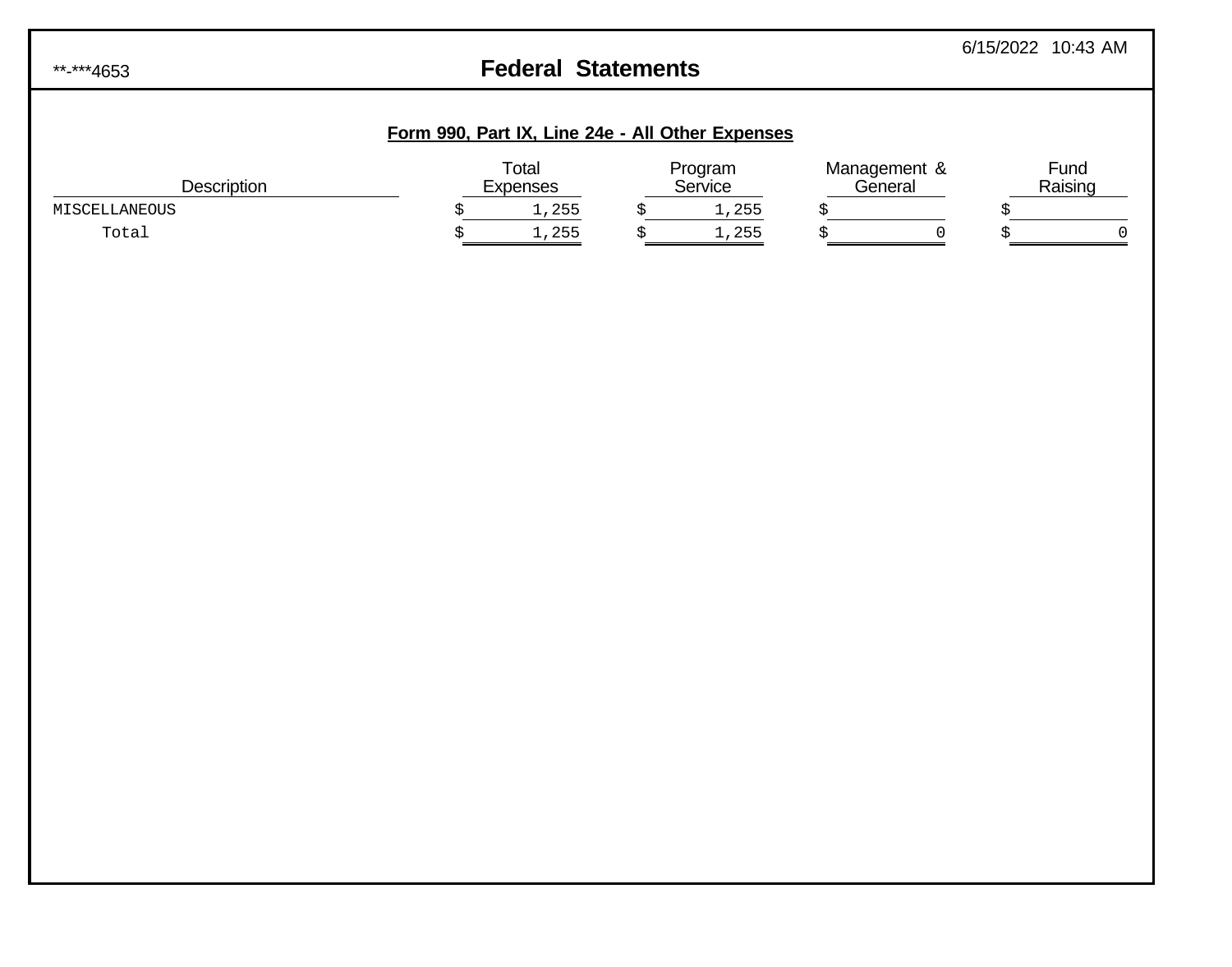**-***4653

# Federal Statements

## Form 990, Part IX, Line 24e - All Other Expenses

| Description | Total Expenses | Program Service | Management & General | Fund Raising |
|---|---|---|---|---|
| MISCELLANEOUS | $ 1,255 | $ 1,255 | $ | $ |
| Total | $ 1,255 | $ 1,255 | $ 0 | $ 0 |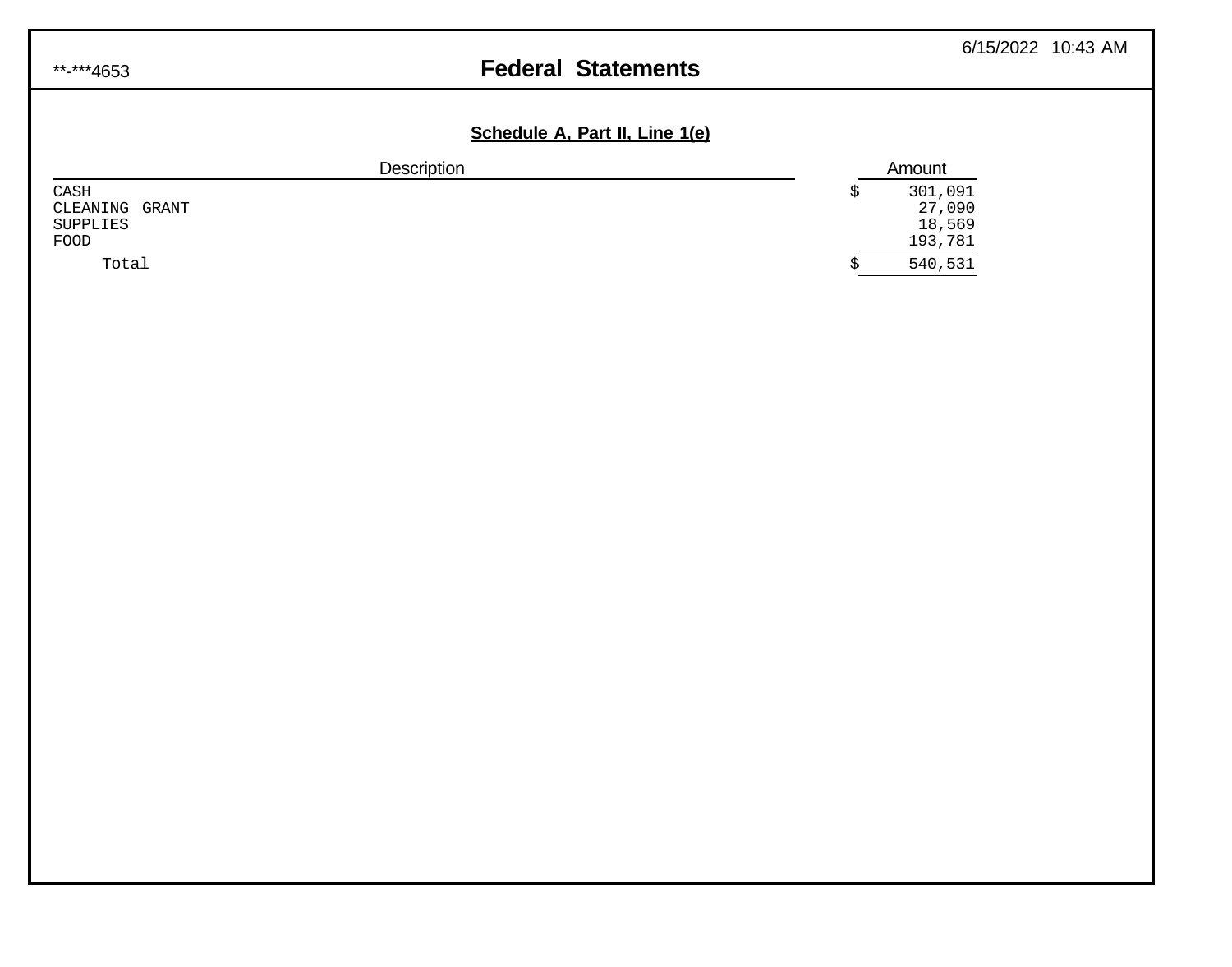# Federal Statements

## Schedule A, Part II, Line 1(e)

| Description | Amount |
|---|---|
| CASH | $ 301,091 |
| CLEANING GRANT | 27,090 |
| SUPPLIES | 18,569 |
| FOOD | 193,781 |
| Total | $ 540,531 |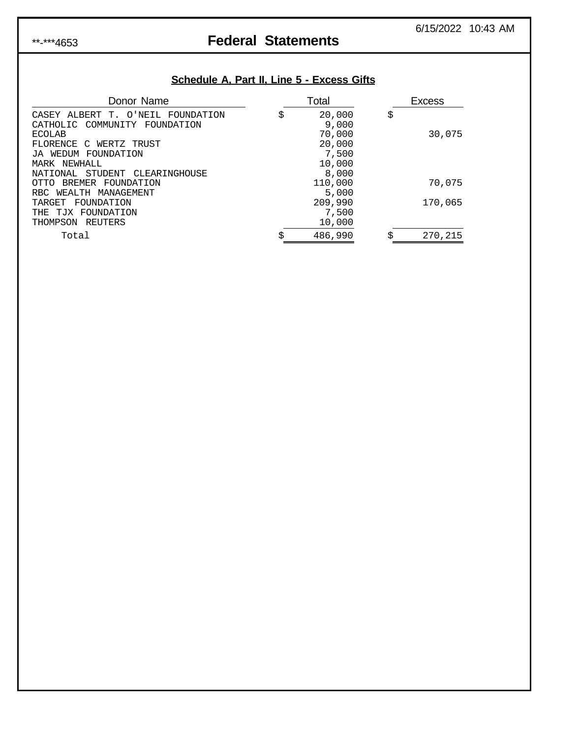**-***4653

# Federal Statements

6/15/2022 10:43 AM

## Schedule A, Part II, Line 5 - Excess Gifts

| Donor Name | Total | Excess |
|---|---|---|
| CASEY ALBERT T. O'NEIL FOUNDATION | $ 20,000 | $ |
| CATHOLIC COMMUNITY FOUNDATION | 9,000 | |
| ECOLAB | 70,000 | 30,075 |
| FLORENCE C WERTZ TRUST | 20,000 | |
| JA WEDUM FOUNDATION | 7,500 | |
| MARK NEWHALL | 10,000 | |
| NATIONAL STUDENT CLEARINGHOUSE | 8,000 | |
| OTTO BREMER FOUNDATION | 110,000 | 70,075 |
| RBC WEALTH MANAGEMENT | 5,000 | |
| TARGET FOUNDATION | 209,990 | 170,065 |
| THE TJX FOUNDATION | 7,500 | |
| THOMPSON REUTERS | 10,000 | |
| Total | $ 486,990 | $ 270,215 |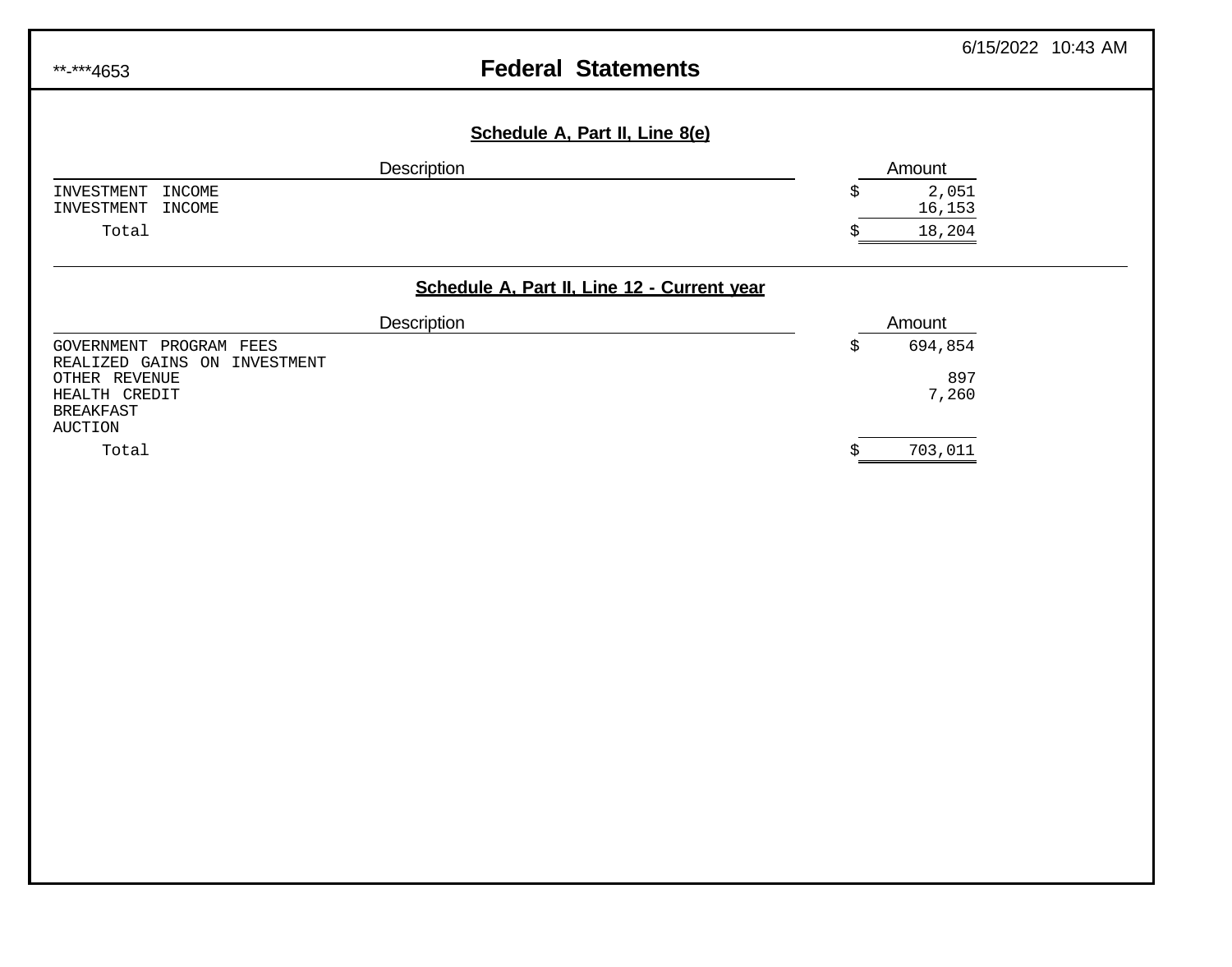**-***4653

# Federal Statements

6/15/2022 10:43 AM

## Schedule A, Part II, Line 8(e)

| Description | Amount |
|---|---|
| INVESTMENT INCOME | $ 2,051 |
| INVESTMENT INCOME | 16,153 |
| Total | $ 18,204 |

## Schedule A, Part II, Line 12 - Current year

| Description | Amount |
|---|---|
| GOVERNMENT PROGRAM FEES | $ 694,854 |
| REALIZED GAINS ON INVESTMENT | |
| OTHER REVENUE | 897 |
| HEALTH CREDIT | 7,260 |
| BREAKFAST | |
| AUCTION | |
| Total | $ 703,011 |